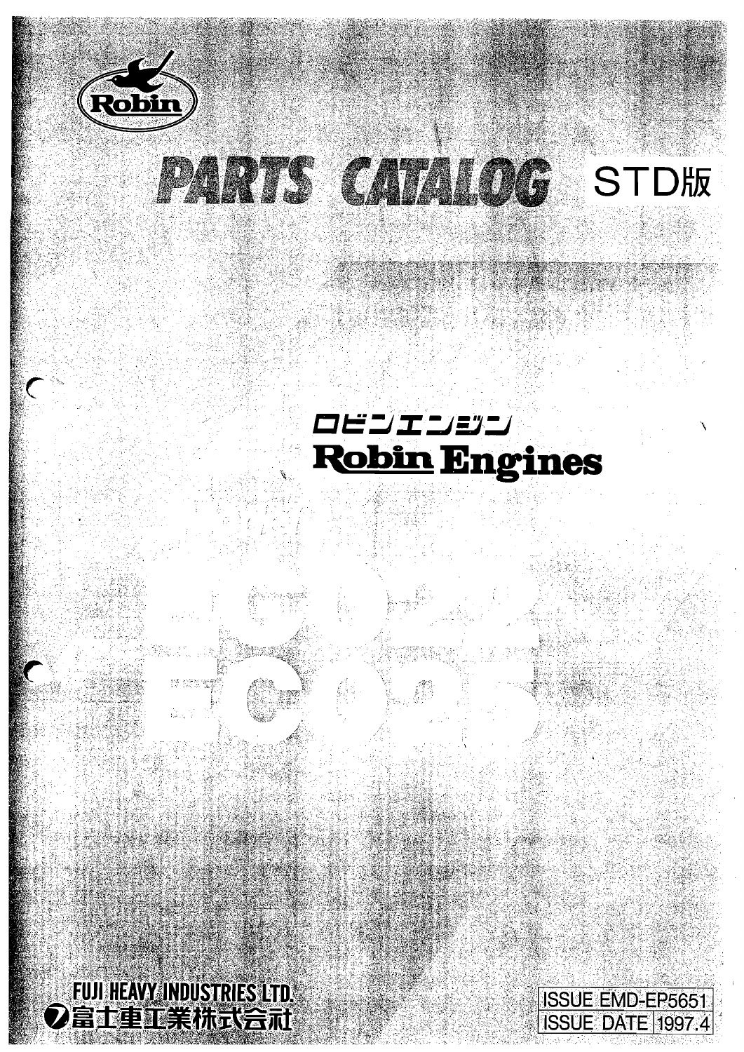Robin

# PARTS CATALOG STD版

ロビンエンジン
**Robin Engines**

# EC02
# EC025

FUJI HEAVY INDUSTRIES LTD.
富士重工業株式会社

| ISSUE | EMD-EP5651 |
| --- | --- |
| ISSUE DATE | 1997.4 |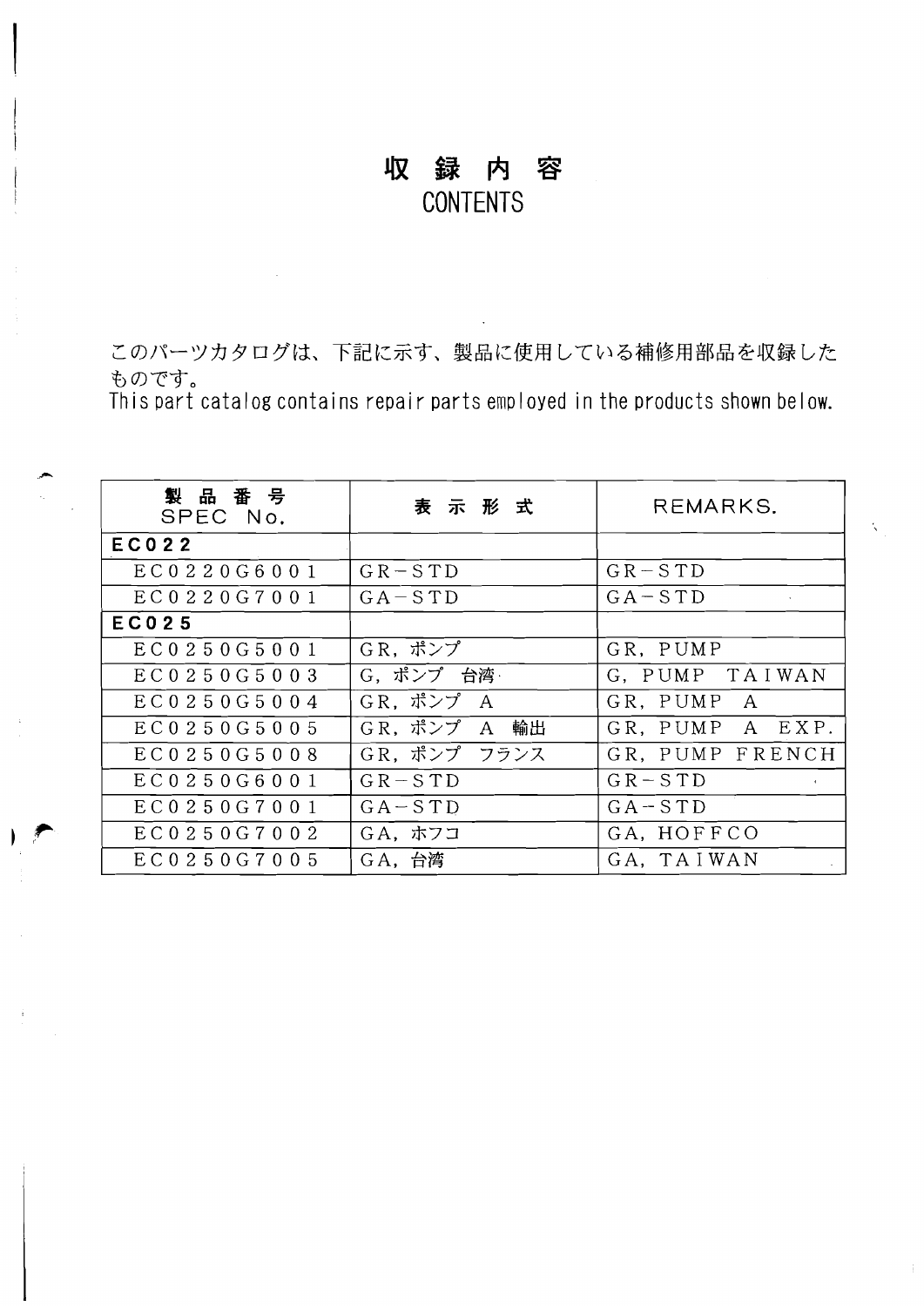# 収録内容
# CONTENTS

このパーツカタログは、下記に示す、製品に使用している補修用部品を収録したものです。
This part catalog contains repair parts employed in the products shown below.

| 製品番号<br>SPEC No. | 表示形式 | REMARKS. |
|---|---|---|
| **EC022** | | |
| EC0220G6001 | GR−STD | GR−STD |
| EC0220G7001 | GA−STD | GA−STD |
| **EC025** | | |
| EC0250G5001 | GR, ポンプ | GR, PUMP |
| EC0250G5003 | G, ポンプ 台湾 | G, PUMP TAIWAN |
| EC0250G5004 | GR, ポンプ A | GR, PUMP A |
| EC0250G5005 | GR, ポンプ A 輸出 | GR, PUMP A EXP. |
| EC0250G5008 | GR, ポンプ フランス | GR, PUMP FRENCH |
| EC0250G6001 | GR−STD | GR−STD |
| EC0250G7001 | GA−STD | GA−STD |
| EC0250G7002 | GA, ホフコ | GA, HOFFCO |
| EC0250G7005 | GA, 台湾 | GA, TAIWAN |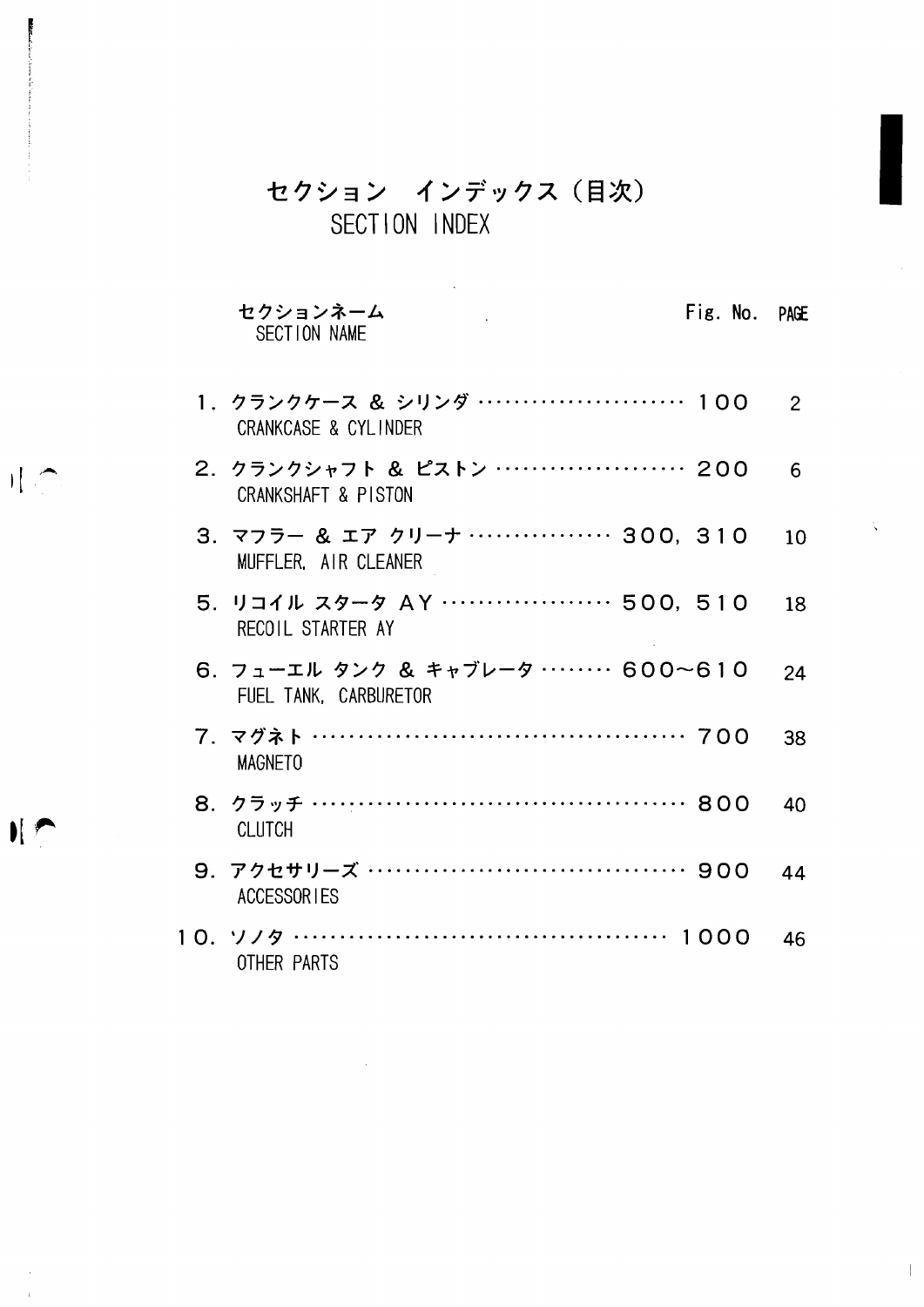# セクション　インデックス（目次）
## SECTION INDEX

| セクションネーム<br>SECTION NAME | Fig. No. | PAGE |
|---|---|---|
| 1．クランクケース ＆ シリンダ<br>CRANKCASE & CYLINDER | １００ | 2 |
| 2．クランクシャフト ＆ ピストン<br>CRANKSHAFT & PISTON | ２００ | 6 |
| 3．マフラー ＆ エア クリーナ<br>MUFFLER, AIR CLEANER | ３００，３１０ | 10 |
| 5．リコイル スタータ ＡＹ<br>RECOIL STARTER AY | ５００，５１０ | 18 |
| 6．フューエル タンク ＆ キャブレータ<br>FUEL TANK, CARBURETOR | ６００～６１０ | 24 |
| 7．マグネト<br>MAGNETO | ７００ | 38 |
| 8．クラッチ<br>CLUTCH | ８００ | 40 |
| 9．アクセサリーズ<br>ACCESSORIES | ９００ | 44 |
| 10．ソノタ<br>OTHER PARTS | １０００ | 46 |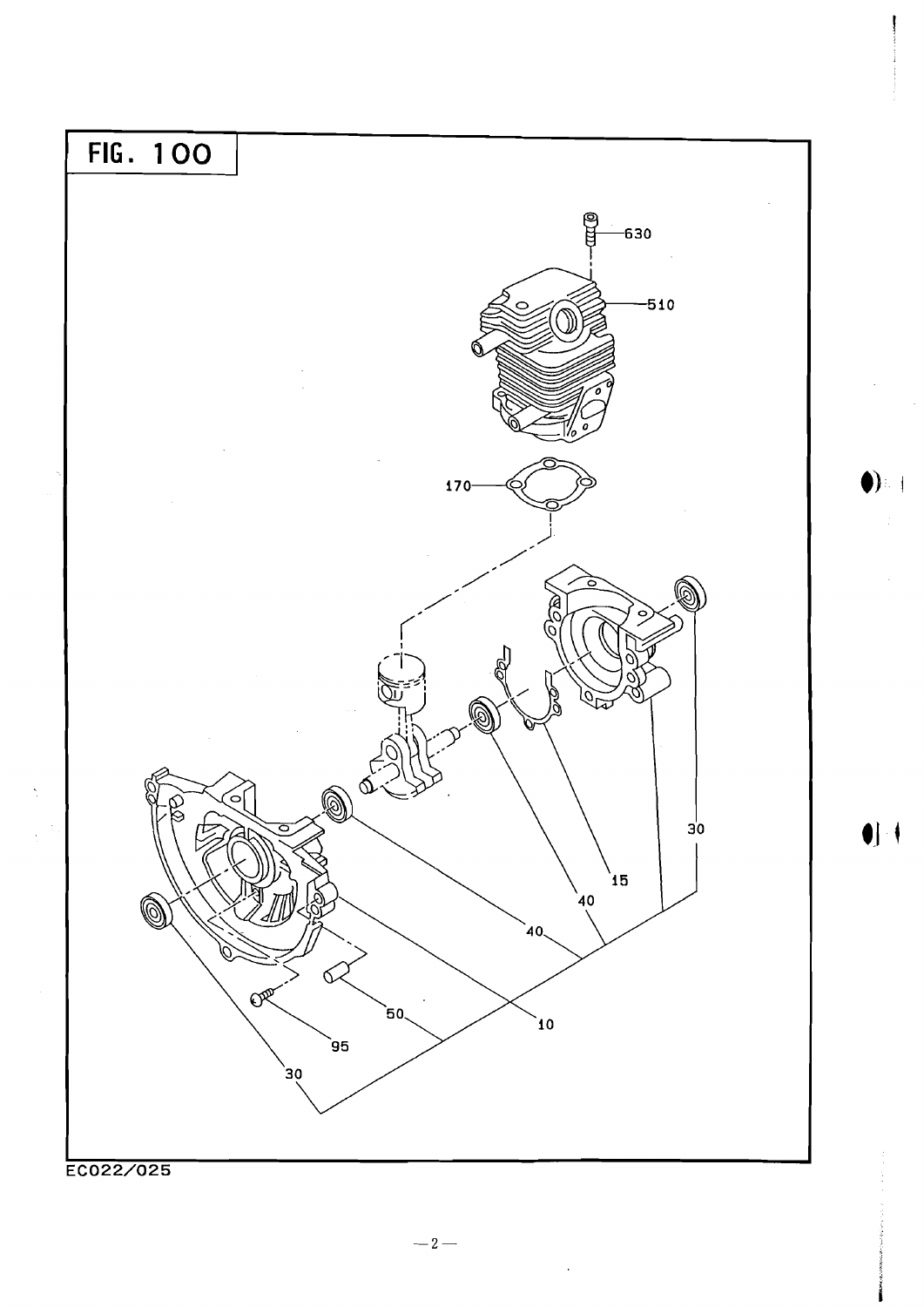# FIG. 100

630

510

170

30

15

40

40

10

50

95

30

EC022/025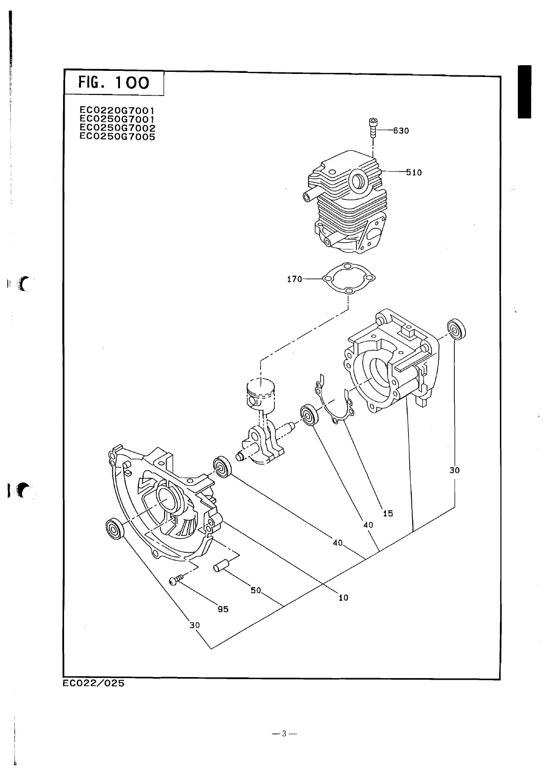# FIG. 100

EC0220G7001
EC0250G7001
EC0250G7002
EC0250G7005

630

510

170

30

15

40

40

50

10

95

30

EC022/025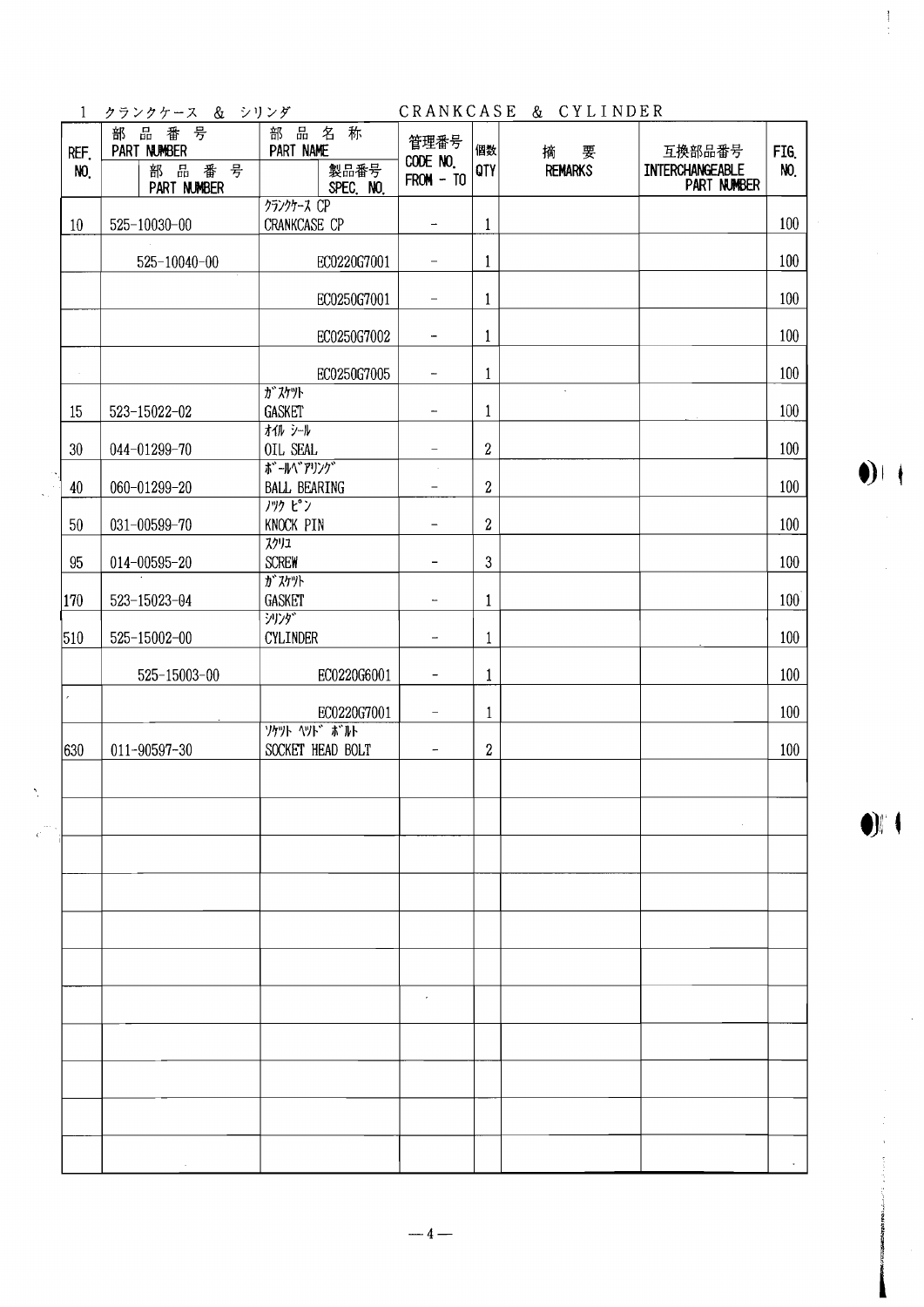## 1 クランクケース & シリンダ CRANKCASE & CYLINDER

| REF. NO. | 部品番号 PART NUMBER | 部品番号 PART NUMBER | 部品名称 PART NAME | 製品番号 SPEC. NO. | 管理番号 CODE NO. FROM - TO | 個数 QTY | 摘要 REMARKS | 互換部品番号 INTERCHANGEABLE PART NUMBER | FIG. NO. |
|---|---|---|---|---|---|---|---|---|---|
| 10 | 525-10030-00 | | ｸﾗﾝｸｹｰｽ CP CRANKCASE CP | | - | 1 | | | 100 |
| | | 525-10040-00 | | EC0220G7001 | - | 1 | | | 100 |
| | | | | EC0250G7001 | - | 1 | | | 100 |
| | | | | EC0250G7002 | - | 1 | | | 100 |
| | | | | EC0250G7005 | - | 1 | | | 100 |
| 15 | 523-15022-02 | | ｶﾞｽｹｯﾄ GASKET | | - | 1 | | | 100 |
| 30 | 044-01299-70 | | ｵｲﾙ ｼｰﾙ OIL SEAL | | - | 2 | | | 100 |
| 40 | 060-01299-20 | | ﾎﾞｰﾙﾍﾞｱﾘﾝｸﾞ BALL BEARING | | - | 2 | | | 100 |
| 50 | 031-00599-70 | | ﾉｯｸ ﾋﾟﾝ KNOCK PIN | | - | 2 | | | 100 |
| 95 | 014-00595-20 | | ｽｸﾘｭ SCREW | | - | 3 | | | 100 |
| 170 | 523-15023-04 | | ｶﾞｽｹｯﾄ GASKET | | - | 1 | | | 100 |
| 510 | 525-15002-00 | | ｼﾘﾝﾀﾞ CYLINDER | | - | 1 | | | 100 |
| | | 525-15003-00 | | EC0220G6001 | - | 1 | | | 100 |
| | | | | EC0220G7001 | - | 1 | | | 100 |
| 630 | 011-90597-30 | | ｿｹｯﾄ ﾍｯﾄﾞ ﾎﾞﾙﾄ SOCKET HEAD BOLT | | - | 2 | | | 100 |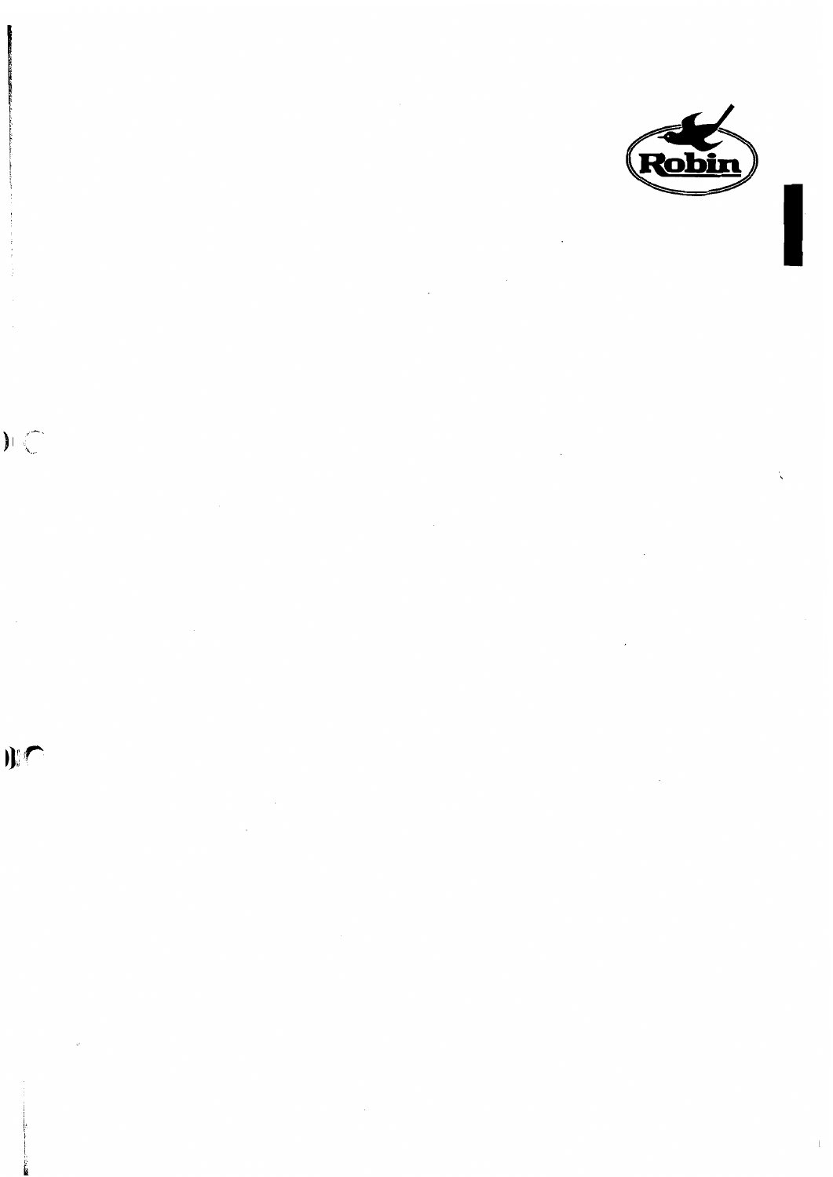Robin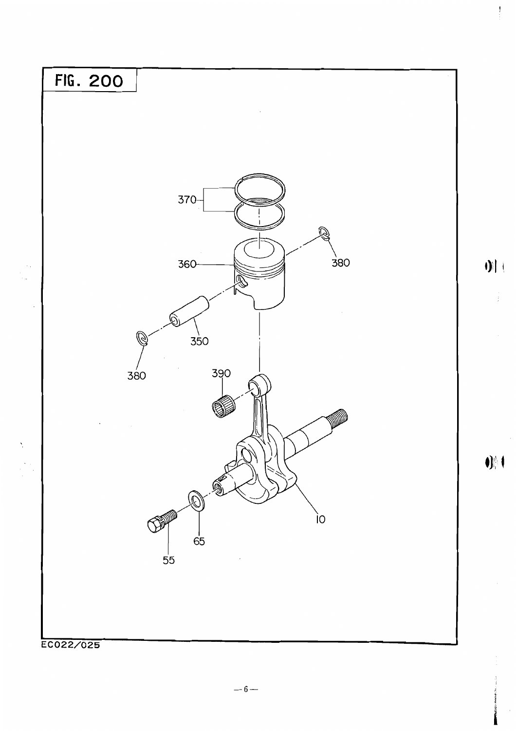## FIG. 200

370

380

360

350

380

390

10

65

55

EC022/025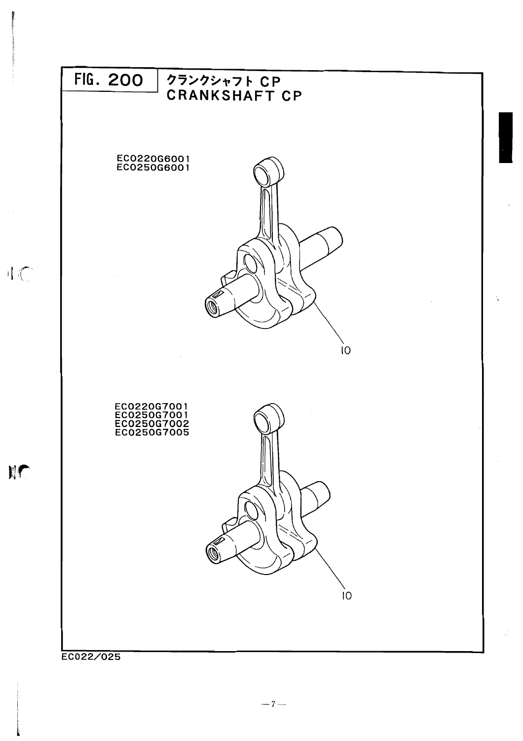# FIG. 200 クランクシャフト CP
## CRANKSHAFT CP

EC0220G6001
EC0250G6001

10

EC0220G7001
EC0250G7001
EC0250G7002
EC0250G7005

10

EC022/025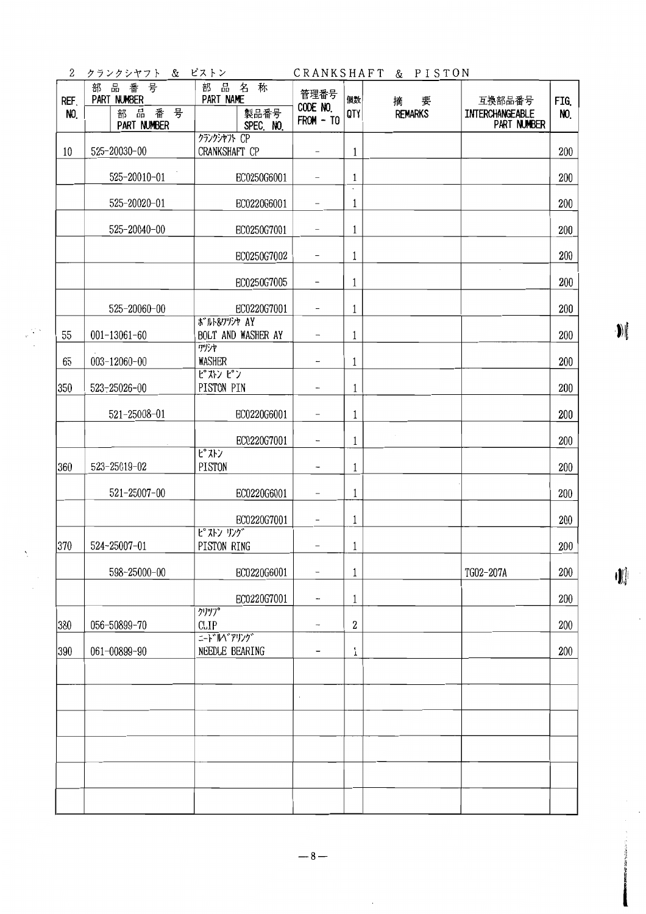## 2 クランクシヤフト & ピストン CRANKSHAFT & PISTON

| REF. NO. | 部品番号 PART NUMBER | 部品番号 PART NUMBER | 部品名称 PART NAME | 製品番号 SPEC. NO. | 管理番号 CODE NO. FROM - TO | 個数 QTY | 摘要 REMARKS | 互換部品番号 INTERCHANGEABLE PART NUMBER | FIG. NO. |
|---|---|---|---|---|---|---|---|---|---|
| 10 | 525-20030-00 | | クランクシヤフト CP CRANKSHAFT CP | | - | 1 | | | 200 |
| | | 525-20010-01 | | EC025OG6001 | - | 1 | | | 200 |
| | | 525-20020-01 | | EC022OG6001 | - | 1 | | | 200 |
| | | 525-20040-00 | | EC025OG7001 | - | 1 | | | 200 |
| | | | | EC025OG7002 | - | 1 | | | 200 |
| | | | | EC025OG7005 | - | 1 | | | 200 |
| | | 525-20060-00 | | EC022OG7001 | - | 1 | | | 200 |
| 55 | 001-13061-60 | | ボルト&ワツシヤ AY BOLT AND WASHER AY | | - | 1 | | | 200 |
| 65 | 003-12060-00 | | ワツシヤ WASHER | | - | 1 | | | 200 |
| 350 | 523-25026-00 | | ピストン ピン PISTON PIN | | - | 1 | | | 200 |
| | | 521-25008-01 | | EC022OG6001 | - | 1 | | | 200 |
| | | | | EC022OG7001 | - | 1 | | | 200 |
| 360 | 523-25019-02 | | ピストン PISTON | | - | 1 | | | 200 |
| | | 521-25007-00 | | EC022OG6001 | - | 1 | | | 200 |
| | | | | EC022OG7001 | - | 1 | | | 200 |
| 370 | 524-25007-01 | | ピストン リング PISTON RING | | - | 1 | | | 200 |
| | | 598-25000-00 | | EC022OG6001 | - | 1 | | TG02-207A | 200 |
| | | | | EC022OG7001 | - | 1 | | | 200 |
| 380 | 056-50899-70 | | クリツプ CLIP | | - | 2 | | | 200 |
| 390 | 061-00899-90 | | ニードルベアリング NEEDLE BEARING | | - | 1 | | | 200 |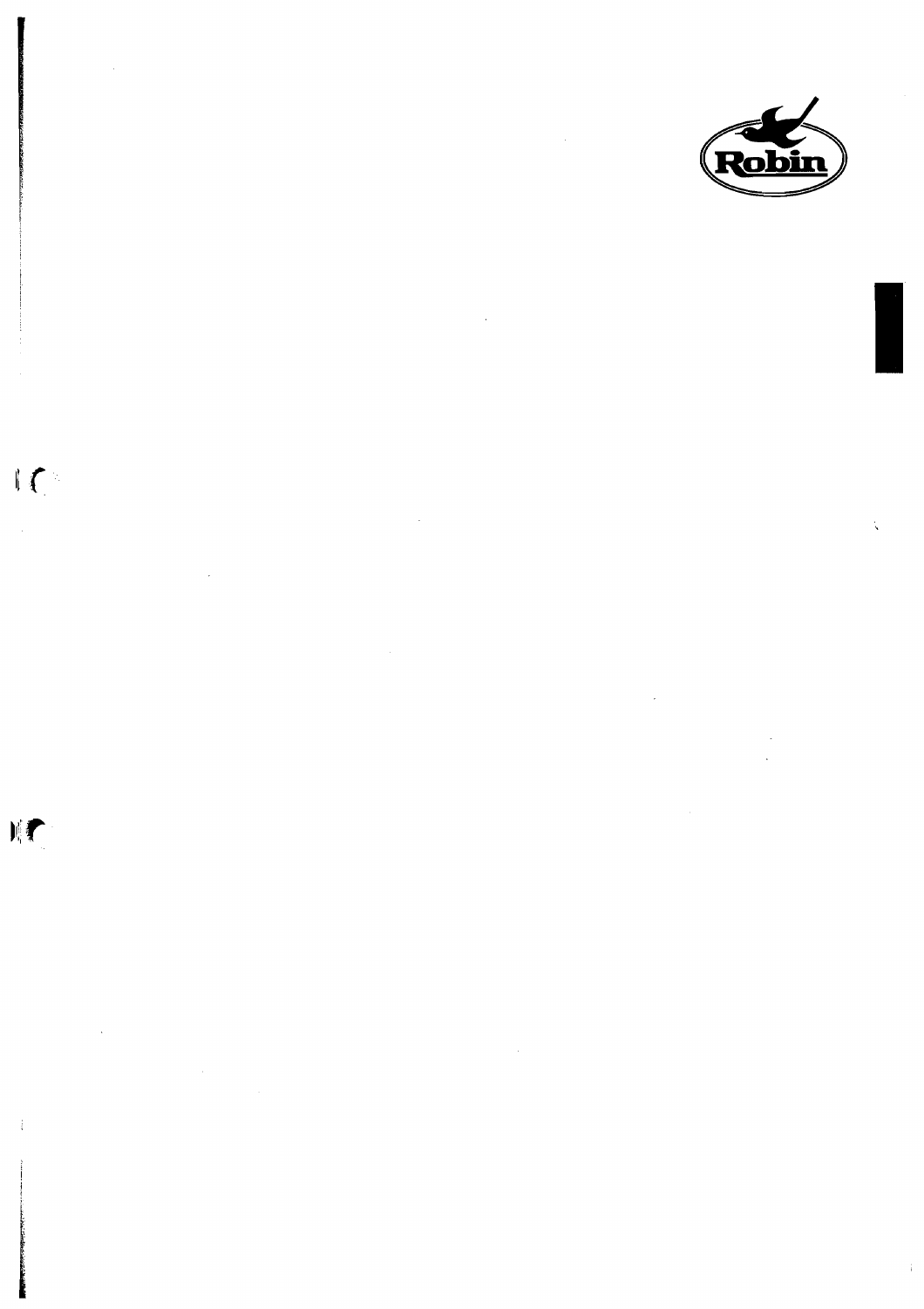Robin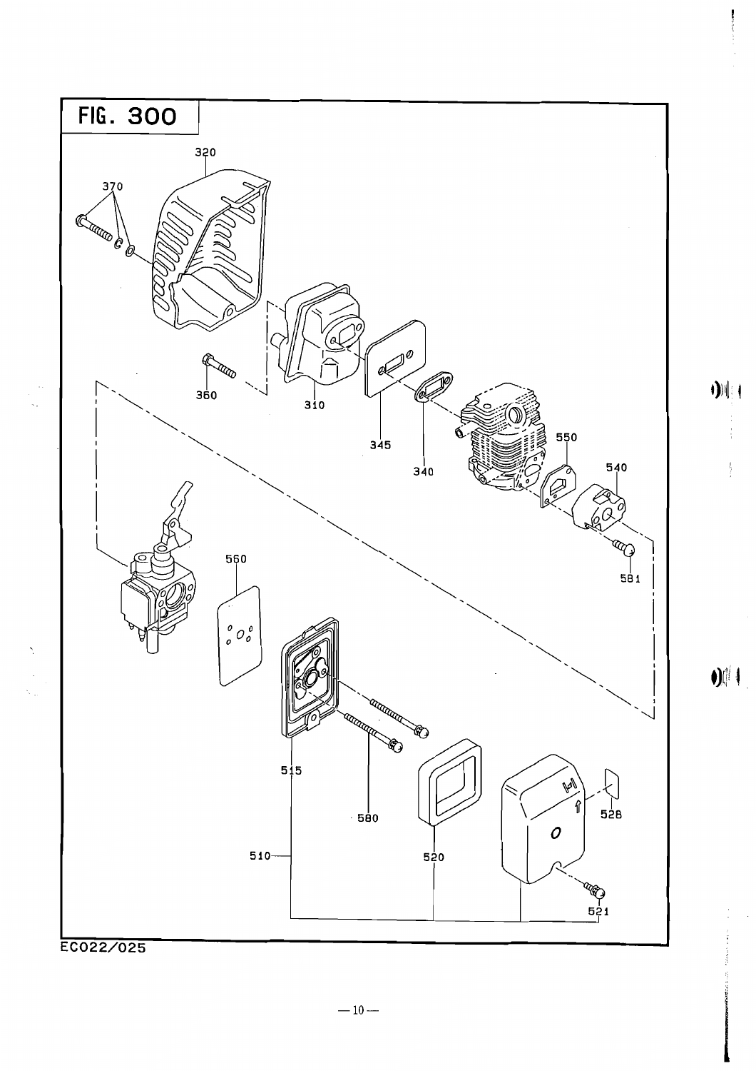# FIG. 300

320

370

360

310

345

340

550

540

581

560

515

580

510

520

528

521

EC022/025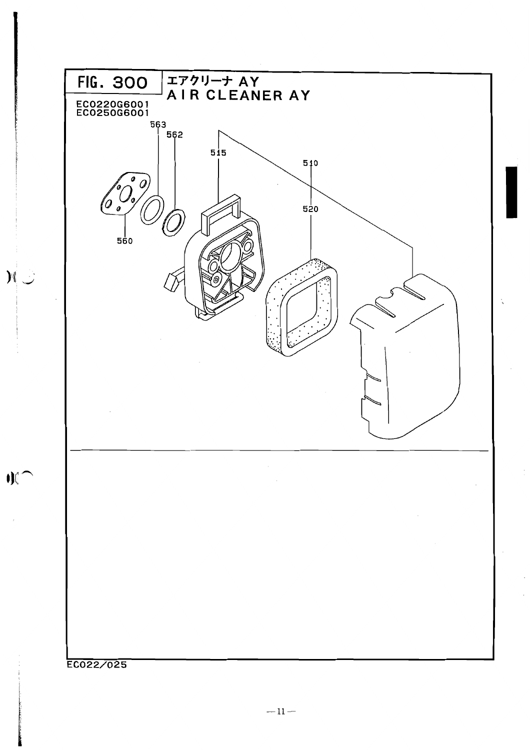# FIG. 300 エアクリーナ AY
## AIR CLEANER AY

EC0220G6001
EC0250G6001

563
562
515
510
520
560

EC022/025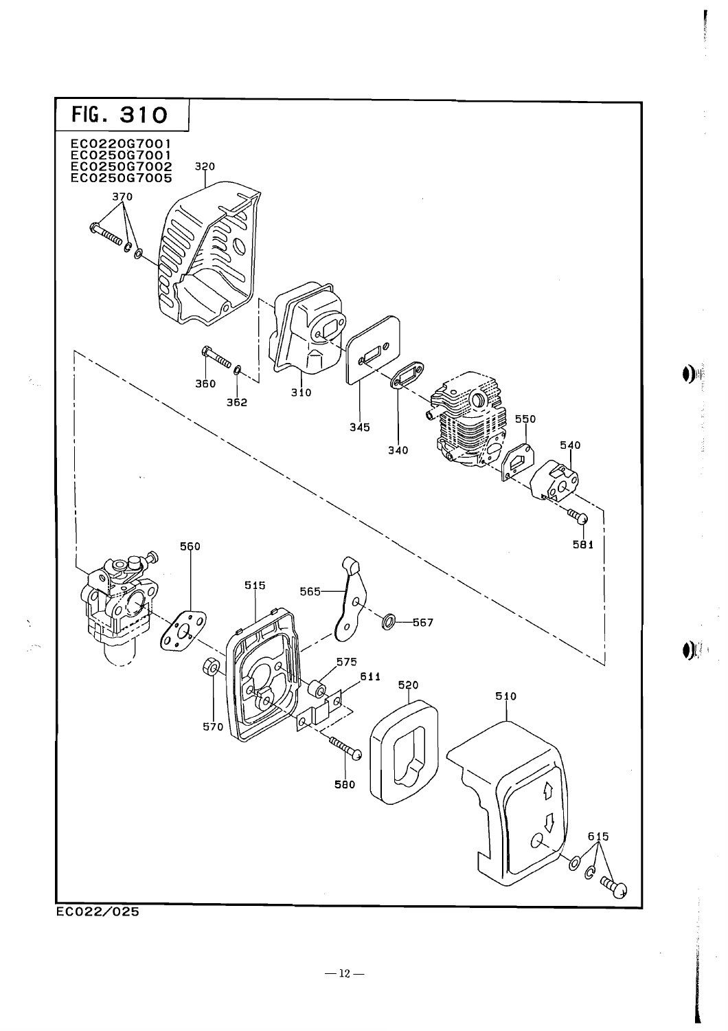# FIG. 310

EC0220G7001
EC0250G7001
EC0250G7002
EC0250G7005

320
370
360
362
310
345
340
550
540
581
560
515
565
567
575
611
520
510
570
580
615

EC022/025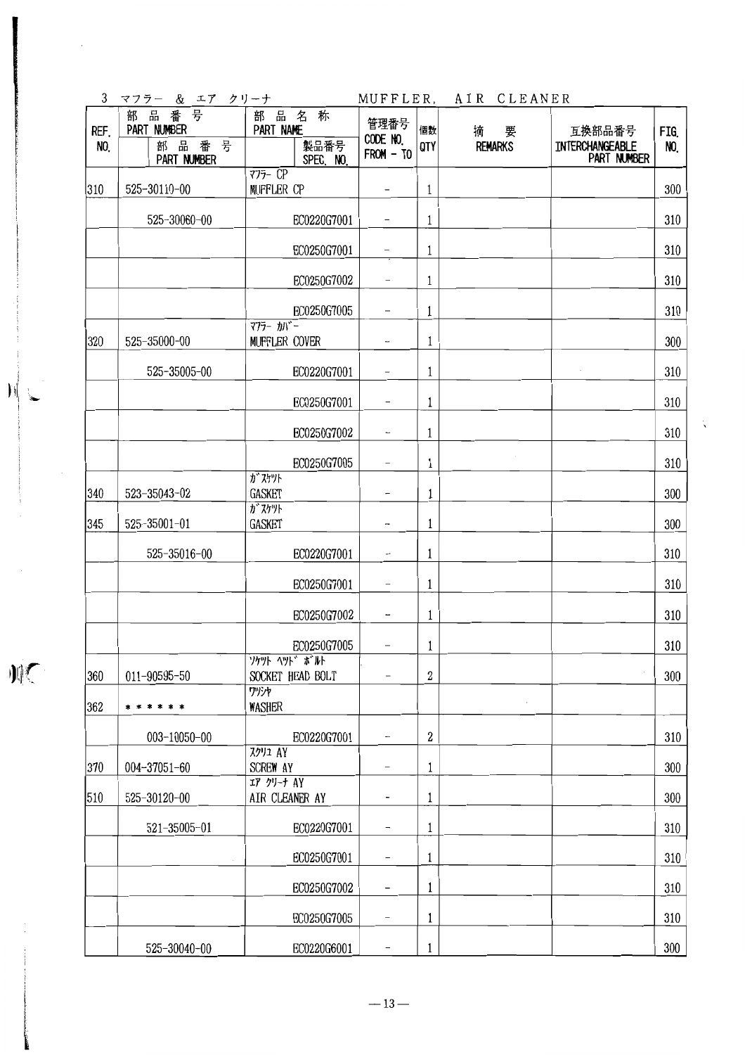## 3 マフラー & エア クリーナ　MUFFLER, AIR CLEANER

| REF. NO. | 部品番号 PART NUMBER | 部品番号 PART NUMBER | 部品名称 PART NAME | 製品番号 SPEC. NO. | 管理番号 CODE NO. FROM - TO | 個数 QTY | 摘要 REMARKS | 互換部品番号 INTERCHANGEABLE PART NUMBER | FIG. NO. |
|---|---|---|---|---|---|---|---|---|---|
| 310 | 525-30110-00 | | ﾏﾌﾗｰ CP MUFFLER CP | | - | 1 | | | 300 |
| | | 525-30060-00 | | EC0220G7001 | - | 1 | | | 310 |
| | | | | EC0250G7001 | - | 1 | | | 310 |
| | | | | EC0250G7002 | - | 1 | | | 310 |
| | | | | EC0250G7005 | - | 1 | | | 310 |
| 320 | 525-35000-00 | | ﾏﾌﾗｰ ｶﾊﾞｰ MUFFLER COVER | | - | 1 | | | 300 |
| | | 525-35005-00 | | EC0220G7001 | - | 1 | | | 310 |
| | | | | EC0250G7001 | - | 1 | | | 310 |
| | | | | EC0250G7002 | - | 1 | | | 310 |
| | | | | EC0250G7005 | - | 1 | | | 310 |
| 340 | 523-35043-02 | | ｶﾞｽｹｯﾄ GASKET | | - | 1 | | | 300 |
| 345 | 525-35001-01 | | ｶﾞｽｹｯﾄ GASKET | | - | 1 | | | 300 |
| | | 525-35016-00 | | EC0220G7001 | - | 1 | | | 310 |
| | | | | EC0250G7001 | - | 1 | | | 310 |
| | | | | EC0250G7002 | - | 1 | | | 310 |
| | | | | EC0250G7005 | - | 1 | | | 310 |
| 360 | 011-90595-50 | | ｿｹｯﾄ ﾍｯﾄﾞ ﾎﾞﾙﾄ SOCKET HEAD BOLT | | - | 2 | | | 300 |
| 362 | ****** | | ﾜｯｼｬ WASHER | | | | | | |
| | | 003-10050-00 | | EC0220G7001 | - | 2 | | | 310 |
| 370 | 004-37051-60 | | ｽｸﾘｭ AY SCREW AY | | - | 1 | | | 300 |
| 510 | 525-30120-00 | | ｴｱ ｸﾘｰﾅ AY AIR CLEANER AY | | - | 1 | | | 300 |
| | | 521-35005-01 | | EC0220G7001 | - | 1 | | | 310 |
| | | | | EC0250G7001 | - | 1 | | | 310 |
| | | | | EC0250G7002 | - | 1 | | | 310 |
| | | | | EC0250G7005 | - | 1 | | | 310 |
| | | 525-30040-00 | | EC0220G6001 | - | 1 | | | 300 |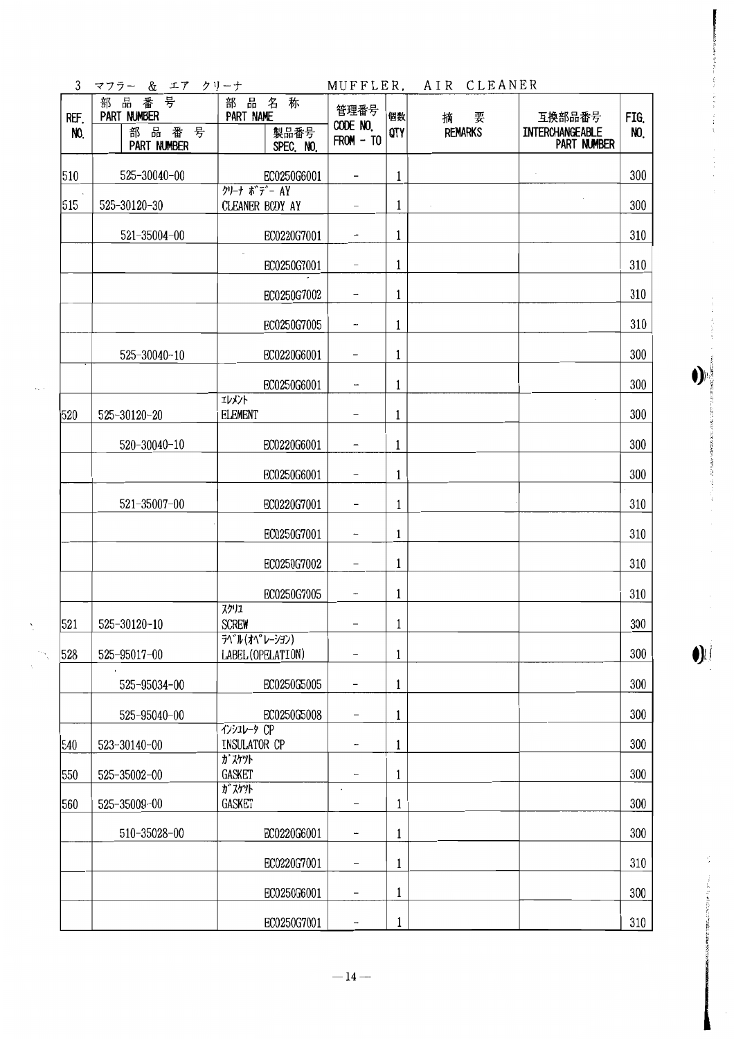3 マフラー & エア クリーナ　　MUFFLER, AIR CLEANER

| REF. NO. | 部品番号 PART NUMBER / 部品番号 PART NUMBER | 部品名称 PART NAME / 製品番号 SPEC. NO. | 管理番号 CODE NO. FROM - TO | 個数 QTY | 摘要 REMARKS | 互換部品番号 INTERCHANGEABLE PART NUMBER | FIG. NO. |
|---|---|---|---|---|---|---|---|
| 510 | 525-30040-00 | EC0250G6001 | - | 1 | | | 300 |
| 515 | 525-30120-30 | ｸﾘｰﾅ ﾎﾞﾃﾞｰ AY CLEANER BODY AY | - | 1 | | | 300 |
| | 521-35004-00 | EC0220G7001 | - | 1 | | | 310 |
| | | EC0250G7001 | - | 1 | | | 310 |
| | | EC0250G7002 | - | 1 | | | 310 |
| | | EC0250G7005 | - | 1 | | | 310 |
| | 525-30040-10 | EC0220G6001 | - | 1 | | | 300 |
| | | EC0250G6001 | - | 1 | | | 300 |
| 520 | 525-30120-20 | ｴﾚﾒﾝﾄ ELEMENT | - | 1 | | | 300 |
| | 520-30040-10 | EC0220G6001 | - | 1 | | | 300 |
| | | EC0250G6001 | - | 1 | | | 300 |
| | 521-35007-00 | EC0220G7001 | - | 1 | | | 310 |
| | | EC0250G7001 | - | 1 | | | 310 |
| | | EC0250G7002 | - | 1 | | | 310 |
| | | EC0250G7005 | - | 1 | | | 310 |
| 521 | 525-30120-10 | ｽｸﾘｭ SCREW | - | 1 | | | 300 |
| 528 | 525-95017-00 | ﾗﾍﾞﾙ(ｵﾍﾟﾚｰｼｮﾝ) LABEL(OPELATION) | - | 1 | | | 300 |
| | 525-95034-00 | EC0250G5005 | - | 1 | | | 300 |
| | 525-95040-00 | EC0250G5008 | - | 1 | | | 300 |
| 540 | 523-30140-00 | ｲﾝｼｭﾚｰﾀ CP INSULATOR CP | - | 1 | | | 300 |
| 550 | 525-35002-00 | ｶﾞｽｹｯﾄ GASKET | - | 1 | | | 300 |
| 560 | 525-35009-00 | ｶﾞｽｹｯﾄ GASKET | - | 1 | | | 300 |
| | 510-35028-00 | EC0220G6001 | - | 1 | | | 300 |
| | | EC0220G7001 | - | 1 | | | 310 |
| | | EC0250G6001 | - | 1 | | | 300 |
| | | EC0250G7001 | - | 1 | | | 310 |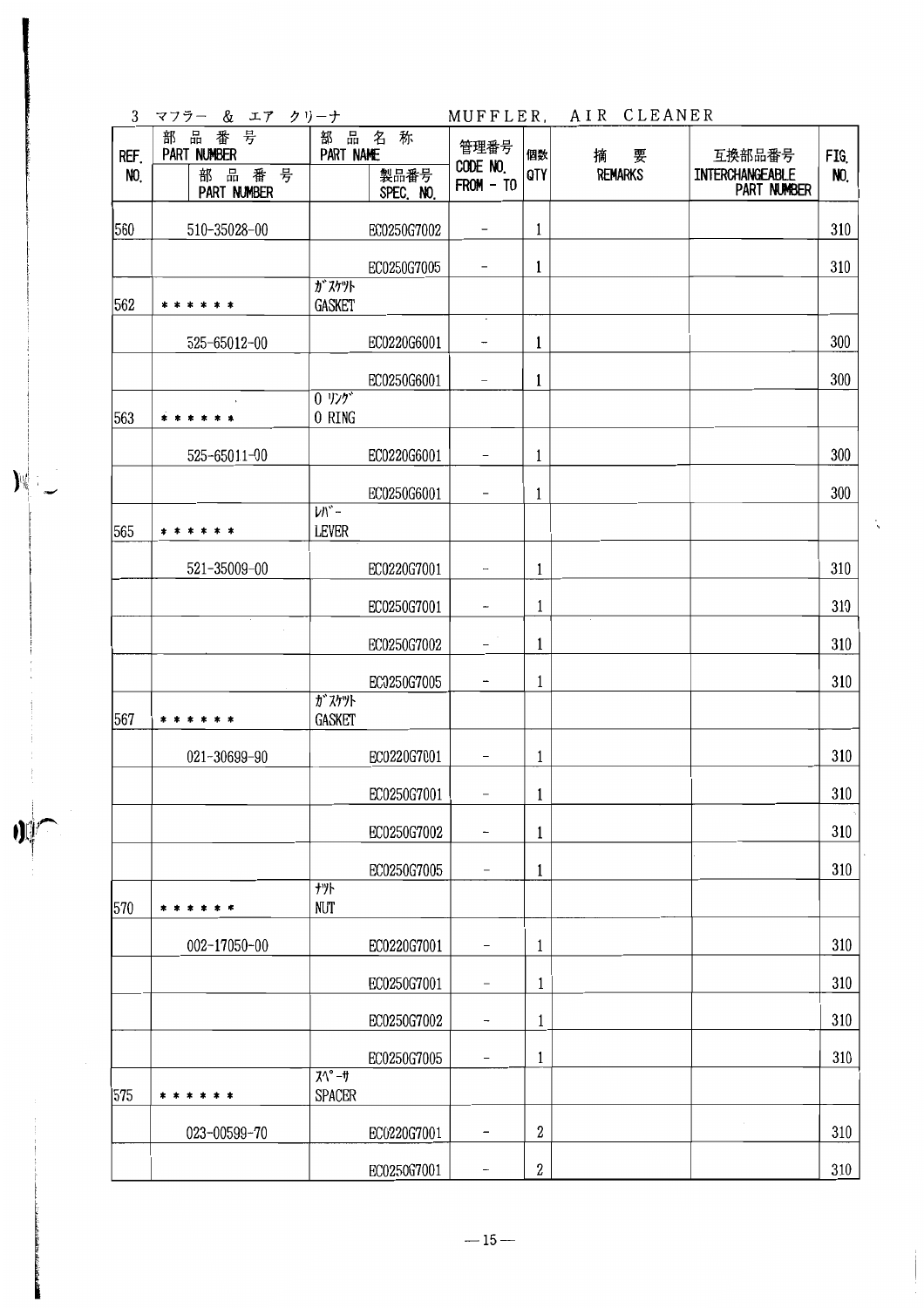## 3 マフラー & エア クリーナ MUFFLER, AIR CLEANER

| REF. NO. | 部品番号 PART NUMBER | 部品番号 PART NUMBER | 部品名称 PART NAME | 製品番号 SPEC. NO. | 管理番号 CODE NO. FROM - TO | 個数 QTY | 摘要 REMARKS | 互換部品番号 INTERCHANGEABLE PART NUMBER | FIG. NO. |
|---|---|---|---|---|---|---|---|---|---|
| 560 | | 510-35028-00 | | EC0250G7002 | - | 1 | | | 310 |
| | | | | EC0250G7005 | - | 1 | | | 310 |
| 562 | ****** | | ｶﾞｽｹｯﾄ GASKET | | | | | | |
| | | 525-65012-00 | | EC0220G6001 | - | 1 | | | 300 |
| | | | | EC0250G6001 | - | 1 | | | 300 |
| 563 | ****** | | O ﾘﾝｸﾞ O RING | | | | | | |
| | | 525-65011-00 | | EC0220G6001 | - | 1 | | | 300 |
| | | | | EC0250G6001 | - | 1 | | | 300 |
| 565 | ****** | | ﾚﾊﾞｰ LEVER | | | | | | |
| | | 521-35009-00 | | EC0220G7001 | - | 1 | | | 310 |
| | | | | EC0250G7001 | - | 1 | | | 310 |
| | | | | EC0250G7002 | - | 1 | | | 310 |
| | | | | EC0250G7005 | - | 1 | | | 310 |
| 567 | ****** | | ｶﾞｽｹｯﾄ GASKET | | | | | | |
| | | 021-30699-90 | | EC0220G7001 | - | 1 | | | 310 |
| | | | | EC0250G7001 | - | 1 | | | 310 |
| | | | | EC0250G7002 | - | 1 | | | 310 |
| | | | | EC0250G7005 | - | 1 | | | 310 |
| 570 | ****** | | ﾅｯﾄ NUT | | | | | | |
| | | 002-17050-00 | | EC0220G7001 | - | 1 | | | 310 |
| | | | | EC0250G7001 | - | 1 | | | 310 |
| | | | | EC0250G7002 | - | 1 | | | 310 |
| | | | | EC0250G7005 | - | 1 | | | 310 |
| 575 | ****** | | ｽﾍﾟｰｻ SPACER | | | | | | |
| | | 023-00599-70 | | EC0220G7001 | - | 2 | | | 310 |
| | | | | EC0250G7001 | - | 2 | | | 310 |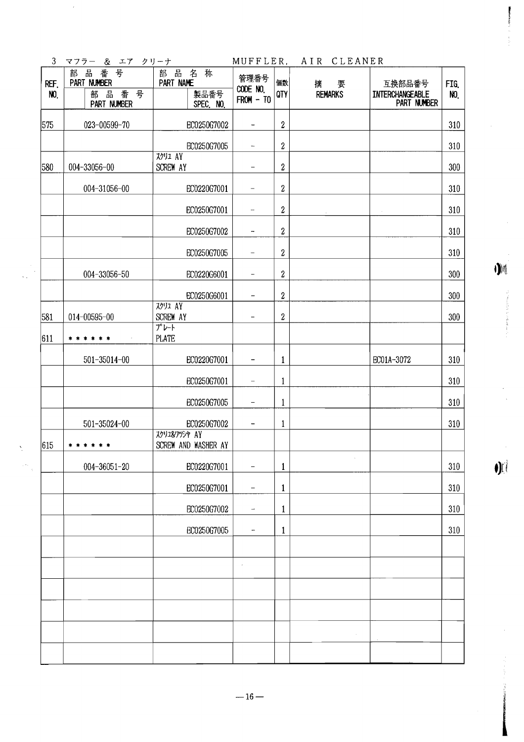3 マフラー & エア クリーナ　　　MUFFLER, AIR CLEANER

| REF. NO. | 部品番号 PART NUMBER / 部品番号 PART NUMBER | 部品名称 PART NAME / 製品番号 SPEC. NO. | 管理番号 CODE NO. FROM - TO | 個数 QTY | 摘要 REMARKS | 互換部品番号 INTERCHANGEABLE PART NUMBER | FIG. NO. |
|---|---|---|---|---|---|---|---|
| 575 | 023-00599-70 | EC0250G7002 | − | 2 | | | 310 |
| | | EC0250G7005 | − | 2 | | | 310 |
| 580 | 004-33056-00 | ｽｸﾘｭ AY SCREW AY | − | 2 | | | 300 |
| | 004-31056-00 | EC0220G7001 | − | 2 | | | 310 |
| | | EC0250G7001 | − | 2 | | | 310 |
| | | EC0250G7002 | − | 2 | | | 310 |
| | | EC0250G7005 | − | 2 | | | 310 |
| | 004-33056-50 | EC0220G6001 | − | 2 | | | 300 |
| | | EC0250G6001 | − | 2 | | | 300 |
| 581 | 014-00595-00 | ｽｸﾘｭ AY SCREW AY | − | 2 | | | 300 |
| 611 | * * * * * * | ﾌﾟﾚｰﾄ PLATE | | | | | |
| | 501-35014-00 | EC0220G7001 | − | 1 | | EC01A-3072 | 310 |
| | | EC0250G7001 | − | 1 | | | 310 |
| | | EC0250G7005 | − | 1 | | | 310 |
| | 501-35024-00 | EC0250G7002 | − | 1 | | | 310 |
| 615 | * * * * * * | ｽｸﾘｭ&ﾜｯｼｬ AY SCREW AND WASHER AY | | | | | |
| | 004-36051-20 | EC0220G7001 | − | 1 | | | 310 |
| | | EC0250G7001 | − | 1 | | | 310 |
| | | EC0250G7002 | − | 1 | | | 310 |
| | | EC0250G7005 | − | 1 | | | 310 |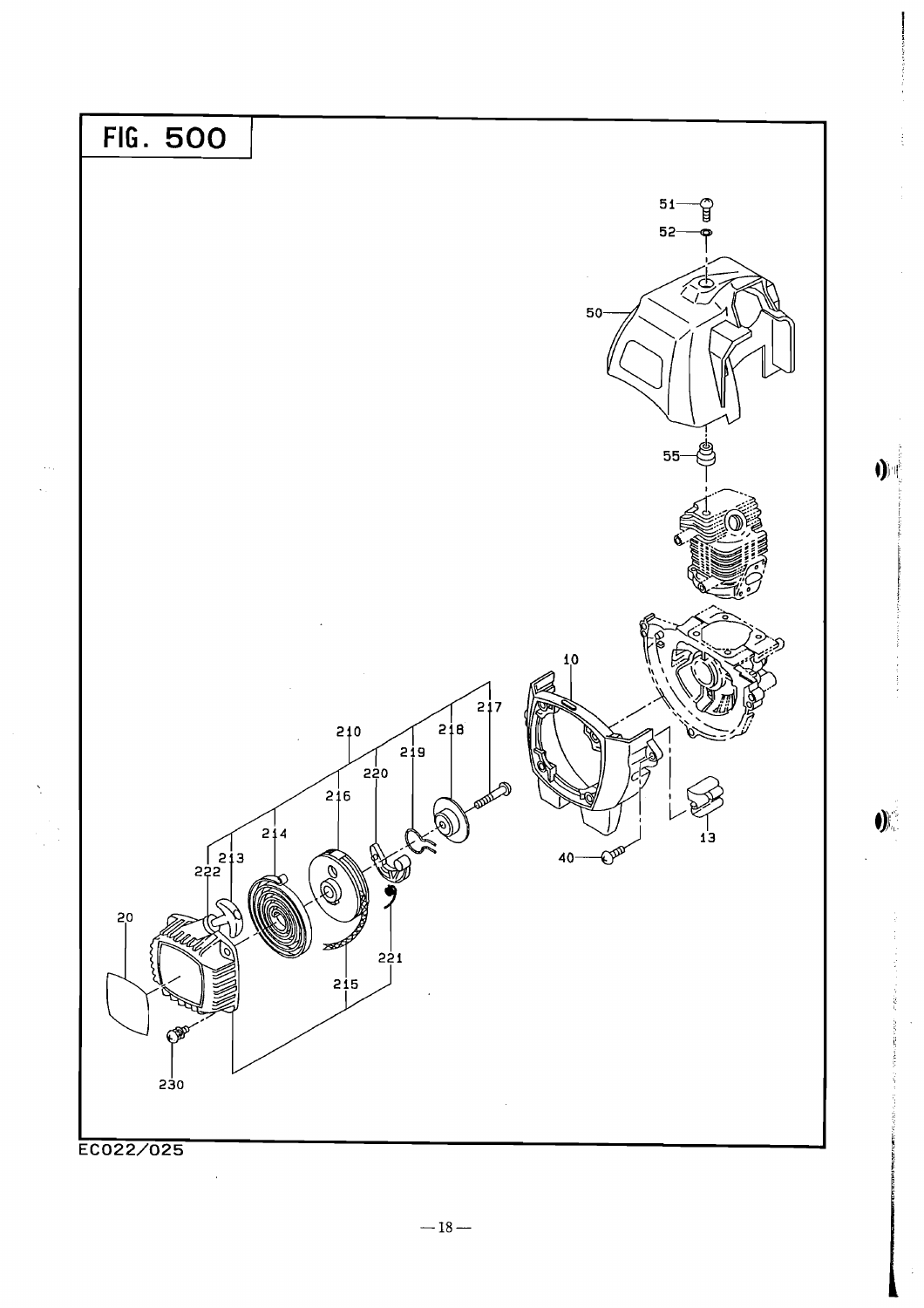# FIG. 500

51
52
50
55
10
13
40
217
218
219
210
220
216
214
213
222
20
221
215
230

EC022/025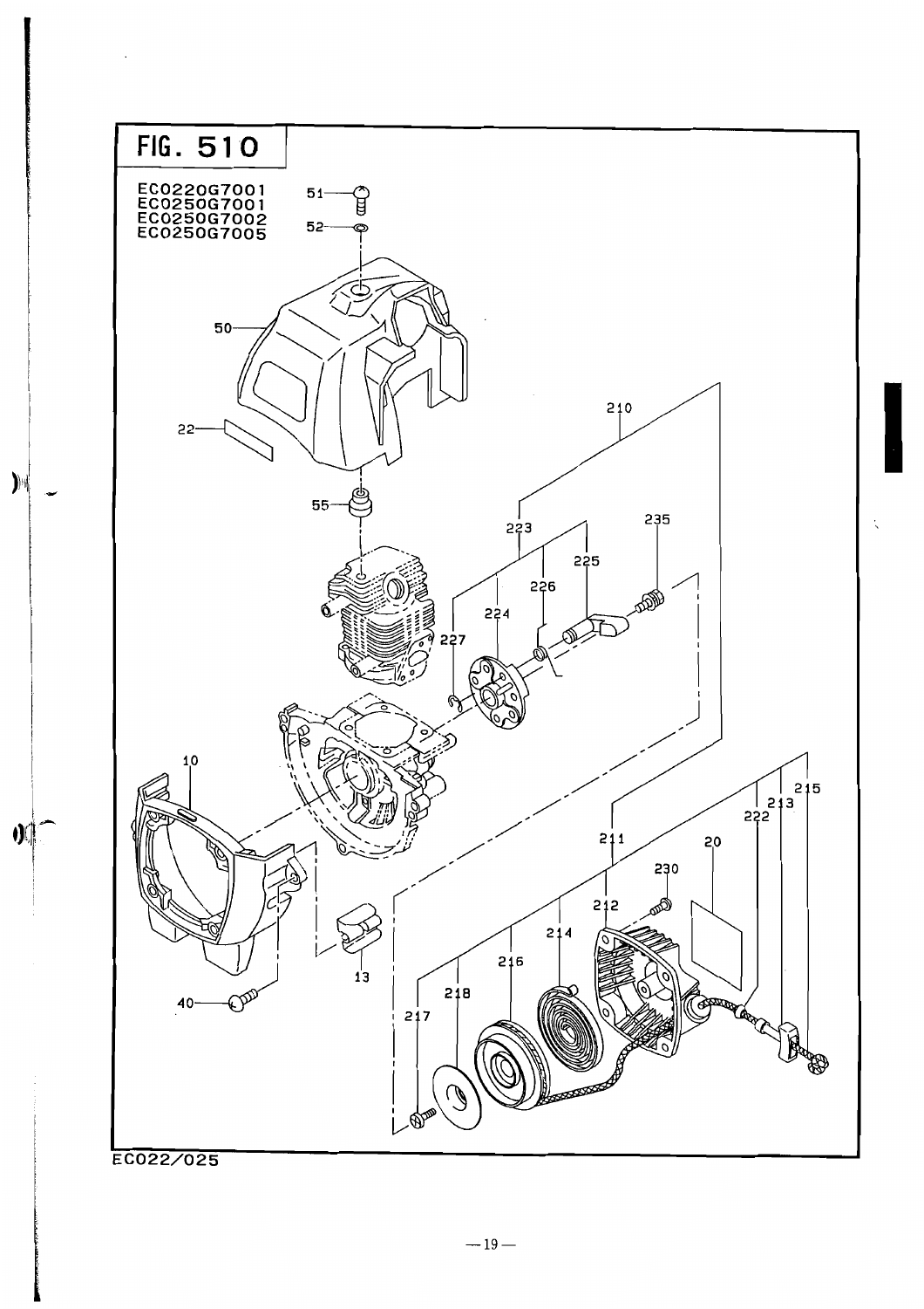# FIG. 510

EC0220G7001
EC0250G7001
EC0250G7002
EC0250G7005

51
52
50
22
210
55
223
235
225
226
224
227
10
215
213
222
211
20
230
212
214
216
218
217
13
40

EC022/025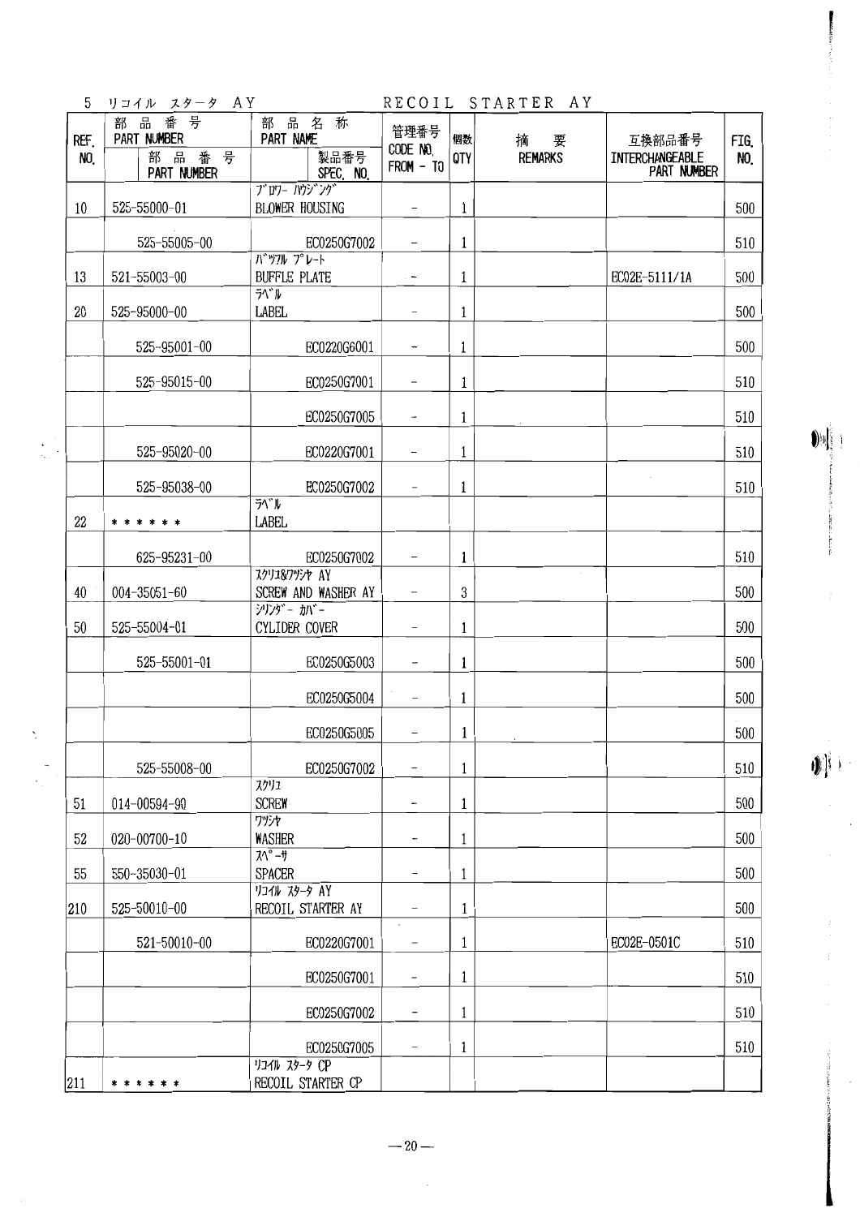## 5 リコイル スタータ AY　　RECOIL STARTER AY

| REF. NO. | 部品番号 PART NUMBER | 部品番号 PART NUMBER | 部品名称 PART NAME | 製品番号 SPEC. NO. | 管理番号 CODE NO. FROM - TO | 個数 QTY | 摘要 REMARKS | 互換部品番号 INTERCHANGEABLE PART NUMBER | FIG. NO. |
|---|---|---|---|---|---|---|---|---|---|
| 10 | 525-55000-01 | | ブロワー ハウジング BLOWER HOUSING | | - | 1 | | | 500 |
| | | 525-55005-00 | | EC0250G7002 | - | 1 | | | 510 |
| 13 | 521-55003-00 | | バッフル プレート BUFFLE PLATE | | - | 1 | | EC02E-5111/1A | 500 |
| 20 | 525-95000-00 | | ラベル LABEL | | - | 1 | | | 500 |
| | | 525-95001-00 | | EC0220G6001 | - | 1 | | | 500 |
| | | 525-95015-00 | | EC0250G7001 | - | 1 | | | 510 |
| | | | | EC0250G7005 | - | 1 | | | 510 |
| | | 525-95020-00 | | EC0220G7001 | - | 1 | | | 510 |
| | | 525-95038-00 | | EC0250G7002 | - | 1 | | | 510 |
| 22 | * * * * * * | | ラベル LABEL | | | | | | |
| | | 625-95231-00 | | EC0250G7002 | - | 1 | | | 510 |
| 40 | 004-35051-60 | | スクリユ&ワツシヤ AY SCREW AND WASHER AY | | - | 3 | | | 500 |
| 50 | 525-55004-01 | | シリンダー カバー CYLIDER COVER | | - | 1 | | | 500 |
| | | 525-55001-01 | | EC0250G5003 | - | 1 | | | 500 |
| | | | | EC0250G5004 | - | 1 | | | 500 |
| | | | | EC0250G5005 | - | 1 | | | 500 |
| | | 525-55008-00 | | EC0250G7002 | - | 1 | | | 510 |
| 51 | 014-00594-90 | | スクリユ SCREW | | - | 1 | | | 500 |
| 52 | 020-00700-10 | | ワツシヤ WASHER | | - | 1 | | | 500 |
| 55 | 550-35030-01 | | スペーサ SPACER | | - | 1 | | | 500 |
| 210 | 525-50010-00 | | リコイル スタータ AY RECOIL STARTER AY | | - | 1 | | | 500 |
| | | 521-50010-00 | | EC0220G7001 | - | 1 | | EC02E-0501C | 510 |
| | | | | EC0250G7001 | - | 1 | | | 510 |
| | | | | EC0250G7002 | - | 1 | | | 510 |
| | | | | EC0250G7005 | - | 1 | | | 510 |
| 211 | * * * * * * | | リコイル スタータ CP RECOIL STARTER CP | | | | | | |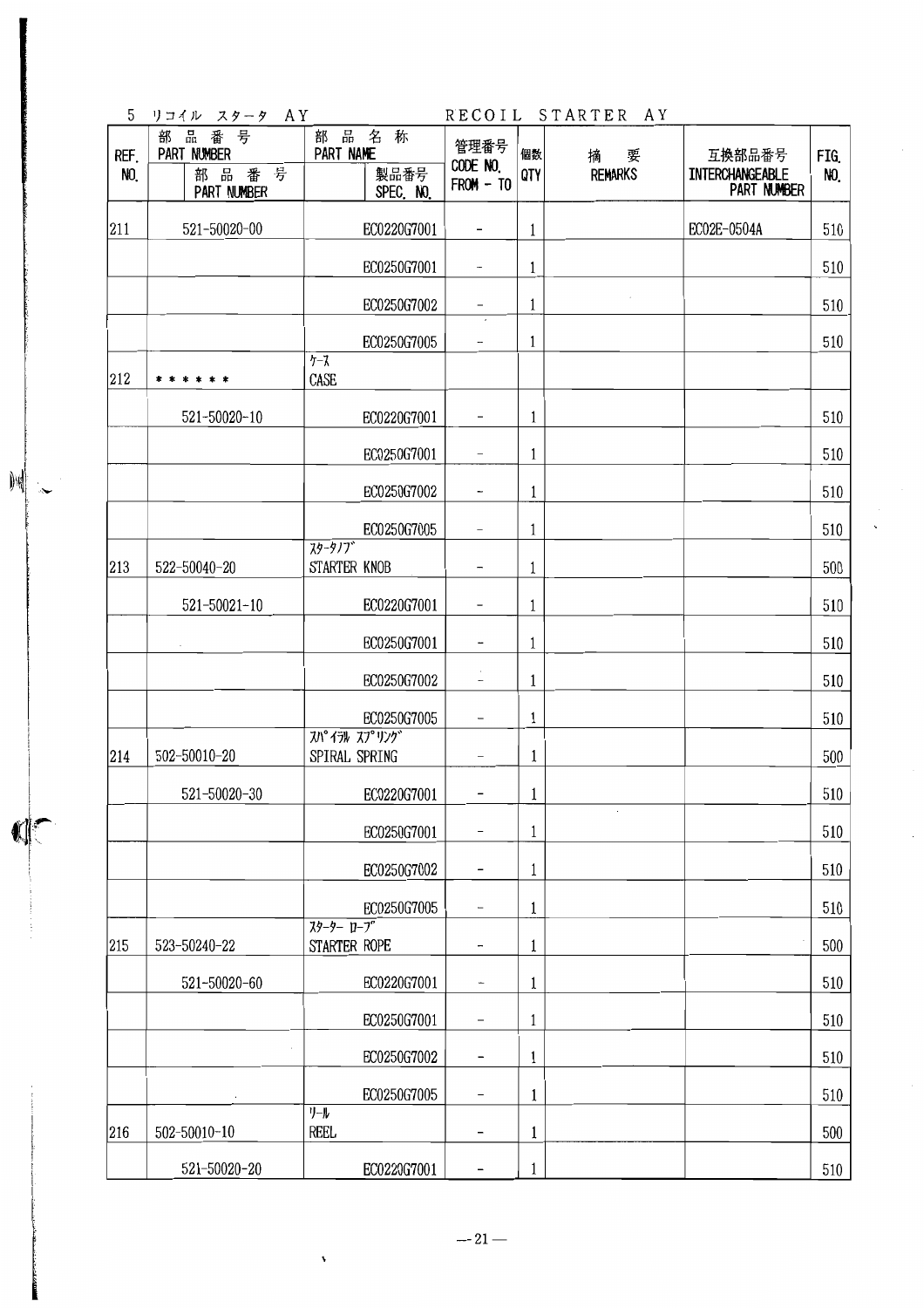5 リコイル スタータ AY　　　RECOIL STARTER AY

| REF. NO. | 部品番号 PART NUMBER / 部品番号 PART NUMBER | 部品名称 PART NAME / 製品番号 SPEC. NO. | 管理番号 CODE NO. FROM - TO | 個数 QTY | 摘要 REMARKS | 互換部品番号 INTERCHANGEABLE PART NUMBER | FIG. NO. |
|---|---|---|---|---|---|---|---|
| 211 | 521-50020-00 | EC0220G7001 | - | 1 | | EC02E-0504A | 510 |
| | | EC0250G7001 | - | 1 | | | 510 |
| | | EC0250G7002 | - | 1 | | | 510 |
| | | EC0250G7005 | - | 1 | | | 510 |
| 212 | ＊＊＊＊＊＊ | ｹｰｽ CASE | | | | | |
| | 521-50020-10 | EC0220G7001 | - | 1 | | | 510 |
| | | EC0250G7001 | - | 1 | | | 510 |
| | | EC0250G7002 | - | 1 | | | 510 |
| | | EC0250G7005 | - | 1 | | | 510 |
| 213 | 522-50040-20 | ｽﾀｰﾀﾉﾌﾞ STARTER KNOB | - | 1 | | | 500 |
| | 521-50021-10 | EC0220G7001 | - | 1 | | | 510 |
| | | EC0250G7001 | - | 1 | | | 510 |
| | | EC0250G7002 | - | 1 | | | 510 |
| | | EC0250G7005 | - | 1 | | | 510 |
| 214 | 502-50010-20 | ｽﾊﾟｲﾗﾙ ｽﾌﾟﾘﾝｸﾞ SPIRAL SPRING | - | 1 | | | 500 |
| | 521-50020-30 | EC0220G7001 | - | 1 | | | 510 |
| | | EC0250G7001 | - | 1 | | | 510 |
| | | EC0250G7002 | - | 1 | | | 510 |
| | | EC0250G7005 | - | 1 | | | 510 |
| 215 | 523-50240-22 | ｽﾀｰﾀｰ ﾛｰﾌﾟ STARTER ROPE | - | 1 | | | 500 |
| | 521-50020-60 | EC0220G7001 | - | 1 | | | 510 |
| | | EC0250G7001 | - | 1 | | | 510 |
| | | EC0250G7002 | - | 1 | | | 510 |
| | | EC0250G7005 | - | 1 | | | 510 |
| 216 | 502-50010-10 | ﾘｰﾙ REEL | - | 1 | | | 500 |
| | 521-50020-20 | EC0220G7001 | - | 1 | | | 510 |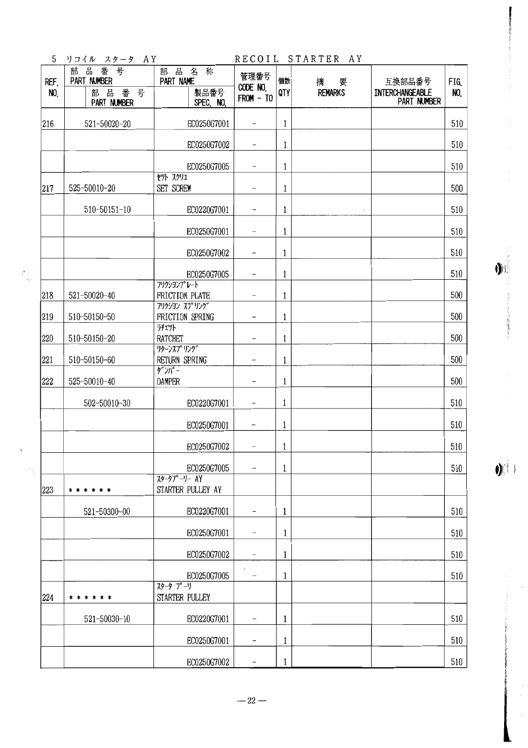5　リコイル スタータ AY　　　　　RECOIL STARTER AY

| REF. NO. | 部品番号 PART NUMBER / 部品番号 PART NUMBER | 部品名称 PART NAME / 製品番号 SPEC. NO. | 管理番号 CODE NO. FROM - TO | 個数 QTY | 摘要 REMARKS | 互換部品番号 INTERCHANGEABLE PART NUMBER | FIG. NO. |
|---|---|---|---|---|---|---|---|
| 216 | 521-50020-20 | EC0250G7001 | – | 1 | | | 510 |
| | | EC0250G7002 | – | 1 | | | 510 |
| | | EC0250G7005 | – | 1 | | | 510 |
| 217 | 525-50010-20 | ｾｯﾄ ｽｸﾘｭ SET SCREW | – | 1 | | | 500 |
| | 510-50151-10 | EC0220G7001 | – | 1 | | | 510 |
| | | EC0250G7001 | – | 1 | | | 510 |
| | | EC0250G7002 | – | 1 | | | 510 |
| | | EC0250G7005 | – | 1 | | | 510 |
| 218 | 521-50020-40 | ﾌﾘｸｼｮﾝﾌﾟﾚｰﾄ FRICTION PLATE | – | 1 | | | 500 |
| 219 | 510-50150-50 | ﾌﾘｸｼｮﾝ ｽﾌﾟﾘﾝｸﾞ FRICTION SPRING | – | 1 | | | 500 |
| 220 | 510-50150-20 | ﾗﾁｪｯﾄ RATCHET | – | 1 | | | 500 |
| 221 | 510-50150-60 | ﾘﾀｰﾝｽﾌﾟﾘﾝｸﾞ RETURN SPRING | – | 1 | | | 500 |
| 222 | 525-50010-40 | ﾀﾞﾝﾊﾟｰ DAMPER | – | 1 | | | 500 |
| | 502-50010-30 | EC0220G7001 | – | 1 | | | 510 |
| | | EC0250G7001 | – | 1 | | | 510 |
| | | EC0250G7002 | – | 1 | | | 510 |
| | | EC0250G7005 | – | 1 | | | 510 |
| 223 | * * * * * * | ｽﾀｰﾀﾌﾟｰﾘｰ AY STARTER PULLEY AY | | | | | |
| | 521-50300-00 | EC0220G7001 | – | 1 | | | 510 |
| | | EC0250G7001 | – | 1 | | | 510 |
| | | EC0250G7002 | – | 1 | | | 510 |
| | | EC0250G7005 | – | 1 | | | 510 |
| 224 | * * * * * * | ｽﾀｰﾀ ﾌﾟｰﾘ STARTER PULLEY | | | | | |
| | 521-50030-10 | EC0220G7001 | – | 1 | | | 510 |
| | | EC0250G7001 | – | 1 | | | 510 |
| | | EC0250G7002 | – | 1 | | | 510 |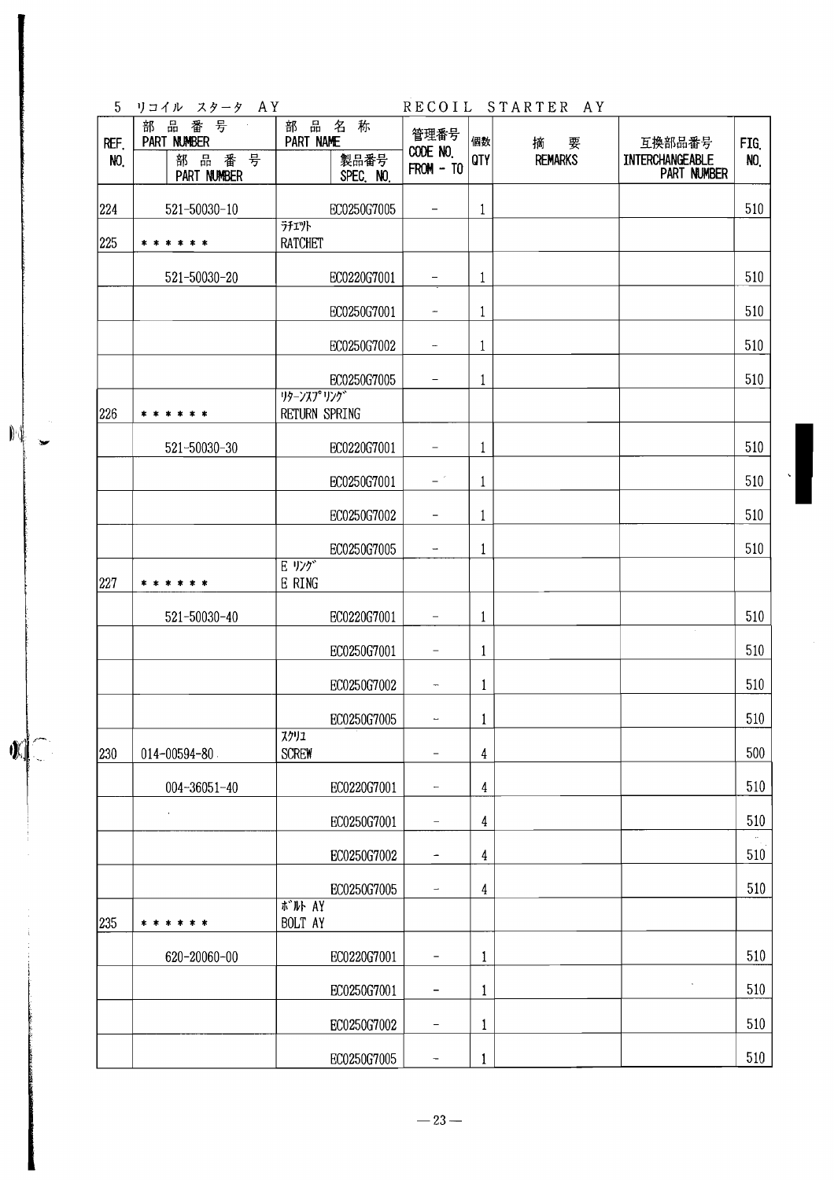## 5 リコイル スタータ AY　　　RECOIL STARTER AY

| REF. NO. | 部品番号 PART NUMBER | 部品番号 PART NUMBER | 部品名称 PART NAME | 製品番号 SPEC. NO. | 管理番号 CODE NO. FROM - TO | 個数 QTY | 摘要 REMARKS | 互換部品番号 INTERCHANGEABLE PART NUMBER | FIG. NO. |
|---|---|---|---|---|---|---|---|---|---|
| 224 | 521-50030-10 | | | EC0250G7005 | – | 1 | | | 510 |
| 225 | ****** | | ラチェツト RATCHET | | | | | | |
| | 521-50030-20 | | | EC0220G7001 | – | 1 | | | 510 |
| | | | | EC0250G7001 | – | 1 | | | 510 |
| | | | | EC0250G7002 | – | 1 | | | 510 |
| | | | | EC0250G7005 | – | 1 | | | 510 |
| 226 | ****** | | リターンスプリング RETURN SPRING | | | | | | |
| | 521-50030-30 | | | EC0220G7001 | – | 1 | | | 510 |
| | | | | EC0250G7001 | – | 1 | | | 510 |
| | | | | EC0250G7002 | – | 1 | | | 510 |
| | | | | EC0250G7005 | – | 1 | | | 510 |
| 227 | ****** | | E リング E RING | | | | | | |
| | 521-50030-40 | | | EC0220G7001 | – | 1 | | | 510 |
| | | | | EC0250G7001 | – | 1 | | | 510 |
| | | | | EC0250G7002 | – | 1 | | | 510 |
| | | | | EC0250G7005 | – | 1 | | | 510 |
| 230 | 014-00594-80 | | スクリュ SCREW | | – | 4 | | | 500 |
| | 004-36051-40 | | | EC0220G7001 | – | 4 | | | 510 |
| | | | | EC0250G7001 | – | 4 | | | 510 |
| | | | | EC0250G7002 | – | 4 | | | 510 |
| | | | | EC0250G7005 | – | 4 | | | 510 |
| 235 | ****** | | ボルト AY BOLT AY | | | | | | |
| | 620-20060-00 | | | EC0220G7001 | – | 1 | | | 510 |
| | | | | EC0250G7001 | – | 1 | | | 510 |
| | | | | EC0250G7002 | – | 1 | | | 510 |
| | | | | EC0250G7005 | – | 1 | | | 510 |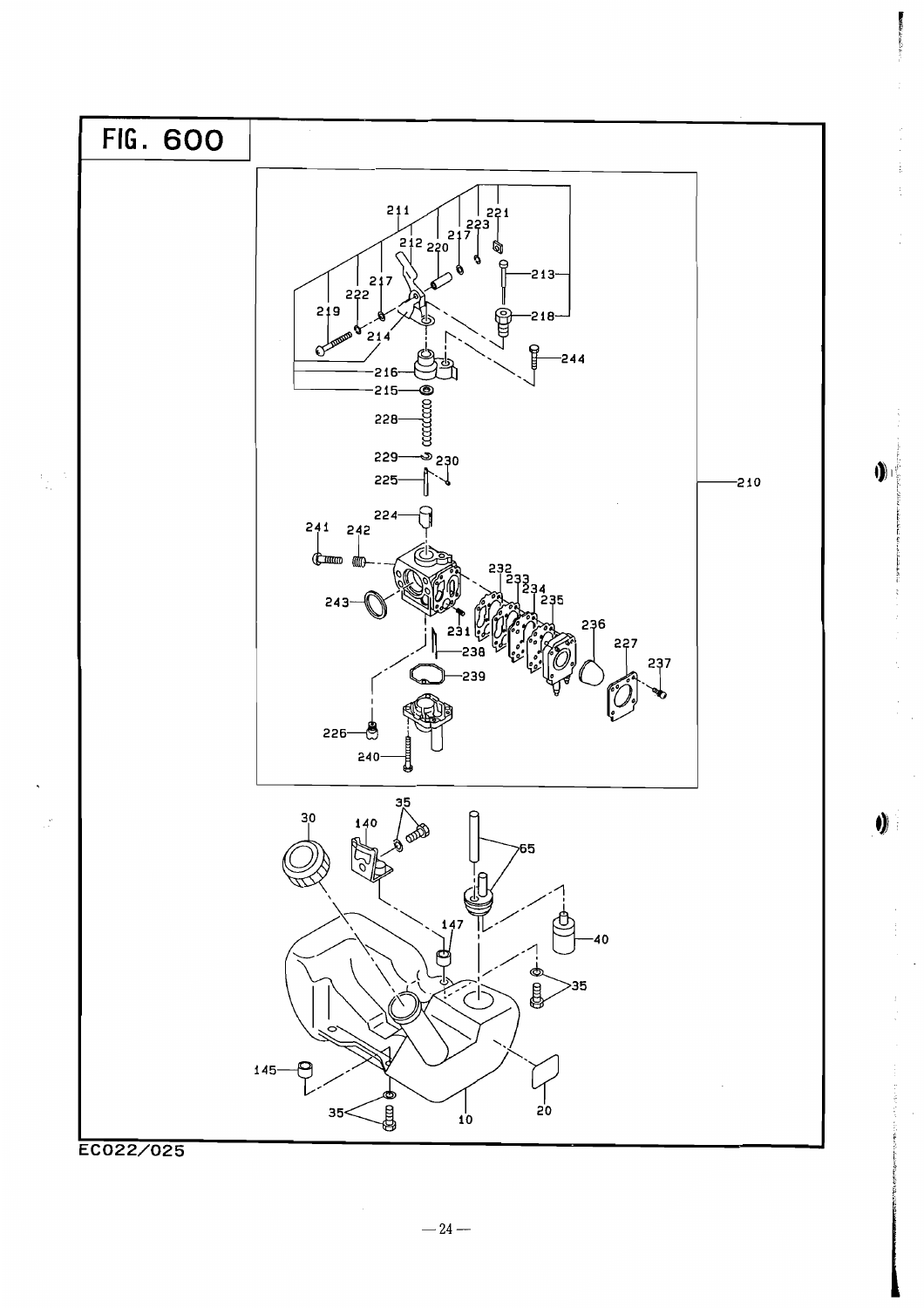# FIG. 600

211, 212, 220, 217, 223, 221, 213, 217, 222, 219, 214, 218, 244, 216, 215, 228, 229, 230, 225, 210, 224, 241, 242, 243, 232, 233, 234, 235, 231, 236, 238, 227, 237, 239, 226, 240

30, 140, 35, 65, 147, 40, 35, 145, 35, 10, 20

EC022/025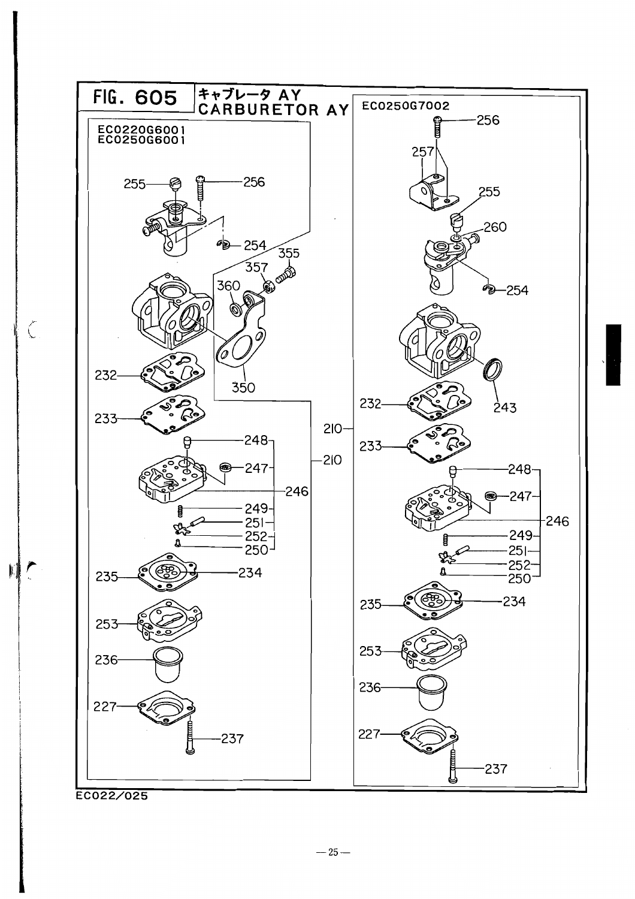# FIG. 605 キャブレータ AY CARBURETOR AY

EC0220G6001
EC0250G6001

255, 256, 254, 355, 357, 360, 350, 232, 233, 248, 247, 246, 249, 251, 252, 250, 210, 235, 234, 253, 236, 227, 237

EC0250G7002

256, 257, 255, 260, 254, 243, 232, 233, 210, 248, 247, 246, 249, 251, 252, 250, 235, 234, 253, 236, 227, 237

EC022/025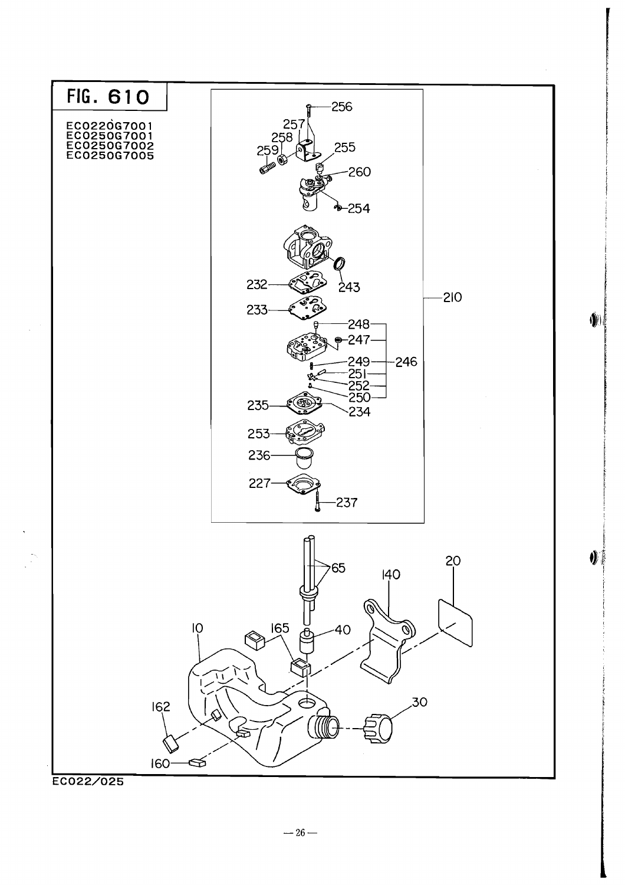# FIG. 610

EC0220G7001
EC0250G7001
EC0250G7002
EC0250G7005

256
257
258
259
255
260
254
232
243
233
248
247
249
251
252
250
246
210
235
234
253
236
227
237
65
20
140
10
165
40
162
30
160

EC022/025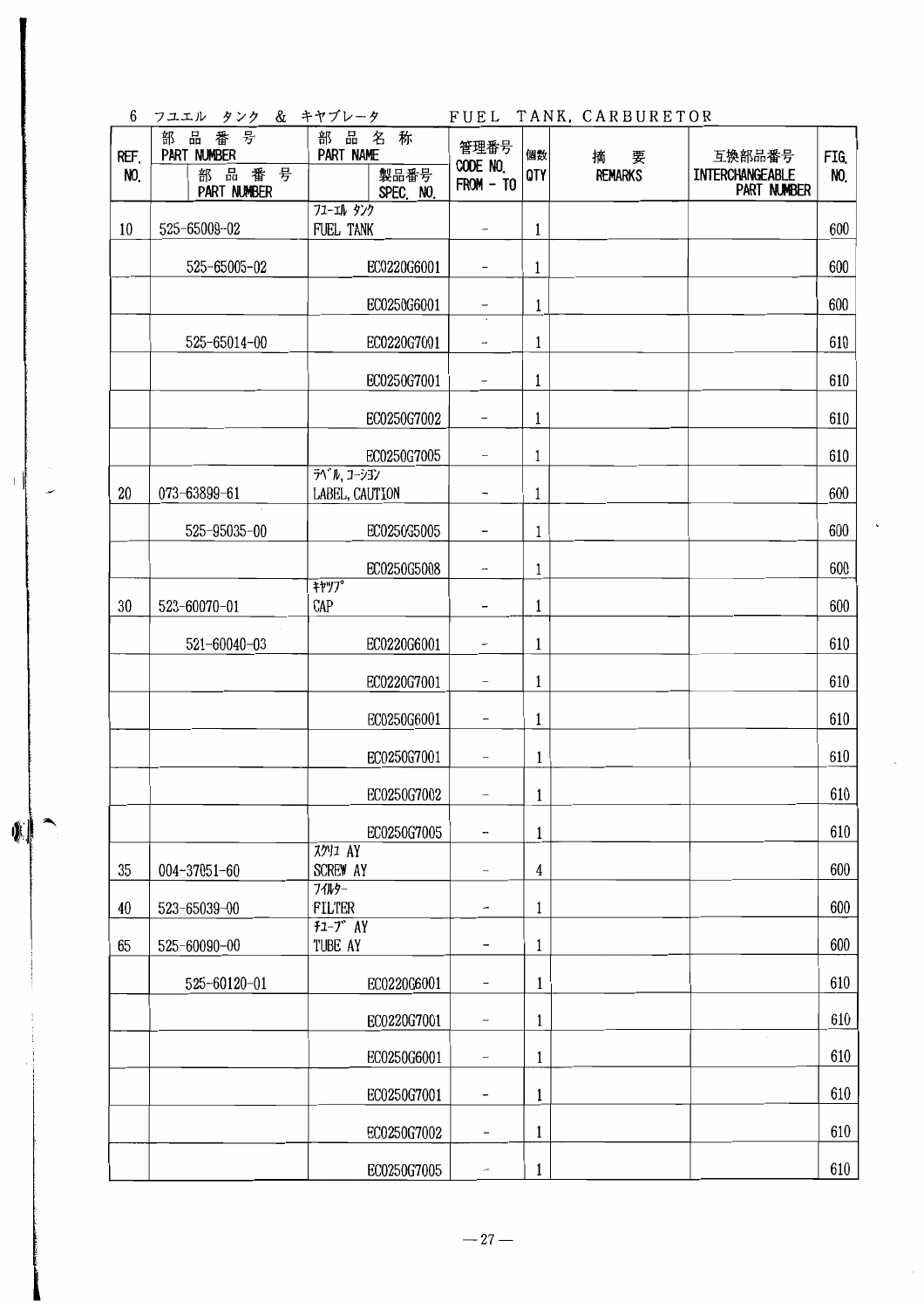## 6 フユエル タンク & キヤブレータ FUEL TANK, CARBURETOR

| REF. NO. | 部品番号 PART NUMBER | 部品番号 PART NUMBER | 部品名称 PART NAME | 製品番号 SPEC. NO. | 管理番号 CODE NO. FROM - TO | 個数 QTY | 摘要 REMARKS | 互換部品番号 INTERCHANGEABLE PART NUMBER | FIG. NO. |
|---|---|---|---|---|---|---|---|---|---|
| 10 | 525-65009-02 | | ﾌﾕｰｴﾙ ﾀﾝｸ FUEL TANK | | - | 1 | | | 600 |
| | | 525-65005-02 | | EC0220G6001 | - | 1 | | | 600 |
| | | | | EC0250G6001 | - | 1 | | | 600 |
| | | 525-65014-00 | | EC0220G7001 | - | 1 | | | 610 |
| | | | | EC0250G7001 | - | 1 | | | 610 |
| | | | | EC0250G7002 | - | 1 | | | 610 |
| | | | | EC0250G7005 | - | 1 | | | 610 |
| 20 | 073-63899-61 | | ﾗﾍﾞﾙ,ｺｰｼｮﾝ LABEL, CAUTION | | - | 1 | | | 600 |
| | | 525-95035-00 | | EC0250G5005 | - | 1 | | | 600 |
| | | | | EC0250G5008 | - | 1 | | | 600 |
| 30 | 523-60070-01 | | ｷﾔｯﾌﾟ CAP | | - | 1 | | | 600 |
| | | 521-60040-03 | | EC0220G6001 | - | 1 | | | 610 |
| | | | | EC0220G7001 | - | 1 | | | 610 |
| | | | | EC0250G6001 | - | 1 | | | 610 |
| | | | | EC0250G7001 | - | 1 | | | 610 |
| | | | | EC0250G7002 | - | 1 | | | 610 |
| | | | | EC0250G7005 | - | 1 | | | 610 |
| 35 | 004-37051-60 | | ｽｸﾘｭ AY SCREW AY | | - | 4 | | | 600 |
| 40 | 523-65039-00 | | ﾌｲﾙﾀｰ FILTER | | - | 1 | | | 600 |
| 65 | 525-60090-00 | | ﾁﾕｰﾌﾞ AY TUBE AY | | - | 1 | | | 600 |
| | | 525-60120-01 | | EC0220G6001 | - | 1 | | | 610 |
| | | | | EC0220G7001 | - | 1 | | | 610 |
| | | | | EC0250G6001 | - | 1 | | | 610 |
| | | | | EC0250G7001 | - | 1 | | | 610 |
| | | | | EC0250G7002 | - | 1 | | | 610 |
| | | | | EC0250G7005 | - | 1 | | | 610 |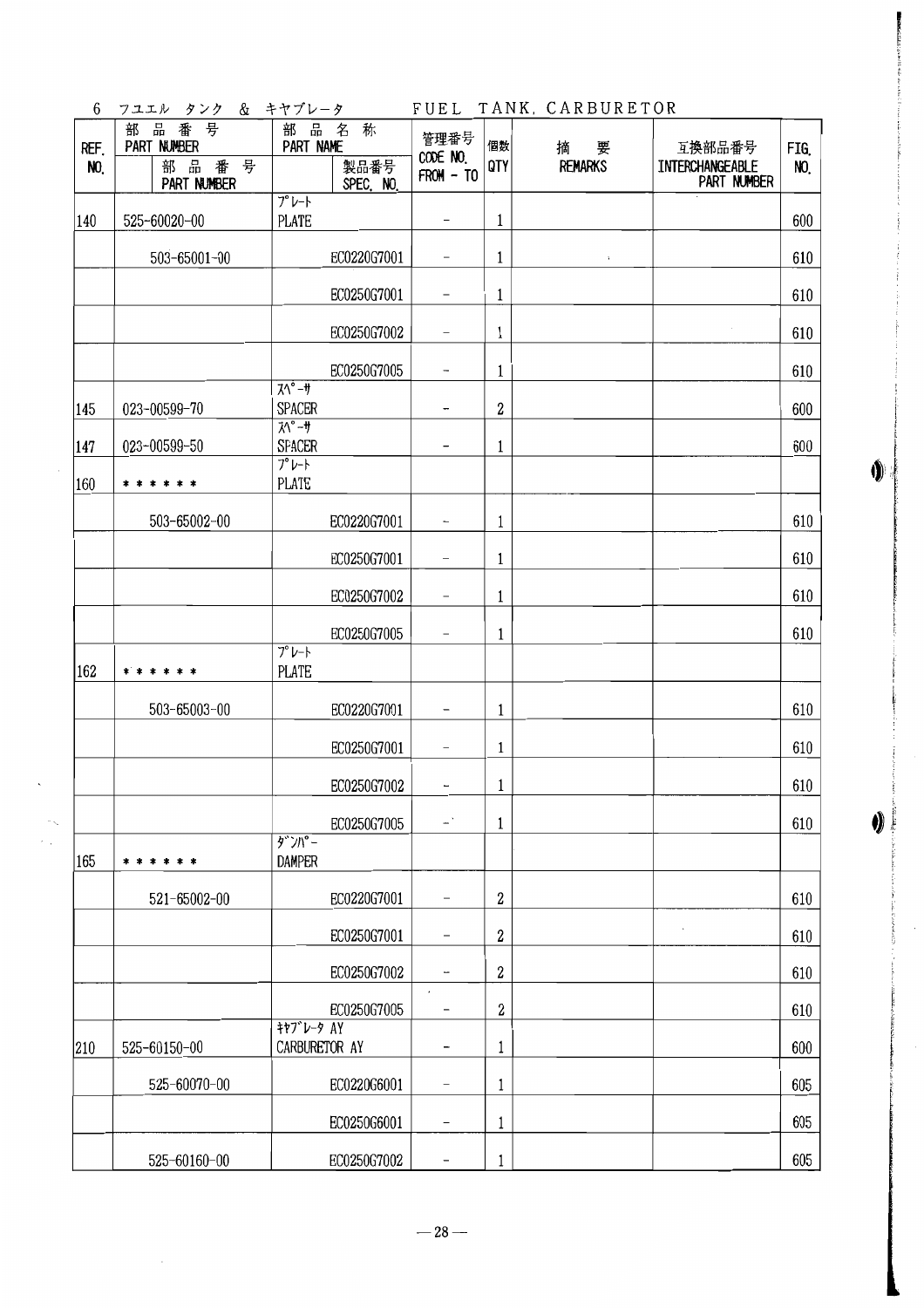## 6 フユエル タンク & キヤブレータ　FUEL TANK, CARBURETOR

| REF. NO. | 部品番号 PART NUMBER | 部品番号 PART NUMBER | 部品名称 PART NAME | 製品番号 SPEC. NO. | 管理番号 CODE NO. FROM - TO | 個数 QTY | 摘要 REMARKS | 互換部品番号 INTERCHANGEABLE PART NUMBER | FIG. NO. |
|---|---|---|---|---|---|---|---|---|---|
| 140 | 525-60020-00 | | ﾌﾟﾚｰﾄ PLATE | | - | 1 | | | 600 |
| | | 503-65001-00 | | EC0220G7001 | - | 1 | | | 610 |
| | | | | EC0250G7001 | - | 1 | | | 610 |
| | | | | EC0250G7002 | - | 1 | | | 610 |
| | | | | EC0250G7005 | - | 1 | | | 610 |
| 145 | 023-00599-70 | | ｽﾍﾟｰｻ SPACER | | - | 2 | | | 600 |
| 147 | 023-00599-50 | | ｽﾍﾟｰｻ SPACER | | - | 1 | | | 600 |
| 160 | * * * * * * | | ﾌﾟﾚｰﾄ PLATE | | | | | | |
| | | 503-65002-00 | | EC0220G7001 | - | 1 | | | 610 |
| | | | | EC0250G7001 | - | 1 | | | 610 |
| | | | | EC0250G7002 | - | 1 | | | 610 |
| | | | | EC0250G7005 | - | 1 | | | 610 |
| 162 | * * * * * * | | ﾌﾟﾚｰﾄ PLATE | | | | | | |
| | | 503-65003-00 | | EC0220G7001 | - | 1 | | | 610 |
| | | | | EC0250G7001 | - | 1 | | | 610 |
| | | | | EC0250G7002 | - | 1 | | | 610 |
| | | | | EC0250G7005 | - | 1 | | | 610 |
| 165 | * * * * * * | | ﾀﾞﾝﾊﾟｰ DAMPER | | | | | | |
| | | 521-65002-00 | | EC0220G7001 | - | 2 | | | 610 |
| | | | | EC0250G7001 | - | 2 | | | 610 |
| | | | | EC0250G7002 | - | 2 | | | 610 |
| | | | | EC0250G7005 | - | 2 | | | 610 |
| 210 | 525-60150-00 | | ｷﾔﾌﾞﾚｰﾀ AY CARBURETOR AY | | - | 1 | | | 600 |
| | | 525-60070-00 | | EC0220G6001 | - | 1 | | | 605 |
| | | | | EC0250G6001 | - | 1 | | | 605 |
| | | 525-60160-00 | | EC0250G7002 | - | 1 | | | 605 |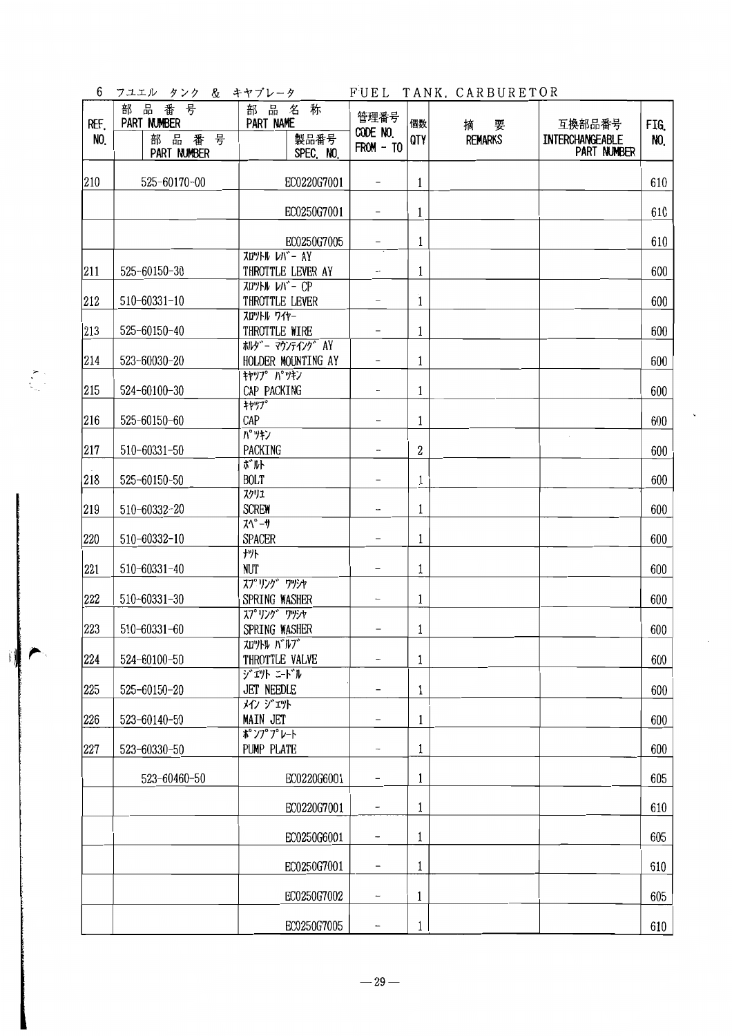## 6 フユエル タンク & キヤブレータ　　FUEL TANK, CARBURETOR

| REF. NO. | 部品番号 PART NUMBER | 部品番号 PART NUMBER | 部品名称 PART NAME | 製品番号 SPEC. NO. | 管理番号 CODE NO. FROM - TO | 個数 QTY | 摘要 REMARKS | 互換部品番号 INTERCHANGEABLE PART NUMBER | FIG. NO. |
|---|---|---|---|---|---|---|---|---|---|
| 210 | 525-60170-00 | | | EC0220G7001 | - | 1 | | | 610 |
| | | | | EC0250G7001 | - | 1 | | | 610 |
| | | | | EC0250G7005 | - | 1 | | | 610 |
| 211 | 525-60150-30 | | ｽﾛｯﾄﾙ ﾚﾊﾞｰ AY THROTTLE LEVER AY | | - | 1 | | | 600 |
| 212 | 510-60331-10 | | ｽﾛｯﾄﾙ ﾚﾊﾞｰ CP THROTTLE LEVER | | - | 1 | | | 600 |
| 213 | 525-60150-40 | | ｽﾛｯﾄﾙ ﾜｲﾔｰ THROTTLE WIRE | | - | 1 | | | 600 |
| 214 | 523-60030-20 | | ﾎﾙﾀﾞｰ ﾏｳﾝﾃｲﾝｸﾞ AY HOLDER MOUNTING AY | | - | 1 | | | 600 |
| 215 | 524-60100-30 | | ｷﾔｯﾌﾟ ﾊﾟｯｷﾝ CAP PACKING | | - | 1 | | | 600 |
| 216 | 525-60150-60 | | ｷﾔｯﾌﾟ CAP | | - | 1 | | | 600 |
| 217 | 510-60331-50 | | ﾊﾟｯｷﾝ PACKING | | - | 2 | | | 600 |
| 218 | 525-60150-50 | | ﾎﾞﾙﾄ BOLT | | - | 1 | | | 600 |
| 219 | 510-60332-20 | | ｽｸﾘｭ SCREW | | - | 1 | | | 600 |
| 220 | 510-60332-10 | | ｽﾍﾟｰｻ SPACER | | - | 1 | | | 600 |
| 221 | 510-60331-40 | | ﾅｯﾄ NUT | | - | 1 | | | 600 |
| 222 | 510-60331-30 | | ｽﾌﾟﾘﾝｸﾞ ﾜｯｼｬ SPRING WASHER | | - | 1 | | | 600 |
| 223 | 510-60331-60 | | ｽﾌﾟﾘﾝｸﾞ ﾜｯｼｬ SPRING WASHER | | - | 1 | | | 600 |
| 224 | 524-60100-50 | | ｽﾛｯﾄﾙ ﾊﾞﾙﾌﾞ THROTTLE VALVE | | - | 1 | | | 600 |
| 225 | 525-60150-20 | | ｼﾞｴｯﾄ ﾆｰﾄﾞﾙ JET NEEDLE | | - | 1 | | | 600 |
| 226 | 523-60140-50 | | ﾒｲﾝ ｼﾞｪｯﾄ MAIN JET | | - | 1 | | | 600 |
| 227 | 523-60330-50 | | ﾎﾟﾝﾌﾟﾌﾟﾚｰﾄ PUMP PLATE | | - | 1 | | | 600 |
| | 523-60460-50 | | | EC0220G6001 | - | 1 | | | 605 |
| | | | | EC0220G7001 | - | 1 | | | 610 |
| | | | | EC0250G6001 | - | 1 | | | 605 |
| | | | | EC0250G7001 | - | 1 | | | 610 |
| | | | | EC0250G7002 | - | 1 | | | 605 |
| | | | | EC0250G7005 | - | 1 | | | 610 |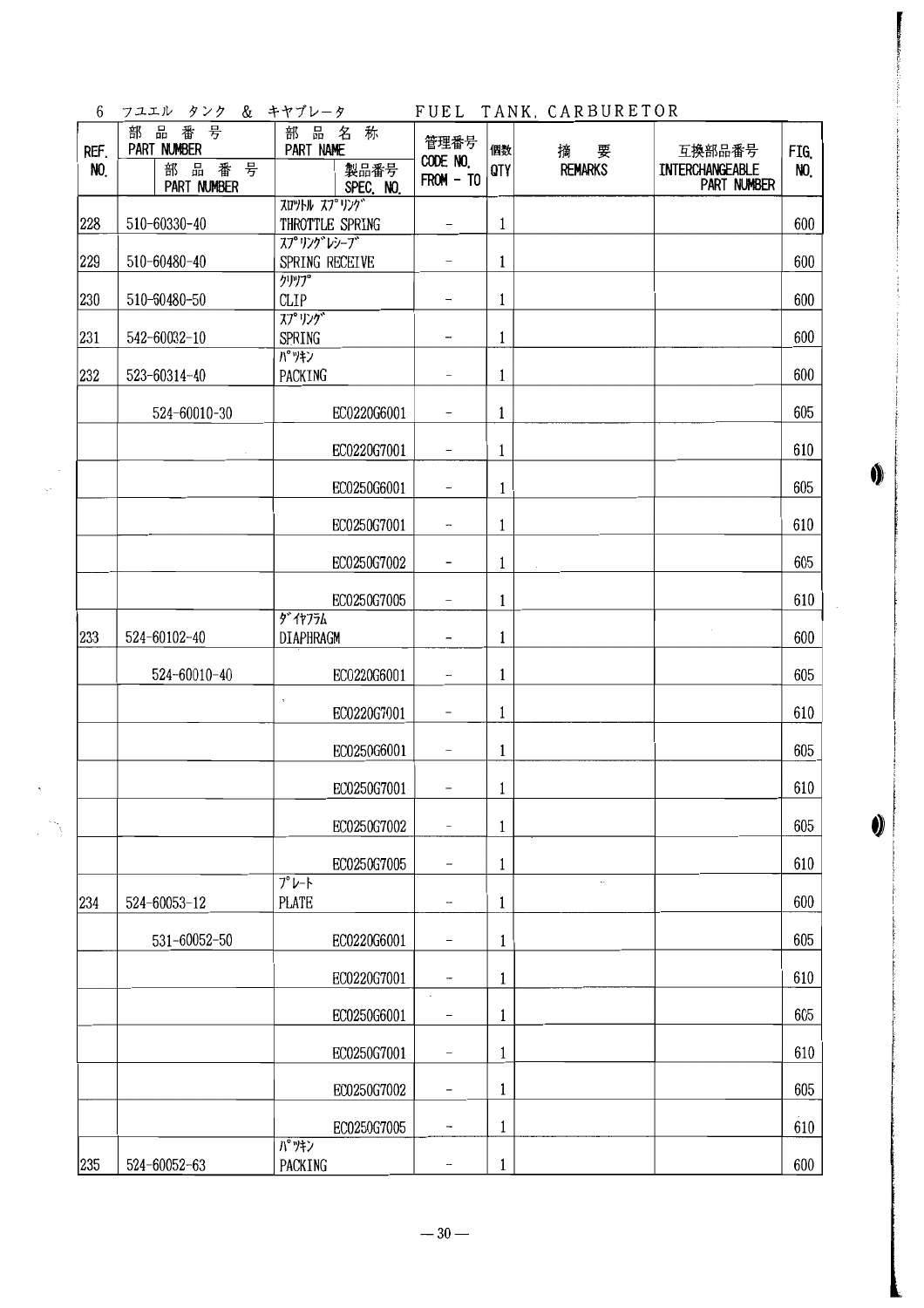6 フユエル タンク & キヤブレータ　　FUEL TANK, CARBURETOR

| REF. NO. | 部品番号 PART NUMBER | 部品番号 PART NUMBER | 部品名称 PART NAME | 製品番号 SPEC. NO. | 管理番号 CODE NO. FROM - TO | 個数 QTY | 摘要 REMARKS | 互換部品番号 INTERCHANGEABLE PART NUMBER | FIG. NO. |
|---|---|---|---|---|---|---|---|---|---|
| 228 | 510-60330-40 | | ｽﾛｯﾄﾙ ｽﾌﾟﾘﾝｸﾞ THROTTLE SPRING | | - | 1 | | | 600 |
| 229 | 510-60480-40 | | ｽﾌﾟﾘﾝｸﾞﾚｼｰﾌﾞ SPRING RECEIVE | | - | 1 | | | 600 |
| 230 | 510-60480-50 | | ｸﾘｯﾌﾟ CLIP | | - | 1 | | | 600 |
| 231 | 542-60032-10 | | ｽﾌﾟﾘﾝｸﾞ SPRING | | - | 1 | | | 600 |
| 232 | 523-60314-40 | | ﾊﾟｯｷﾝ PACKING | | - | 1 | | | 600 |
| | | 524-60010-30 | | EC0220G6001 | - | 1 | | | 605 |
| | | | | EC0220G7001 | - | 1 | | | 610 |
| | | | | EC0250G6001 | - | 1 | | | 605 |
| | | | | EC0250G7001 | - | 1 | | | 610 |
| | | | | EC0250G7002 | - | 1 | | | 605 |
| | | | | EC0250G7005 | - | 1 | | | 610 |
| 233 | 524-60102-40 | | ﾀﾞｲﾔﾌﾗﾑ DIAPHRAGM | | - | 1 | | | 600 |
| | | 524-60010-40 | | EC0220G6001 | - | 1 | | | 605 |
| | | | | EC0220G7001 | - | 1 | | | 610 |
| | | | | EC0250G6001 | - | 1 | | | 605 |
| | | | | EC0250G7001 | - | 1 | | | 610 |
| | | | | EC0250G7002 | - | 1 | | | 605 |
| | | | | EC0250G7005 | - | 1 | | | 610 |
| 234 | 524-60053-12 | | ﾌﾟﾚｰﾄ PLATE | | - | 1 | | | 600 |
| | | 531-60052-50 | | EC0220G6001 | - | 1 | | | 605 |
| | | | | EC0220G7001 | - | 1 | | | 610 |
| | | | | EC0250G6001 | - | 1 | | | 605 |
| | | | | EC0250G7001 | - | 1 | | | 610 |
| | | | | EC0250G7002 | - | 1 | | | 605 |
| | | | | EC0250G7005 | - | 1 | | | 610 |
| 235 | 524-60052-63 | | ﾊﾟｯｷﾝ PACKING | | - | 1 | | | 600 |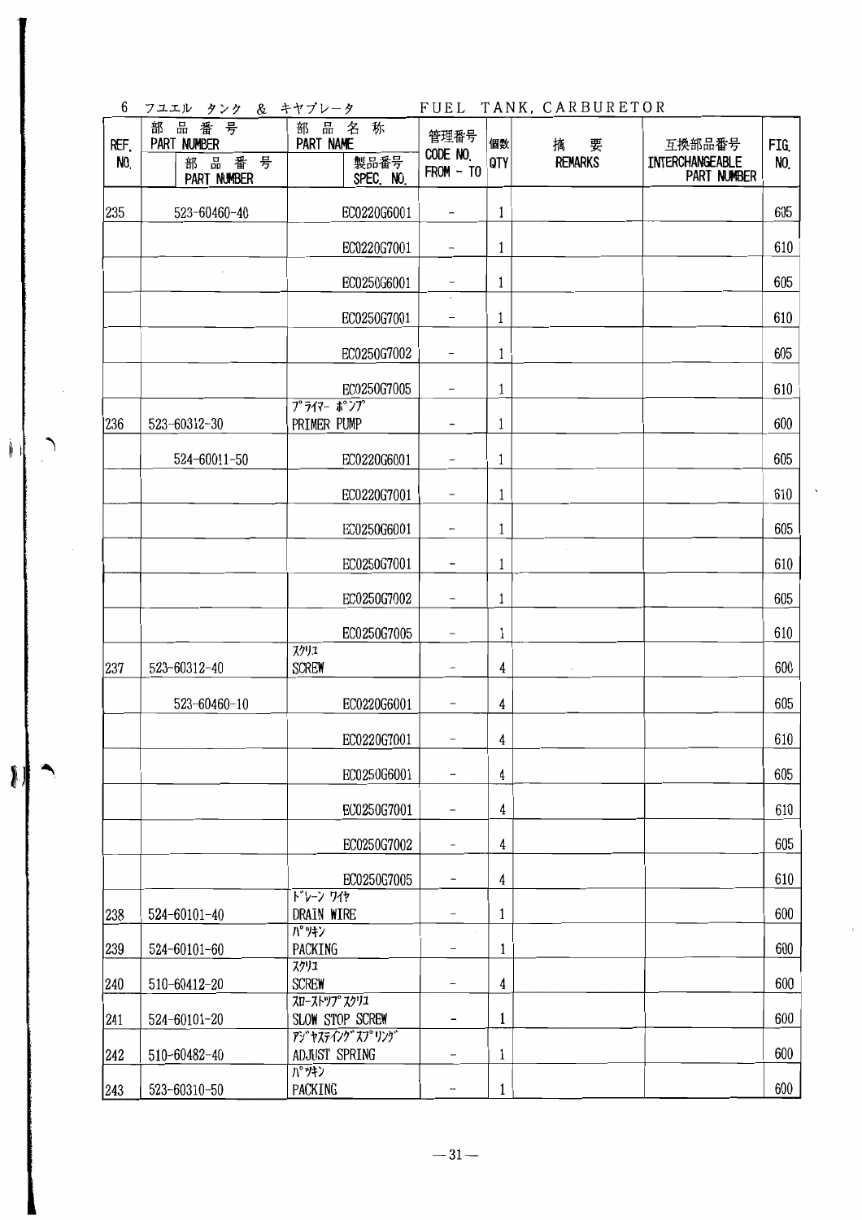## 6 フユエル タンク & キヤブレータ　FUEL TANK, CARBURETOR

| REF. NO. | 部品番号 PART NUMBER / 部品番号 PART NUMBER | 部品名称 PART NAME / 製品番号 SPEC. NO. | 管理番号 CODE NO. FROM - TO | 個数 QTY | 摘要 REMARKS | 互換部品番号 INTERCHANGEABLE PART NUMBER | FIG. NO. |
|---|---|---|---|---|---|---|---|
| 235 | 523-60460-40 | EC0220G6001 | - | 1 | | | 605 |
| | | EC0220G7001 | - | 1 | | | 610 |
| | | EC0250G6001 | - | 1 | | | 605 |
| | | EC0250G7001 | - | 1 | | | 610 |
| | | EC0250G7002 | - | 1 | | | 605 |
| | | EC0250G7005 | - | 1 | | | 610 |
| 236 | 523-60312-30 | ﾌﾟﾗｲﾏｰ ﾎﾟﾝﾌﾟ PRIMER PUMP | - | 1 | | | 600 |
| | 524-60011-50 | EC0220G6001 | - | 1 | | | 605 |
| | | EC0220G7001 | - | 1 | | | 610 |
| | | EC0250G6001 | - | 1 | | | 605 |
| | | EC0250G7001 | - | 1 | | | 610 |
| | | EC0250G7002 | - | 1 | | | 605 |
| | | EC0250G7005 | - | 1 | | | 610 |
| 237 | 523-60312-40 | ｽｸﾘｭ SCREW | - | 4 | | | 600 |
| | 523-60460-10 | EC0220G6001 | - | 4 | | | 605 |
| | | EC0220G7001 | - | 4 | | | 610 |
| | | EC0250G6001 | - | 4 | | | 605 |
| | | EC0250G7001 | - | 4 | | | 610 |
| | | EC0250G7002 | - | 4 | | | 605 |
| | | EC0250G7005 | - | 4 | | | 610 |
| 238 | 524-60101-40 | ﾄﾞﾚｰﾝ ﾜｲﾔ DRAIN WIRE | - | 1 | | | 600 |
| 239 | 524-60101-60 | ﾊﾟｯｷﾝ PACKING | - | 1 | | | 600 |
| 240 | 510-60412-20 | ｽｸﾘｭ SCREW | - | 4 | | | 600 |
| 241 | 524-60101-20 | ｽﾛｰｽﾄｯﾌﾟ ｽｸﾘｭ SLOW STOP SCREW | - | 1 | | | 600 |
| 242 | 510-60482-40 | ｱｼﾞｬｽﾃｨﾝｸﾞ ｽﾌﾟﾘﾝｸﾞ ADJUST SPRING | - | 1 | | | 600 |
| 243 | 523-60310-50 | ﾊﾟｯｷﾝ PACKING | - | 1 | | | 600 |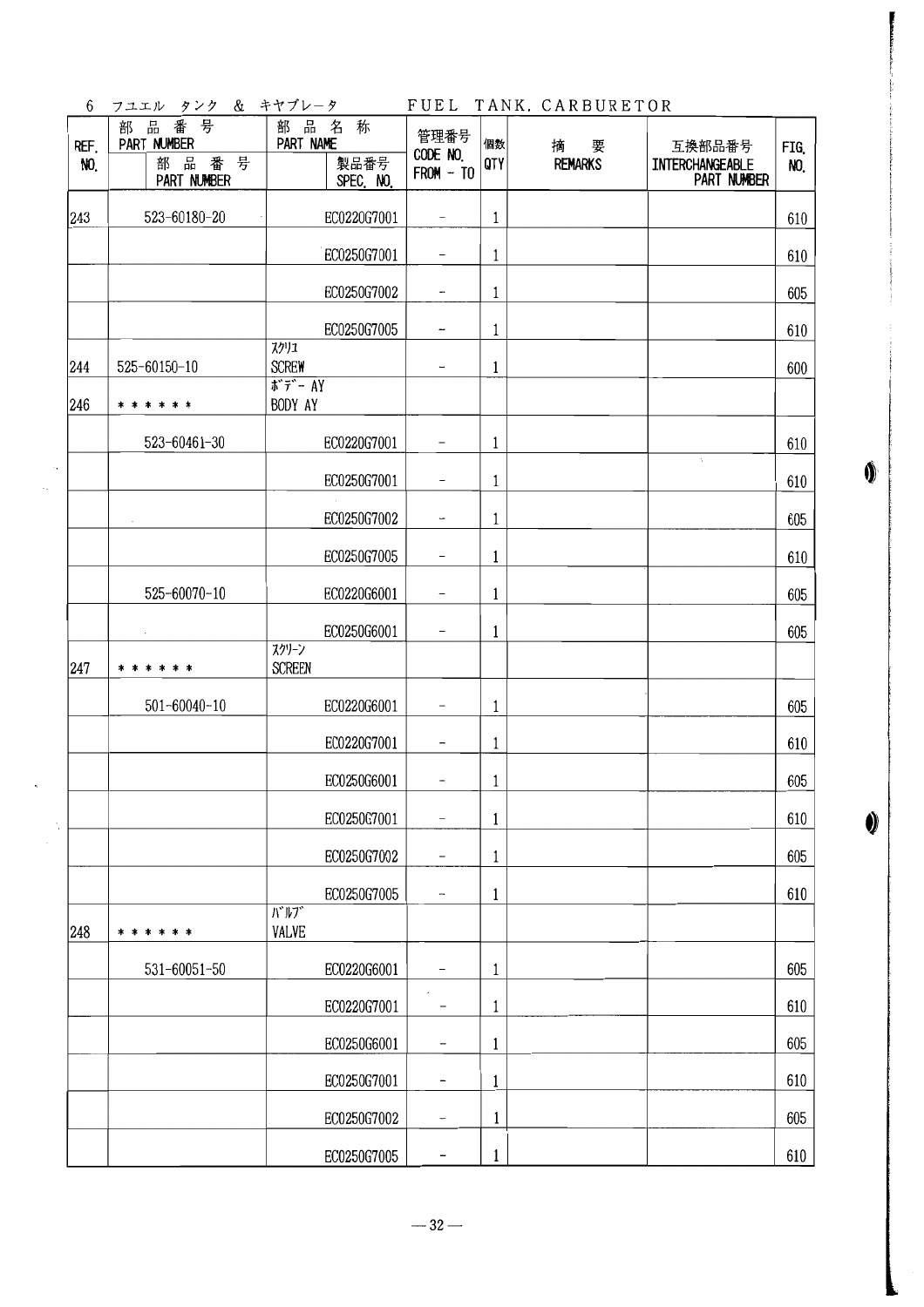6 フユエル タンク & キヤブレータ　　FUEL TANK, CARBURETOR

| REF. NO. | 部品番号 PART NUMBER | 部品番号 PART NUMBER | 部品名称 PART NAME | 製品番号 SPEC. NO. | 管理番号 CODE NO. FROM - TO | 個数 QTY | 摘要 REMARKS | 互換部品番号 INTERCHANGEABLE PART NUMBER | FIG. NO. |
|---|---|---|---|---|---|---|---|---|---|
| 243 | 523-60180-20 | | | EC0220G7001 | - | 1 | | | 610 |
| | | | | EC0250G7001 | - | 1 | | | 610 |
| | | | | EC0250G7002 | - | 1 | | | 605 |
| | | | | EC0250G7005 | - | 1 | | | 610 |
| 244 | 525-60150-10 | | ｽｸﾘｭ SCREW | | - | 1 | | | 600 |
| 246 | * * * * * * | | ﾎﾞﾃﾞｰ AY BODY AY | | | | | | |
| | | 523-60461-30 | | EC0220G7001 | - | 1 | | | 610 |
| | | | | EC0250G7001 | - | 1 | | | 610 |
| | | | | EC0250G7002 | - | 1 | | | 605 |
| | | | | EC0250G7005 | - | 1 | | | 610 |
| | | 525-60070-10 | | EC0220G6001 | - | 1 | | | 605 |
| | | | | EC0250G6001 | - | 1 | | | 605 |
| 247 | * * * * * * | | ｽｸﾘｰﾝ SCREEN | | | | | | |
| | | 501-60040-10 | | EC0220G6001 | - | 1 | | | 605 |
| | | | | EC0220G7001 | - | 1 | | | 610 |
| | | | | EC0250G6001 | - | 1 | | | 605 |
| | | | | EC0250G7001 | - | 1 | | | 610 |
| | | | | EC0250G7002 | - | 1 | | | 605 |
| | | | | EC0250G7005 | - | 1 | | | 610 |
| 248 | * * * * * * | | ﾊﾞﾙﾌﾞ VALVE | | | | | | |
| | | 531-60051-50 | | EC0220G6001 | - | 1 | | | 605 |
| | | | | EC0220G7001 | - | 1 | | | 610 |
| | | | | EC0250G6001 | - | 1 | | | 605 |
| | | | | EC0250G7001 | - | 1 | | | 610 |
| | | | | EC0250G7002 | - | 1 | | | 605 |
| | | | | EC0250G7005 | - | 1 | | | 610 |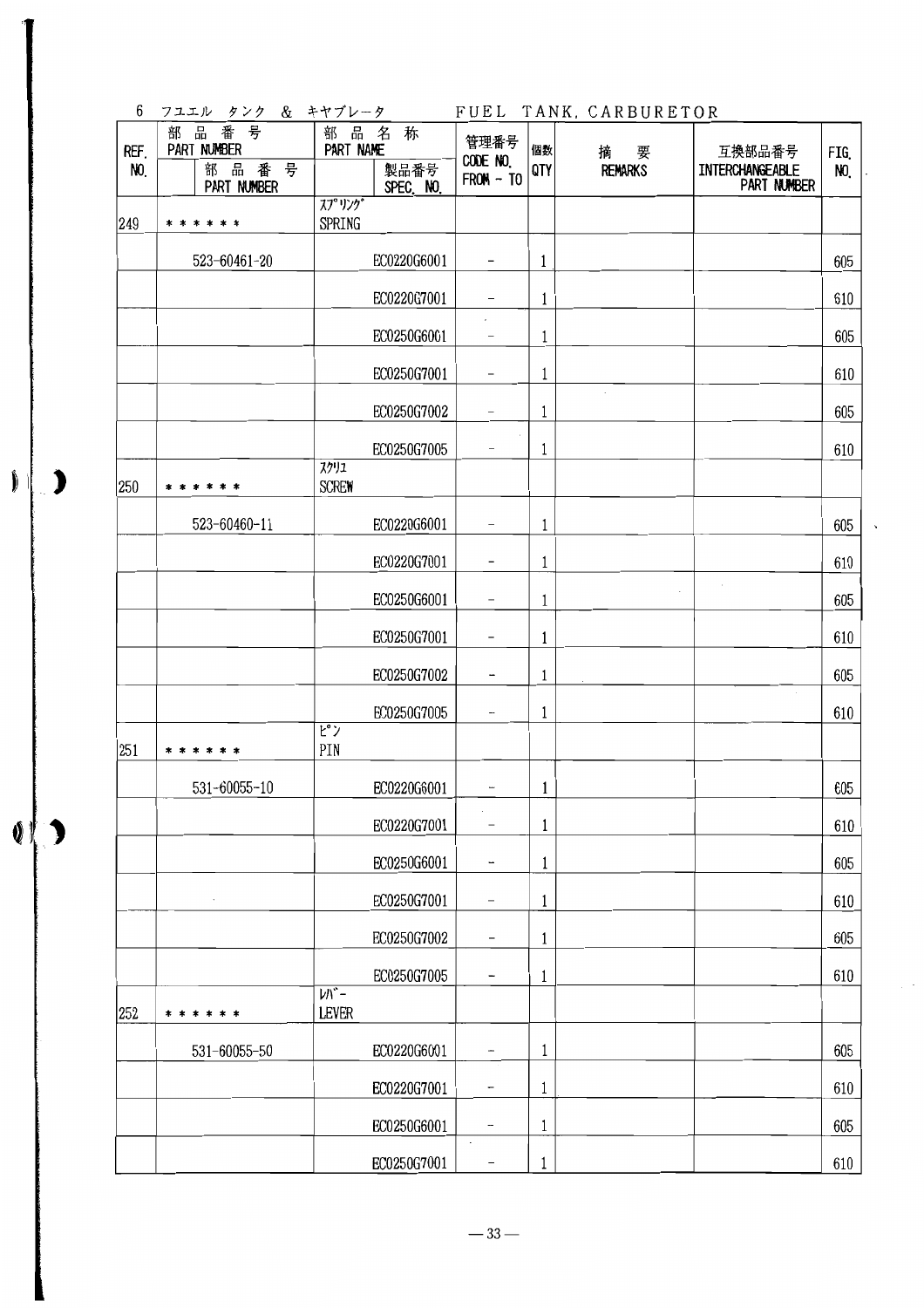## 6 フユエル タンク & キヤブレータ　　FUEL TANK, CARBURETOR

| REF. NO. | 部品番号 PART NUMBER | 部品番号 PART NUMBER | 部品名称 PART NAME | 製品番号 SPEC. NO. | 管理番号 CODE NO. FROM - TO | 個数 QTY | 摘要 REMARKS | 互換部品番号 INTERCHANGEABLE PART NUMBER | FIG. NO. |
|---|---|---|---|---|---|---|---|---|---|
| 249 | ＊＊＊＊＊＊ | | ｽﾌﾟﾘﾝｸﾞ SPRING | | | | | | |
| | | 523-60461-20 | | EC0220G6001 | - | 1 | | | 605 |
| | | | | EC0220G7001 | - | 1 | | | 610 |
| | | | | EC0250G6001 | - | 1 | | | 605 |
| | | | | EC0250G7001 | - | 1 | | | 610 |
| | | | | EC0250G7002 | - | 1 | | | 605 |
| | | | | EC0250G7005 | - | 1 | | | 610 |
| 250 | ＊＊＊＊＊＊ | | ｽｸﾘｭ SCREW | | | | | | |
| | | 523-60460-11 | | EC0220G6001 | - | 1 | | | 605 |
| | | | | EC0220G7001 | - | 1 | | | 610 |
| | | | | EC0250G6001 | - | 1 | | | 605 |
| | | | | EC0250G7001 | - | 1 | | | 610 |
| | | | | EC0250G7002 | - | 1 | | | 605 |
| | | | | EC0250G7005 | - | 1 | | | 610 |
| 251 | ＊＊＊＊＊＊ | | ﾋﾟﾝ PIN | | | | | | |
| | | 531-60055-10 | | EC0220G6001 | - | 1 | | | 605 |
| | | | | EC0220G7001 | - | 1 | | | 610 |
| | | | | EC0250G6001 | - | 1 | | | 605 |
| | | | | EC0250G7001 | - | 1 | | | 610 |
| | | | | EC0250G7002 | - | 1 | | | 605 |
| | | | | EC0250G7005 | - | 1 | | | 610 |
| 252 | ＊＊＊＊＊＊ | | ﾚﾊﾞｰ LEVER | | | | | | |
| | | 531-60055-50 | | EC0220G6001 | - | 1 | | | 605 |
| | | | | EC0220G7001 | - | 1 | | | 610 |
| | | | | EC0250G6001 | - | 1 | | | 605 |
| | | | | EC0250G7001 | - | 1 | | | 610 |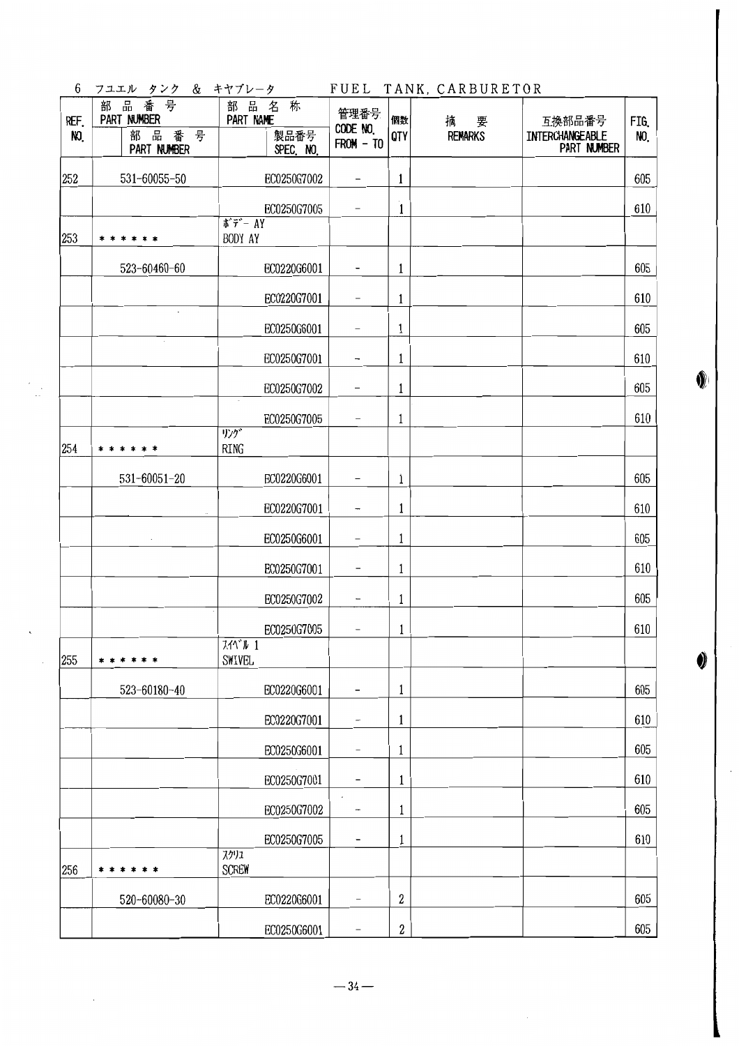## 6 フユエル タンク & キヤブレータ FUEL TANK, CARBURETOR

| REF. NO. | 部品番号 PART NUMBER / 部品番号 PART NUMBER | 部品名称 PART NAME / 製品番号 SPEC. NO. | 管理番号 CODE NO. FROM - TO | 個数 QTY | 摘要 REMARKS | 互換部品番号 INTERCHANGEABLE PART NUMBER | FIG. NO. |
|---|---|---|---|---|---|---|---|
| 252 | 531-60055-50 | EC0250G7002 | - | 1 | | | 605 |
| | | EC0250G7005 | - | 1 | | | 610 |
| 253 | * * * * * * | ボデー AY BODY AY | | | | | |
| | 523-60460-60 | EC0220G6001 | - | 1 | | | 605 |
| | | EC0220G7001 | - | 1 | | | 610 |
| | | EC0250G6001 | - | 1 | | | 605 |
| | | EC0250G7001 | - | 1 | | | 610 |
| | | EC0250G7002 | - | 1 | | | 605 |
| | | EC0250G7005 | - | 1 | | | 610 |
| 254 | * * * * * * | リング RING | | | | | |
| | 531-60051-20 | EC0220G6001 | - | 1 | | | 605 |
| | | EC0220G7001 | - | 1 | | | 610 |
| | | EC0250G6001 | - | 1 | | | 605 |
| | | EC0250G7001 | - | 1 | | | 610 |
| | | EC0250G7002 | - | 1 | | | 605 |
| | | EC0250G7005 | - | 1 | | | 610 |
| 255 | * * * * * * | スイベル 1 SWIVEL | | | | | |
| | 523-60180-40 | EC0220G6001 | - | 1 | | | 605 |
| | | EC0220G7001 | - | 1 | | | 610 |
| | | EC0250G6001 | - | 1 | | | 605 |
| | | EC0250G7001 | - | 1 | | | 610 |
| | | EC0250G7002 | - | 1 | | | 605 |
| | | EC0250G7005 | - | 1 | | | 610 |
| 256 | * * * * * * | スクリユ SCREW | | | | | |
| | 520-60080-30 | EC0220G6001 | - | 2 | | | 605 |
| | | EC0250G6001 | - | 2 | | | 605 |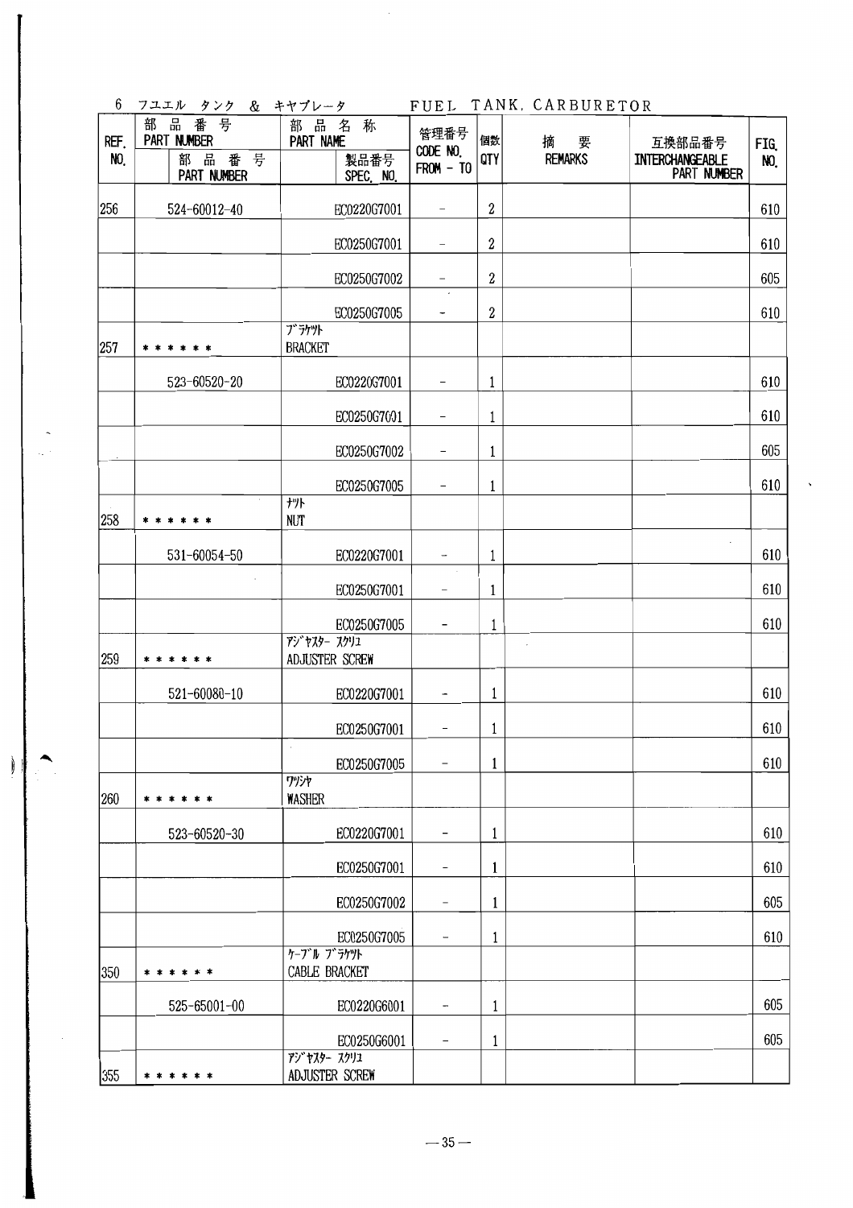## 6 フユエル タンク & キヤブレータ　FUEL TANK, CARBURETOR

| REF. NO. | 部品番号 PART NUMBER / 部品番号 PART NUMBER | 部品名称 PART NAME / 製品番号 SPEC. NO. | 管理番号 CODE NO. FROM - TO | 個数 QTY | 摘要 REMARKS | 互換部品番号 INTERCHANGEABLE PART NUMBER | FIG. NO. |
|---|---|---|---|---|---|---|---|
| 256 | 524-60012-40 | EC0220G7001 | - | 2 | | | 610 |
| | | EC0250G7001 | - | 2 | | | 610 |
| | | EC0250G7002 | - | 2 | | | 605 |
| | | EC0250G7005 | - | 2 | | | 610 |
| 257 | ****** | ﾌﾞﾗｹｯﾄ BRACKET | | | | | |
| | 523-60520-20 | EC0220G7001 | - | 1 | | | 610 |
| | | EC0250G7001 | - | 1 | | | 610 |
| | | EC0250G7002 | - | 1 | | | 605 |
| | | EC0250G7005 | - | 1 | | | 610 |
| 258 | ****** | ﾅｯﾄ NUT | | | | | |
| | 531-60054-50 | EC0220G7001 | - | 1 | | | 610 |
| | | EC0250G7001 | - | 1 | | | 610 |
| | | EC0250G7005 | - | 1 | | | 610 |
| 259 | ****** | ｱｼﾞｬｽﾀｰ ｽｸﾘｭ ADJUSTER SCREW | | | | | |
| | 521-60080-10 | EC0220G7001 | - | 1 | | | 610 |
| | | EC0250G7001 | - | 1 | | | 610 |
| | | EC0250G7005 | - | 1 | | | 610 |
| 260 | ****** | ﾜｯｼｬ WASHER | | | | | |
| | 523-60520-30 | EC0220G7001 | - | 1 | | | 610 |
| | | EC0250G7001 | - | 1 | | | 610 |
| | | EC0250G7002 | - | 1 | | | 605 |
| | | EC0250G7005 | - | 1 | | | 610 |
| 350 | ****** | ｹｰﾌﾞﾙ ﾌﾞﾗｹｯﾄ CABLE BRACKET | | | | | |
| | 525-65001-00 | EC0220G6001 | - | 1 | | | 605 |
| | | EC0250G6001 | - | 1 | | | 605 |
| 355 | ****** | ｱｼﾞｬｽﾀｰ ｽｸﾘｭ ADJUSTER SCREW | | | | | |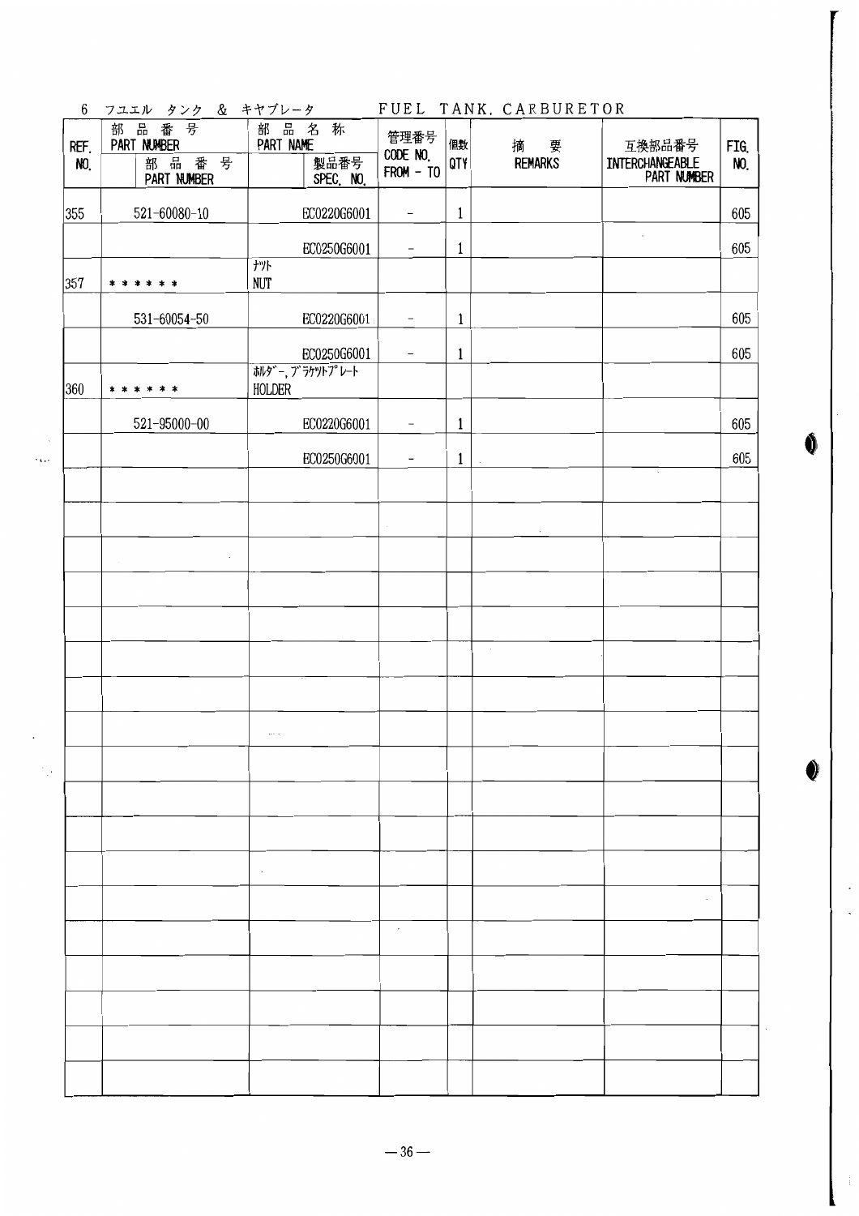# 6 フユエル タンク ＆ キヤブレータ　FUEL TANK, CARBURETOR

| REF. NO. | 部品番号 PART NUMBER / 部品番号 PART NUMBER | 部品名称 PART NAME / 製品番号 SPEC. NO. | 管理番号 CODE NO. FROM - TO | 個数 QTY | 摘要 REMARKS | 互換部品番号 INTERCHANGEABLE PART NUMBER | FIG. NO. |
|---|---|---|---|---|---|---|---|
| 355 | 521-60080-10 | EC0220G6001 | - | 1 | | | 605 |
| | | EC0250G6001 | - | 1 | | | 605 |
| 357 | * * * * * * | ﾅｯﾄ NUT | | | | | |
| | 531-60054-50 | EC0220G6001 | - | 1 | | | 605 |
| | | EC0250G6001 | - | 1 | | | 605 |
| 360 | * * * * * * | ﾎﾙﾀﾞｰ,ﾌﾞﾗｹｯﾄﾌﾟﾚｰﾄ HOLDER | | | | | |
| | 521-95000-00 | EC0220G6001 | - | 1 | | | 605 |
| | | EC0250G6001 | - | 1 | | | 605 |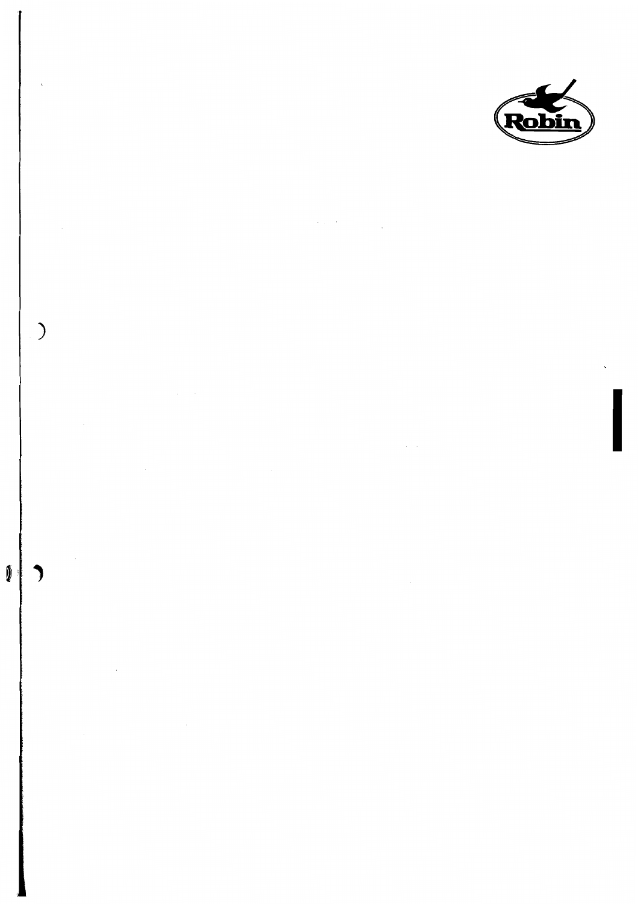Robin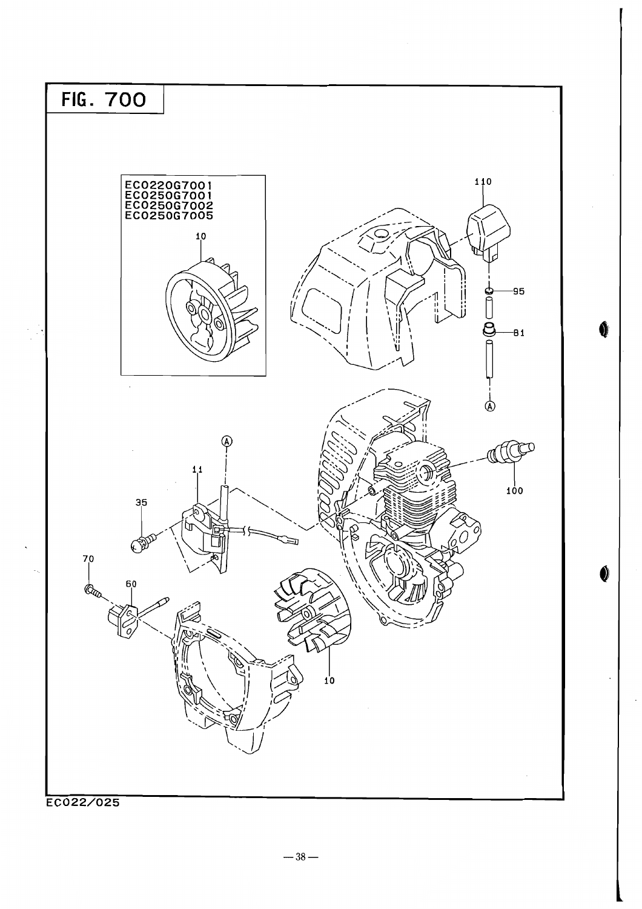# FIG. 700

EC0220G7001
EC0250G7001
EC0250G7002
EC0250G7005

10

110

95

81

Ⓐ

Ⓐ

11

35

100

70

60

10

EC022/025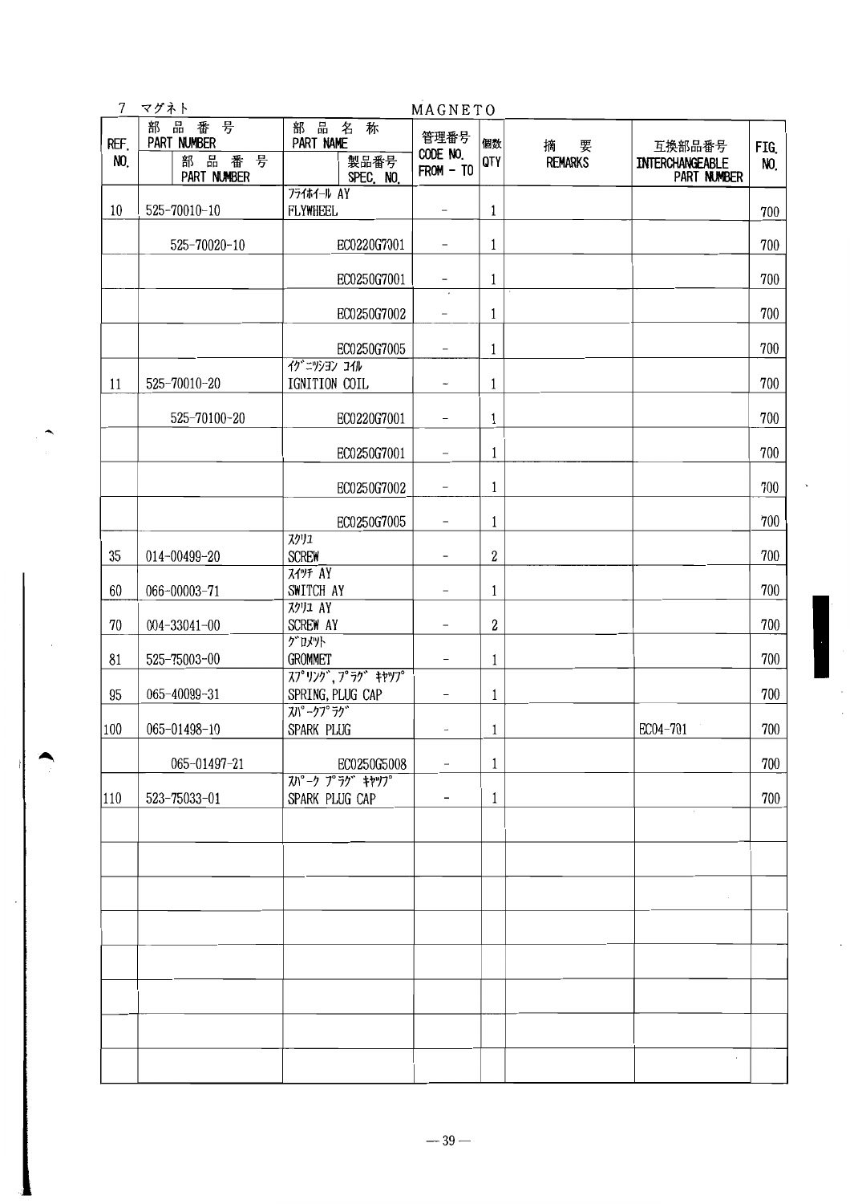## 7 マグネト MAGNETO

| REF. NO. | 部品番号 PART NUMBER | 部品番号 PART NUMBER (sub) | 部品名称 PART NAME | 製品番号 SPEC. NO. | 管理番号 CODE NO. FROM - TO | 個数 QTY | 摘要 REMARKS | 互換部品番号 INTERCHANGEABLE PART NUMBER | FIG. NO. |
|---|---|---|---|---|---|---|---|---|---|
| 10 | 525-70010-10 | | ﾌﾗｲﾎｲｰﾙ AY FLYWHEEL | | - | 1 | | | 700 |
| | | 525-70020-10 | | EC0220G7001 | - | 1 | | | 700 |
| | | | | EC0250G7001 | - | 1 | | | 700 |
| | | | | EC0250G7002 | - | 1 | | | 700 |
| | | | | EC0250G7005 | - | 1 | | | 700 |
| 11 | 525-70010-20 | | ｲｸﾞﾆｯｼｮﾝ ｺｲﾙ IGNITION COIL | | - | 1 | | | 700 |
| | | 525-70100-20 | | EC0220G7001 | - | 1 | | | 700 |
| | | | | EC0250G7001 | - | 1 | | | 700 |
| | | | | EC0250G7002 | - | 1 | | | 700 |
| | | | | EC0250G7005 | - | 1 | | | 700 |
| 35 | 014-00499-20 | | ｽｸﾘｭ SCREW | | - | 2 | | | 700 |
| 60 | 066-00003-71 | | ｽｲｯﾁ AY SWITCH AY | | - | 1 | | | 700 |
| 70 | 004-33041-00 | | ｽｸﾘｭ AY SCREW AY | | - | 2 | | | 700 |
| 81 | 525-75003-00 | | ｸﾞﾛﾒｯﾄ GROMMET | | - | 1 | | | 700 |
| 95 | 065-40099-31 | | ｽﾌﾟﾘﾝｸﾞ,ﾌﾟﾗｸﾞ ｷｬｯﾌﾟ SPRING, PLUG CAP | | - | 1 | | | 700 |
| 100 | 065-01498-10 | | ｽﾊﾟｰｸﾌﾟﾗｸﾞ SPARK PLUG | | - | 1 | | EC04-701 | 700 |
| | | 065-01497-21 | | EC0250G5008 | - | 1 | | | 700 |
| 110 | 523-75033-01 | | ｽﾊﾟｰｸ ﾌﾟﾗｸﾞ ｷｬｯﾌﾟ SPARK PLUG CAP | | - | 1 | | | 700 |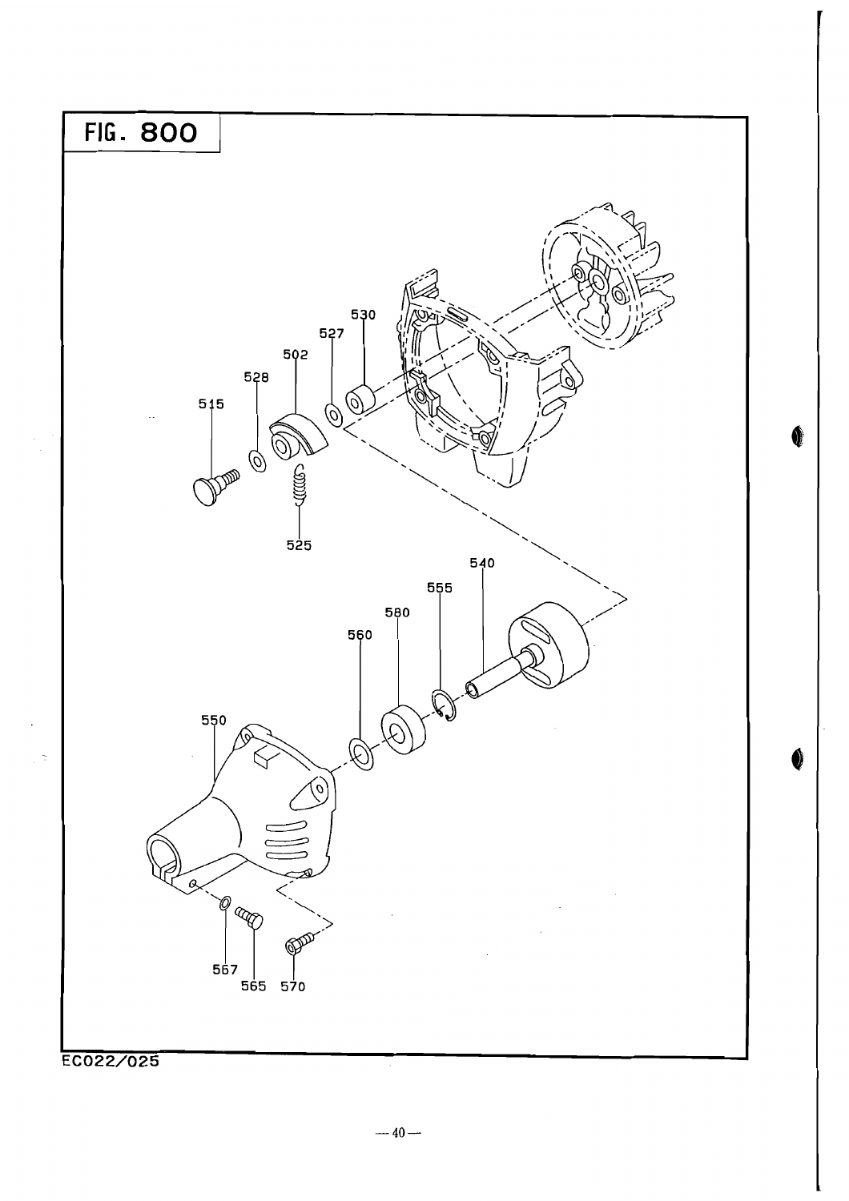# FIG. 800

515
528
502
527
530
525
540
555
580
560
550
567
565
570

EC022/025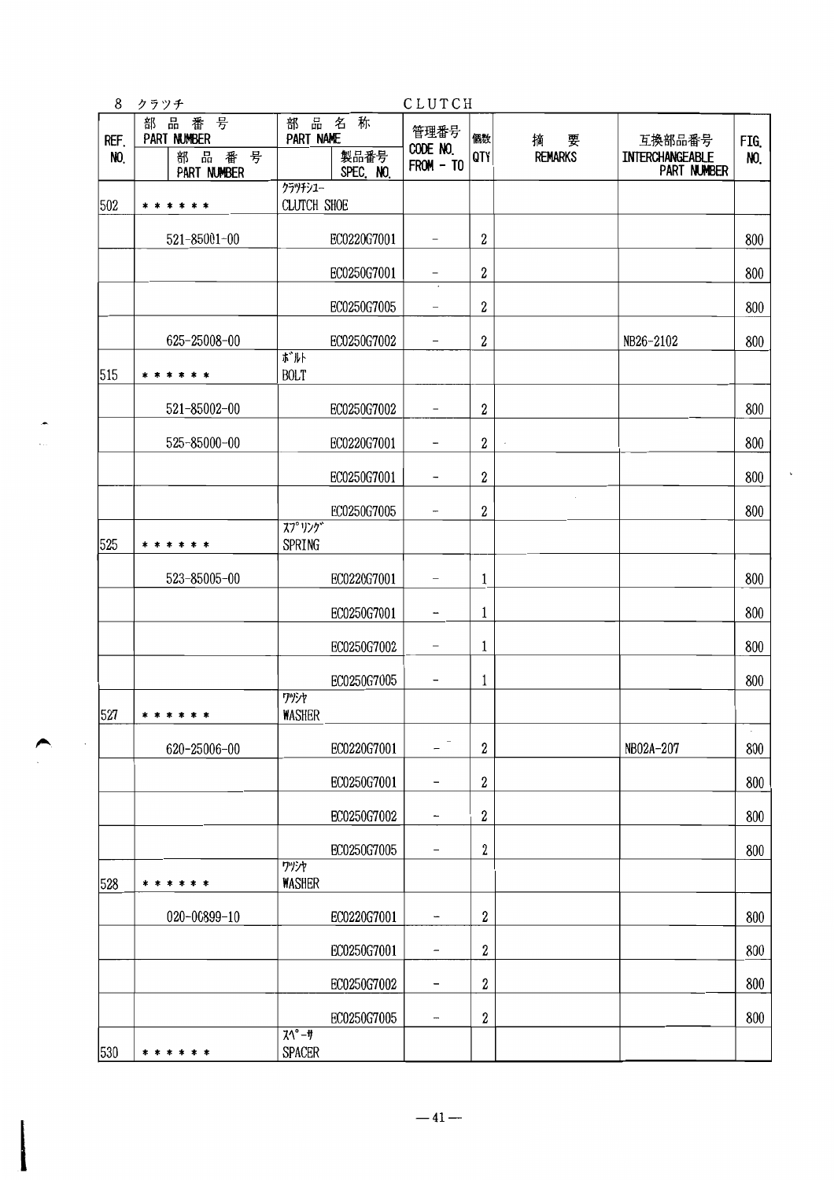## 8 クラッチ CLUTCH

| REF. NO. | 部品番号 PART NUMBER | 部品番号 PART NUMBER | 部品名称 PART NAME | 製品番号 SPEC. NO. | 管理番号 CODE NO. FROM - TO | 個数 QTY | 摘要 REMARKS | 互換部品番号 INTERCHANGEABLE PART NUMBER | FIG. NO. |
|---|---|---|---|---|---|---|---|---|---|
| 502 | ****** | | ｸﾗｯﾁｼｭｰ CLUTCH SHOE | | | | | | |
| | | 521-85001-00 | | EC0220G7001 | - | 2 | | | 800 |
| | | | | EC0250G7001 | - | 2 | | | 800 |
| | | | | EC0250G7005 | - | 2 | | | 800 |
| | | 625-25008-00 | | EC0250G7002 | - | 2 | | NB26-2102 | 800 |
| 515 | ****** | | ﾎﾞﾙﾄ BOLT | | | | | | |
| | | 521-85002-00 | | EC0250G7002 | - | 2 | | | 800 |
| | | 525-85000-00 | | EC0220G7001 | - | 2 | | | 800 |
| | | | | EC0250G7001 | - | 2 | | | 800 |
| | | | | EC0250G7005 | - | 2 | | | 800 |
| 525 | ****** | | ｽﾌﾟﾘﾝｸﾞ SPRING | | | | | | |
| | | 523-85005-00 | | EC0220G7001 | - | 1 | | | 800 |
| | | | | EC0250G7001 | - | 1 | | | 800 |
| | | | | EC0250G7002 | - | 1 | | | 800 |
| | | | | EC0250G7005 | - | 1 | | | 800 |
| 527 | ****** | | ﾜｯｼｬ WASHER | | | | | | |
| | | 620-25006-00 | | EC0220G7001 | - | 2 | | NB02A-207 | 800 |
| | | | | EC0250G7001 | - | 2 | | | 800 |
| | | | | EC0250G7002 | - | 2 | | | 800 |
| | | | | EC0250G7005 | - | 2 | | | 800 |
| 528 | ****** | | ﾜｯｼｬ WASHER | | | | | | |
| | | 020-00899-10 | | EC0220G7001 | - | 2 | | | 800 |
| | | | | EC0250G7001 | - | 2 | | | 800 |
| | | | | EC0250G7002 | - | 2 | | | 800 |
| | | | | EC0250G7005 | - | 2 | | | 800 |
| 530 | ****** | | ｽﾍﾟｰｻ SPACER | | | | | | |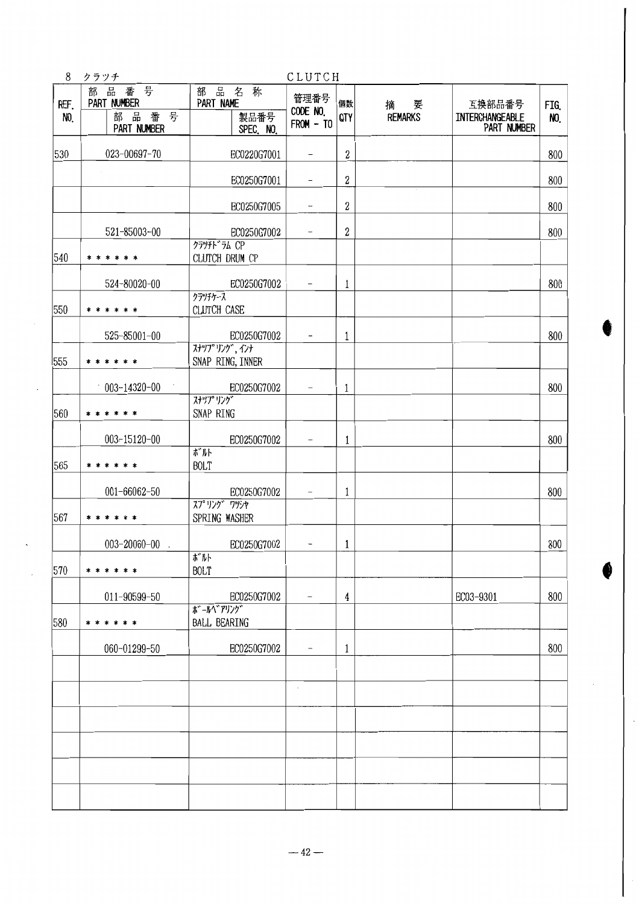## 8 クラッチ CLUTCH

| REF. NO. | 部品番号 PART NUMBER / 部品番号 PART NUMBER | 部品名称 PART NAME / 製品番号 SPEC. NO. | 管理番号 CODE NO. FROM - TO | 個数 QTY | 摘要 REMARKS | 互換部品番号 INTERCHANGEABLE PART NUMBER | FIG. NO. |
|---|---|---|---|---|---|---|---|
| 530 | 023-00697-70 | EC0220G7001 | - | 2 | | | 800 |
| | | EC0250G7001 | - | 2 | | | 800 |
| | | EC0250G7005 | - | 2 | | | 800 |
| | 521-85003-00 | EC0250G7002 | - | 2 | | | 800 |
| 540 | ****** | ｸﾗｯﾁﾄﾞﾗﾑ CP<br>CLUTCH DRUM CP | | | | | |
| | 524-80020-00 | EC0250G7002 | - | 1 | | | 800 |
| 550 | ****** | ｸﾗｯﾁｹｰｽ<br>CLUTCH CASE | | | | | |
| | 525-85001-00 | EC0250G7002 | - | 1 | | | 800 |
| 555 | ****** | ｽﾅｯﾌﾟﾘﾝｸﾞ,ｲﾝﾅ<br>SNAP RING, INNER | | | | | |
| | 003-14320-00 | EC0250G7002 | - | 1 | | | 800 |
| 560 | ****** | ｽﾅｯﾌﾟﾘﾝｸﾞ<br>SNAP RING | | | | | |
| | 003-15120-00 | EC0250G7002 | - | 1 | | | 800 |
| 565 | ****** | ﾎﾞﾙﾄ<br>BOLT | | | | | |
| | 001-66062-50 | EC0250G7002 | - | 1 | | | 800 |
| 567 | ****** | ｽﾌﾟﾘﾝｸﾞ ﾜｯｼｬ<br>SPRING WASHER | | | | | |
| | 003-20060-00 | EC0250G7002 | - | 1 | | | 800 |
| 570 | ****** | ﾎﾞﾙﾄ<br>BOLT | | | | | |
| | 011-90599-50 | EC0250G7002 | - | 4 | | EC03-9301 | 800 |
| 580 | ****** | ﾎﾞｰﾙﾍﾞｱﾘﾝｸﾞ<br>BALL BEARING | | | | | |
| | 060-01299-50 | EC0250G7002 | - | 1 | | | 800 |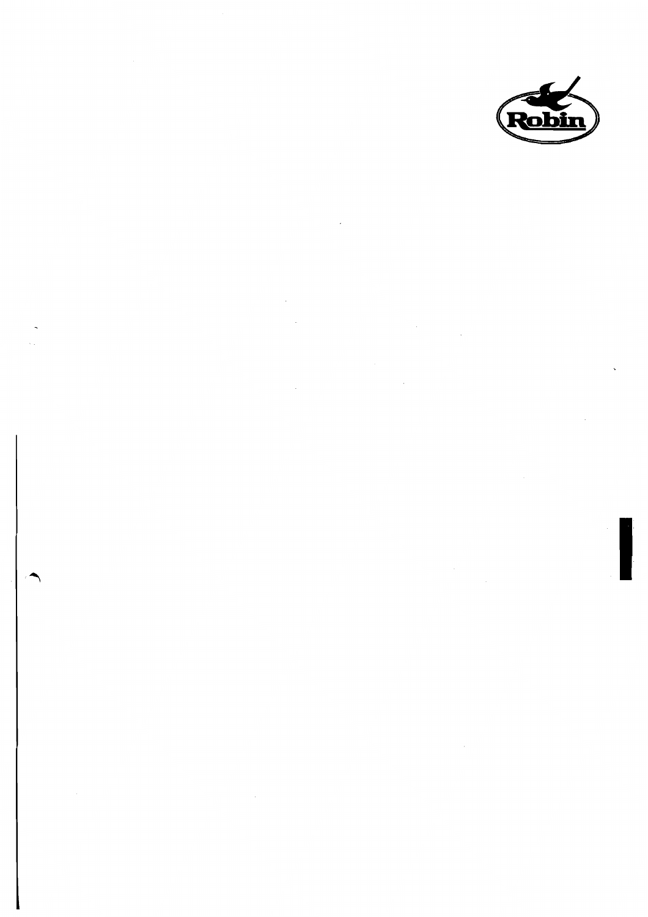Robin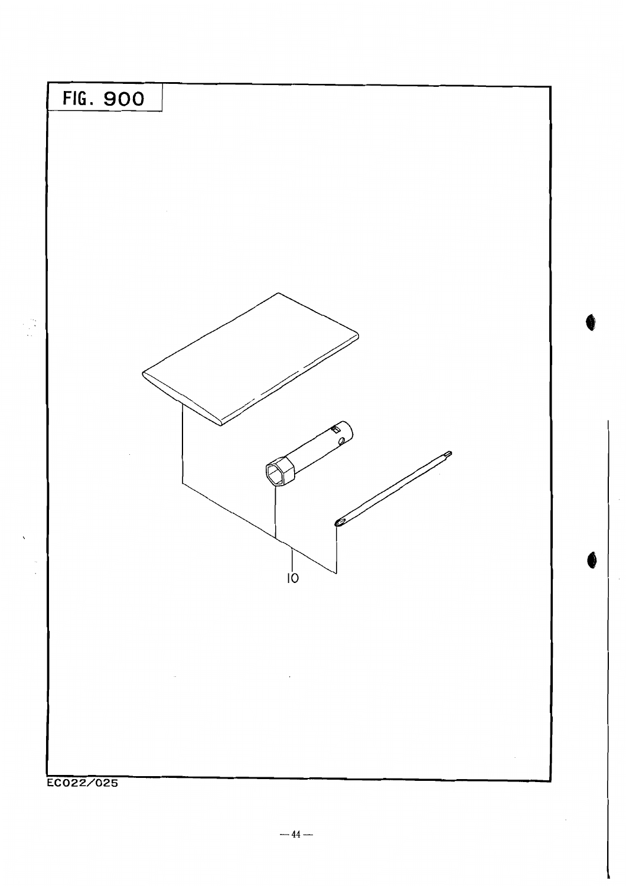# FIG. 900

10

EC022/025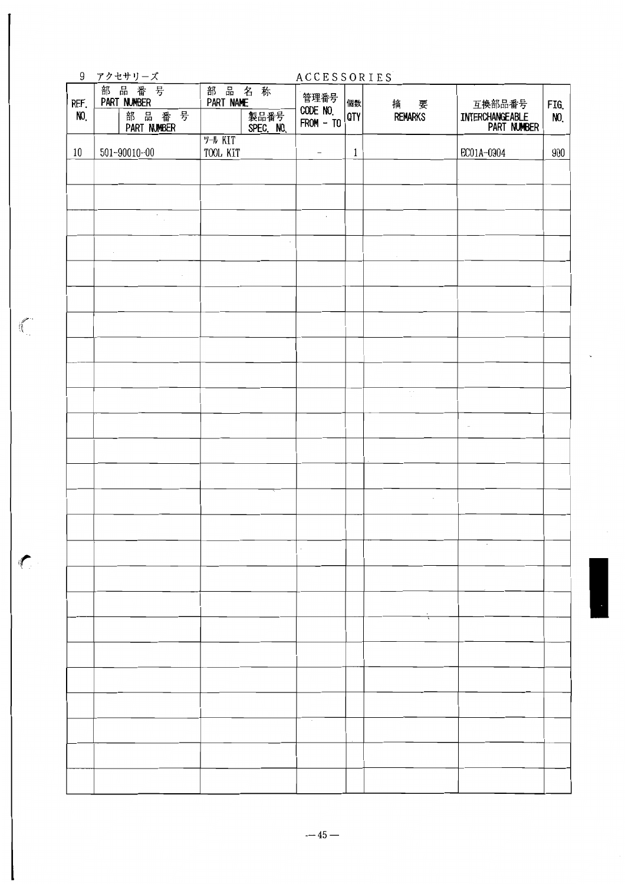## 9 アクセサリーズ ACCESSORIES

| REF. NO. | 部品番号 PART NUMBER | 部品番号 PART NUMBER | 部品名称 PART NAME | 製品番号 SPEC. NO. | 管理番号 CODE NO. FROM - TO | 個数 QTY | 摘要 REMARKS | 互換部品番号 INTERCHANGEABLE PART NUMBER | FIG. NO. |
|---|---|---|---|---|---|---|---|---|---|
| 10 | 501-90010-00 | | ツール KIT TOOL KIT | | − | 1 | | EC01A-0304 | 900 |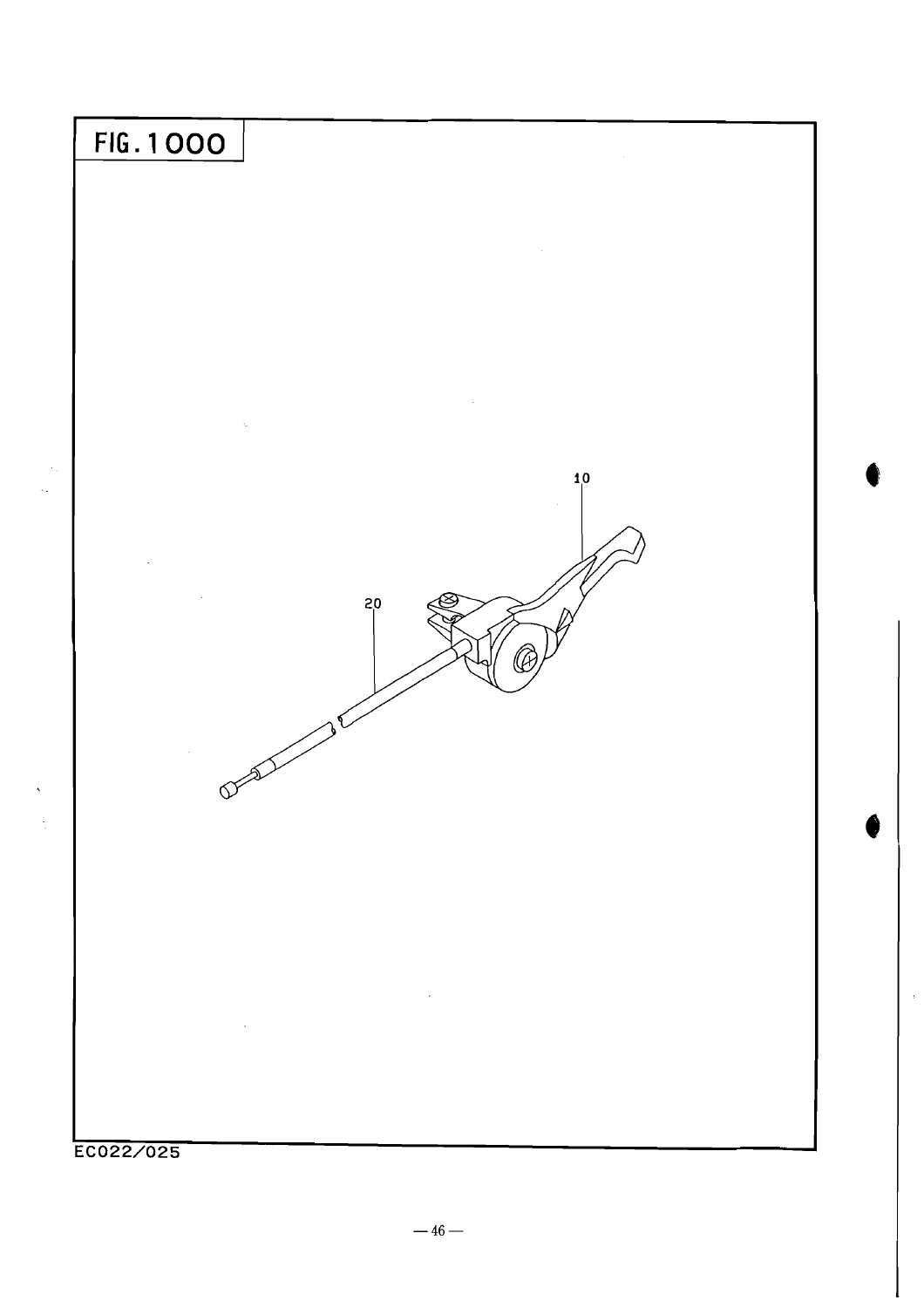# FIG.1000

10

20

EC022/025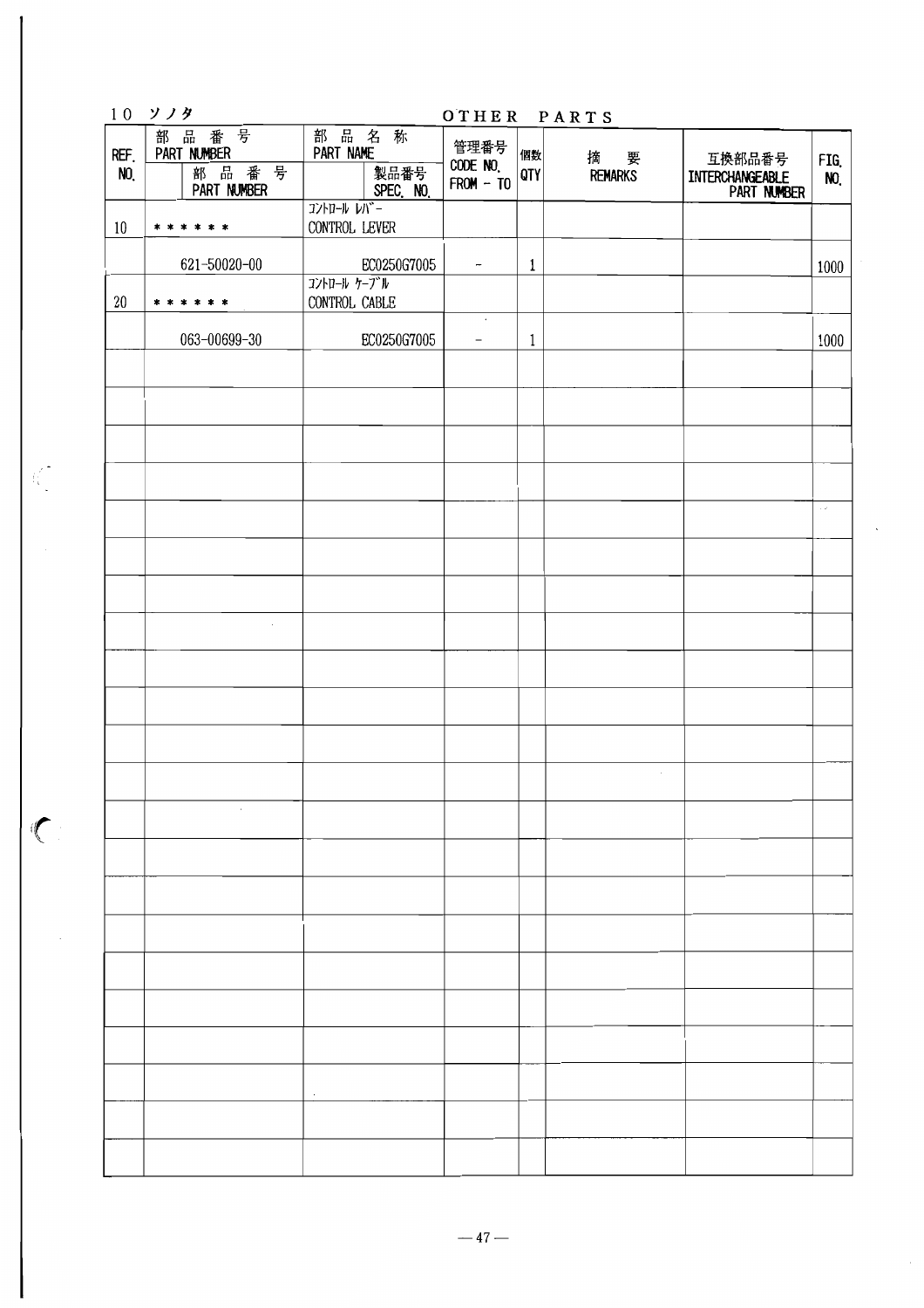## 10 ソノタ OTHER PARTS

| REF. NO. | 部品番号 PART NUMBER | 部品番号 PART NUMBER | 部品名称 PART NAME | 製品番号 SPEC. NO. | 管理番号 CODE NO. FROM - TO | 個数 QTY | 摘要 REMARKS | 互換部品番号 INTERCHANGEABLE PART NUMBER | FIG. NO. |
|---|---|---|---|---|---|---|---|---|---|
| 10 | * * * * * * | | ｺﾝﾄﾛｰﾙ ﾚﾊﾞｰ CONTROL LEVER | | | | | | |
| | | 621-50020-00 | | EC0250G7005 | - | 1 | | | 1000 |
| 20 | * * * * * * | | ｺﾝﾄﾛｰﾙ ｹｰﾌﾞﾙ CONTROL CABLE | | | | | | |
| | | 063-00699-30 | | EC0250G7005 | - | 1 | | | 1000 |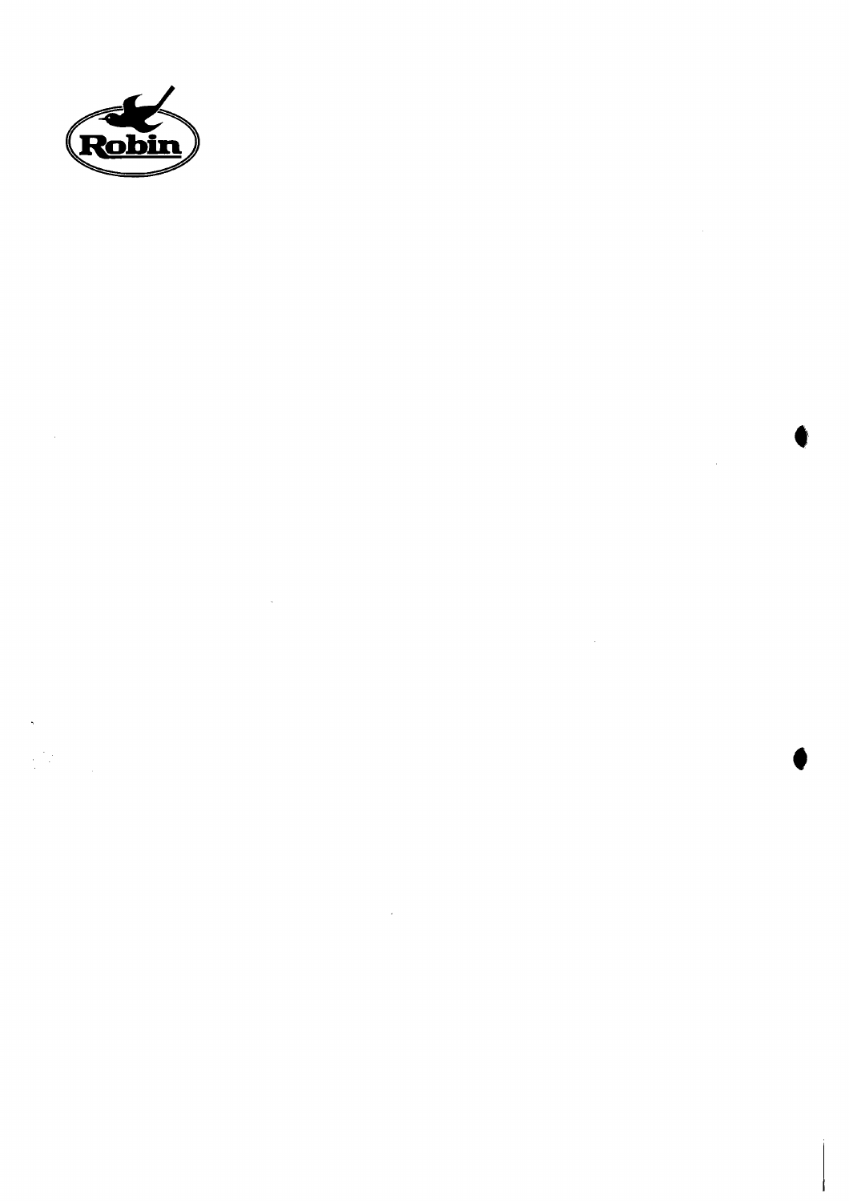Robin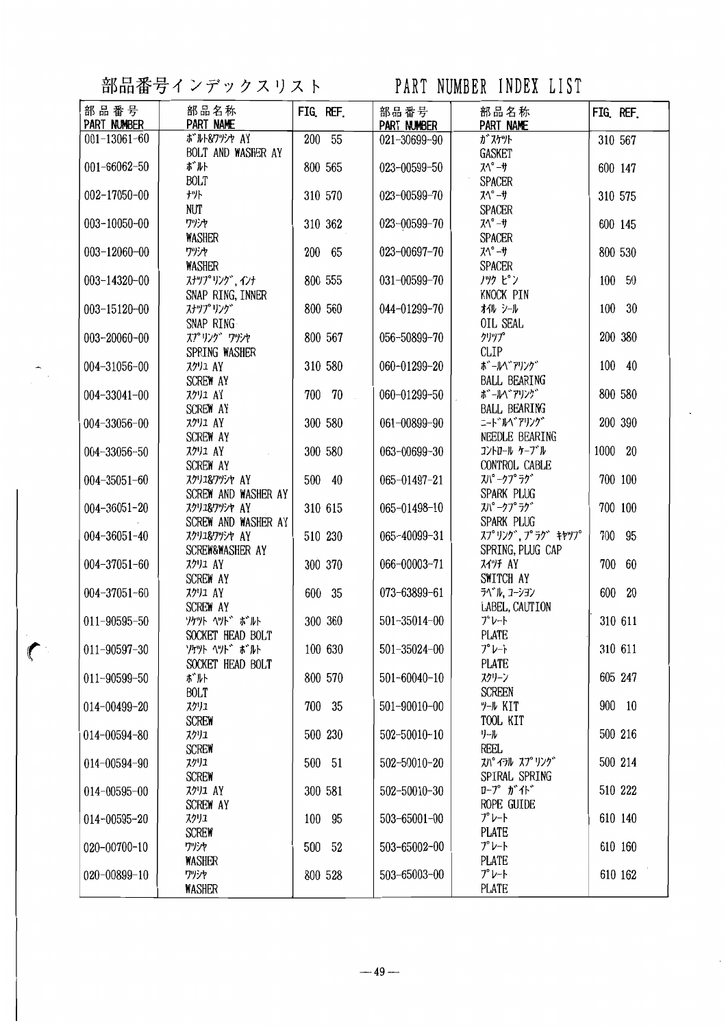# 部品番号インデックスリスト　PART NUMBER INDEX LIST

| 部品番号 PART NUMBER | 部品名称 PART NAME | FIG. REF. | 部品番号 PART NUMBER | 部品名称 PART NAME | FIG. REF. |
|---|---|---|---|---|---|
| 001-13061-60 | ﾎﾞﾙﾄ&ﾜｯｼｬ AY<br>BOLT AND WASHER AY | 200 55 | 021-30699-90 | ｶﾞｽｹｯﾄ<br>GASKET | 310 567 |
| 001-66062-50 | ﾎﾞﾙﾄ<br>BOLT | 800 565 | 023-00599-50 | ｽﾍﾟｰｻ<br>SPACER | 600 147 |
| 002-17050-00 | ﾅｯﾄ<br>NUT | 310 570 | 023-00599-70 | ｽﾍﾟｰｻ<br>SPACER | 310 575 |
| 003-10050-00 | ﾜｯｼｬ<br>WASHER | 310 362 | 023-00599-70 | ｽﾍﾟｰｻ<br>SPACER | 600 145 |
| 003-12060-00 | ﾜｯｼｬ<br>WASHER | 200 65 | 023-00697-70 | ｽﾍﾟｰｻ<br>SPACER | 800 530 |
| 003-14320-00 | ｽﾅｯﾌﾟﾘﾝｸﾞ,ｲﾝﾅ<br>SNAP RING, INNER | 800 555 | 031-00599-70 | ﾉｯｸ ﾋﾟﾝ<br>KNOCK PIN | 100 50 |
| 003-15120-00 | ｽﾅｯﾌﾟﾘﾝｸﾞ<br>SNAP RING | 800 560 | 044-01299-70 | ｵｲﾙ ｼｰﾙ<br>OIL SEAL | 100 30 |
| 003-20060-00 | ｽﾌﾟﾘﾝｸﾞ ﾜｯｼｬ<br>SPRING WASHER | 800 567 | 056-50899-70 | ｸﾘｯﾌﾟ<br>CLIP | 200 380 |
| 004-31056-00 | ｽｸﾘｭ AY<br>SCREW AY | 310 580 | 060-01299-20 | ﾎﾞｰﾙﾍﾞｱﾘﾝｸﾞ<br>BALL BEARING | 100 40 |
| 004-33041-00 | ｽｸﾘｭ AY<br>SCREW AY | 700 70 | 060-01299-50 | ﾎﾞｰﾙﾍﾞｱﾘﾝｸﾞ<br>BALL BEARING | 800 580 |
| 004-33056-00 | ｽｸﾘｭ AY<br>SCREW AY | 300 580 | 061-00899-90 | ﾆｰﾄﾞﾙﾍﾞｱﾘﾝｸﾞ<br>NEEDLE BEARING | 200 390 |
| 004-33056-50 | ｽｸﾘｭ AY<br>SCREW AY | 300 580 | 063-00699-30 | ｺﾝﾄﾛｰﾙ ｹｰﾌﾞﾙ<br>CONTROL CABLE | 1000 20 |
| 004-35051-60 | ｽｸﾘｭ&ﾜｯｼｬ AY<br>SCREW AND WASHER AY | 500 40 | 065-01497-21 | ｽﾊﾟｰｸﾌﾟﾗｸﾞ<br>SPARK PLUG | 700 100 |
| 004-36051-20 | ｽｸﾘｭ&ﾜｯｼｬ AY<br>SCREW AND WASHER AY | 310 615 | 065-01498-10 | ｽﾊﾟｰｸﾌﾟﾗｸﾞ<br>SPARK PLUG | 700 100 |
| 004-36051-40 | ｽｸﾘｭ&ﾜｯｼｬ AY<br>SCREW&WASHER AY | 510 230 | 065-40099-31 | ｽﾌﾟﾘﾝｸﾞ,ﾌﾟﾗｸﾞ ｷｬｯﾌﾟ<br>SPRING, PLUG CAP | 700 95 |
| 004-37051-60 | ｽｸﾘｭ AY<br>SCREW AY | 300 370 | 066-00003-71 | ｽｲｯﾁ AY<br>SWITCH AY | 700 60 |
| 004-37051-60 | ｽｸﾘｭ AY<br>SCREW AY | 600 35 | 073-63899-61 | ﾗﾍﾞﾙ,ｺｰｼｮﾝ<br>LABEL, CAUTION | 600 20 |
| 011-90595-50 | ｿｹｯﾄ ﾍｯﾄﾞ ﾎﾞﾙﾄ<br>SOCKET HEAD BOLT | 300 360 | 501-35014-00 | ﾌﾟﾚｰﾄ<br>PLATE | 310 611 |
| 011-90597-30 | ｿｹｯﾄ ﾍｯﾄﾞ ﾎﾞﾙﾄ<br>SOCKET HEAD BOLT | 100 630 | 501-35024-00 | ﾌﾟﾚｰﾄ<br>PLATE | 310 611 |
| 011-90599-50 | ﾎﾞﾙﾄ<br>BOLT | 800 570 | 501-60040-10 | ｽｸﾘｰﾝ<br>SCREEN | 605 247 |
| 014-00499-20 | ｽｸﾘｭ<br>SCREW | 700 35 | 501-90010-00 | ﾂｰﾙ KIT<br>TOOL KIT | 900 10 |
| 014-00594-80 | ｽｸﾘｭ<br>SCREW | 500 230 | 502-50010-10 | ﾘｰﾙ<br>REEL | 500 216 |
| 014-00594-90 | ｽｸﾘｭ<br>SCREW | 500 51 | 502-50010-20 | ｽﾊﾟｲﾗﾙ ｽﾌﾟﾘﾝｸﾞ<br>SPIRAL SPRING | 500 214 |
| 014-00595-00 | ｽｸﾘｭ AY<br>SCREW AY | 300 581 | 502-50010-30 | ﾛｰﾌﾟ ｶﾞｲﾄﾞ<br>ROPE GUIDE | 510 222 |
| 014-00595-20 | ｽｸﾘｭ<br>SCREW | 100 95 | 503-65001-00 | ﾌﾟﾚｰﾄ<br>PLATE | 610 140 |
| 020-00700-10 | ﾜｯｼｬ<br>WASHER | 500 52 | 503-65002-00 | ﾌﾟﾚｰﾄ<br>PLATE | 610 160 |
| 020-00899-10 | ﾜｯｼｬ<br>WASHER | 800 528 | 503-65003-00 | ﾌﾟﾚｰﾄ<br>PLATE | 610 162 |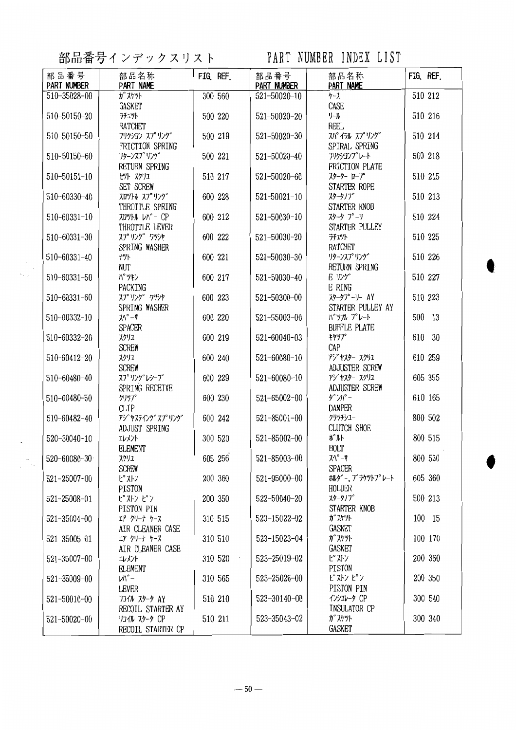# 部品番号インデックスリスト　PART NUMBER INDEX LIST

| 部品番号 PART NUMBER | 部品名称 PART NAME | FIG. REF. | 部品番号 PART NUMBER | 部品名称 PART NAME | FIG. REF. |
|---|---|---|---|---|---|
| 510-35028-00 | ｶﾞｽｹｯﾄ GASKET | 300 560 | 521-50020-10 | ｹｰｽ CASE | 510 212 |
| 510-50150-20 | ﾗﾁｪｯﾄ RATCHET | 500 220 | 521-50020-20 | ﾘｰﾙ REEL | 510 216 |
| 510-50150-50 | ﾌﾘｸｼｮﾝ ｽﾌﾟﾘﾝｸﾞ FRICTION SPRING | 500 219 | 521-50020-30 | ｽﾊﾟｲﾗﾙ ｽﾌﾟﾘﾝｸﾞ SPIRAL SPRING | 510 214 |
| 510-50150-60 | ﾘﾀｰﾝｽﾌﾟﾘﾝｸﾞ RETURN SPRING | 500 221 | 521-50020-40 | ﾌﾘｸｼｮﾝﾌﾟﾚｰﾄ FRICTION PLATE | 500 218 |
| 510-50151-10 | ｾｯﾄ ｽｸﾘｭ SET SCREW | 510 217 | 521-50020-60 | ｽﾀｰﾀｰ ﾛｰﾌﾟ STARTER ROPE | 510 215 |
| 510-60330-40 | ｽﾛｯﾄﾙ ｽﾌﾟﾘﾝｸﾞ THROTTLE SPRING | 600 228 | 521-50021-10 | ｽﾀｰﾀﾉﾌﾞ STARTER KNOB | 510 213 |
| 510-60331-10 | ｽﾛｯﾄﾙ ﾚﾊﾞｰ CP THROTTLE LEVER | 600 212 | 521-50030-10 | ｽﾀｰﾀ ﾌﾟｰﾘ STARTER PULLEY | 510 224 |
| 510-60331-30 | ｽﾌﾟﾘﾝｸﾞ ﾜｯｼｬ SPRING WASHER | 600 222 | 521-50030-20 | ﾗﾁｪｯﾄ RATCHET | 510 225 |
| 510-60331-40 | ﾅｯﾄ NUT | 600 221 | 521-50030-30 | ﾘﾀｰﾝｽﾌﾟﾘﾝｸﾞ RETURN SPRING | 510 226 |
| 510-60331-50 | ﾊﾟｯｷﾝ PACKING | 600 217 | 521-50030-40 | E ﾘﾝｸﾞ E RING | 510 227 |
| 510-60331-60 | ｽﾌﾟﾘﾝｸﾞ ﾜｯｼｬ SPRING WASHER | 600 223 | 521-50300-00 | ｽﾀｰﾀﾌﾟｰﾘｰ AY STARTER PULLEY AY | 510 223 |
| 510-60332-10 | ｽﾍﾟｰｻ SPACER | 600 220 | 521-55003-00 | ﾊﾞｯﾌﾙ ﾌﾟﾚｰﾄ BUFFLE PLATE | 500 13 |
| 510-60332-20 | ｽｸﾘｭ SCREW | 600 219 | 521-60040-03 | ｷｬｯﾌﾟ CAP | 610 30 |
| 510-60412-20 | ｽｸﾘｭ SCREW | 600 240 | 521-60080-10 | ｱｼﾞｬｽﾀｰ ｽｸﾘｭ ADJUSTER SCREW | 610 259 |
| 510-60480-40 | ｽﾌﾟﾘﾝｸﾞﾚｼｰﾌﾞ SPRING RECEIVE | 600 229 | 521-60080-10 | ｱｼﾞｬｽﾀｰ ｽｸﾘｭ ADJUSTER SCREW | 605 355 |
| 510-60480-50 | ｸﾘｯﾌﾟ CLIP | 600 230 | 521-65002-00 | ﾀﾞﾝﾊﾟｰ DAMPER | 610 165 |
| 510-60482-40 | ｱｼﾞｬｽﾃｨﾝｸﾞ ｽﾌﾟﾘﾝｸﾞ ADJUST SPRING | 600 242 | 521-85001-00 | ｸﾗｯﾁｼｭｰ CLUTCH SHOE | 800 502 |
| 520-30040-10 | ｴﾚﾒﾝﾄ ELEMENT | 300 520 | 521-85002-00 | ﾎﾞﾙﾄ BOLT | 800 515 |
| 520-60080-30 | ｽｸﾘｭ SCREW | 605 256 | 521-85003-00 | ｽﾍﾟｰｻ SPACER | 800 530 |
| 521-25007-00 | ﾋﾟｽﾄﾝ PISTON | 200 360 | 521-95000-00 | ﾎﾙﾀﾞｰ, ﾌﾞﾗｹｯﾄﾌﾟﾚｰﾄ HOLDER | 605 360 |
| 521-25008-01 | ﾋﾟｽﾄﾝ ﾋﾟﾝ PISTON PIN | 200 350 | 522-50040-20 | ｽﾀｰﾀﾉﾌﾞ STARTER KNOB | 500 213 |
| 521-35004-00 | ｴｱ ｸﾘｰﾅ ｹｰｽ AIR CLEANER CASE | 310 515 | 523-15022-02 | ｶﾞｽｹｯﾄ GASKET | 100 15 |
| 521-35005-01 | ｴｱ ｸﾘｰﾅ ｹｰｽ AIR CLEANER CASE | 310 510 | 523-15023-04 | ｶﾞｽｹｯﾄ GASKET | 100 170 |
| 521-35007-00 | ｴﾚﾒﾝﾄ ELEMENT | 310 520 | 523-25019-02 | ﾋﾟｽﾄﾝ PISTON | 200 360 |
| 521-35009-00 | ﾚﾊﾞｰ LEVER | 310 565 | 523-25026-00 | ﾋﾟｽﾄﾝ ﾋﾟﾝ PISTON PIN | 200 350 |
| 521-50010-00 | ﾘｺｲﾙ ｽﾀｰﾀ AY RECOIL STARTER AY | 510 210 | 523-30140-00 | ｲﾝｼｭﾚｰﾀ CP INSULATOR CP | 300 540 |
| 521-50020-00 | ﾘｺｲﾙ ｽﾀｰﾀ CP RECOIL STARTER CP | 510 211 | 523-35043-02 | ｶﾞｽｹｯﾄ GASKET | 300 340 |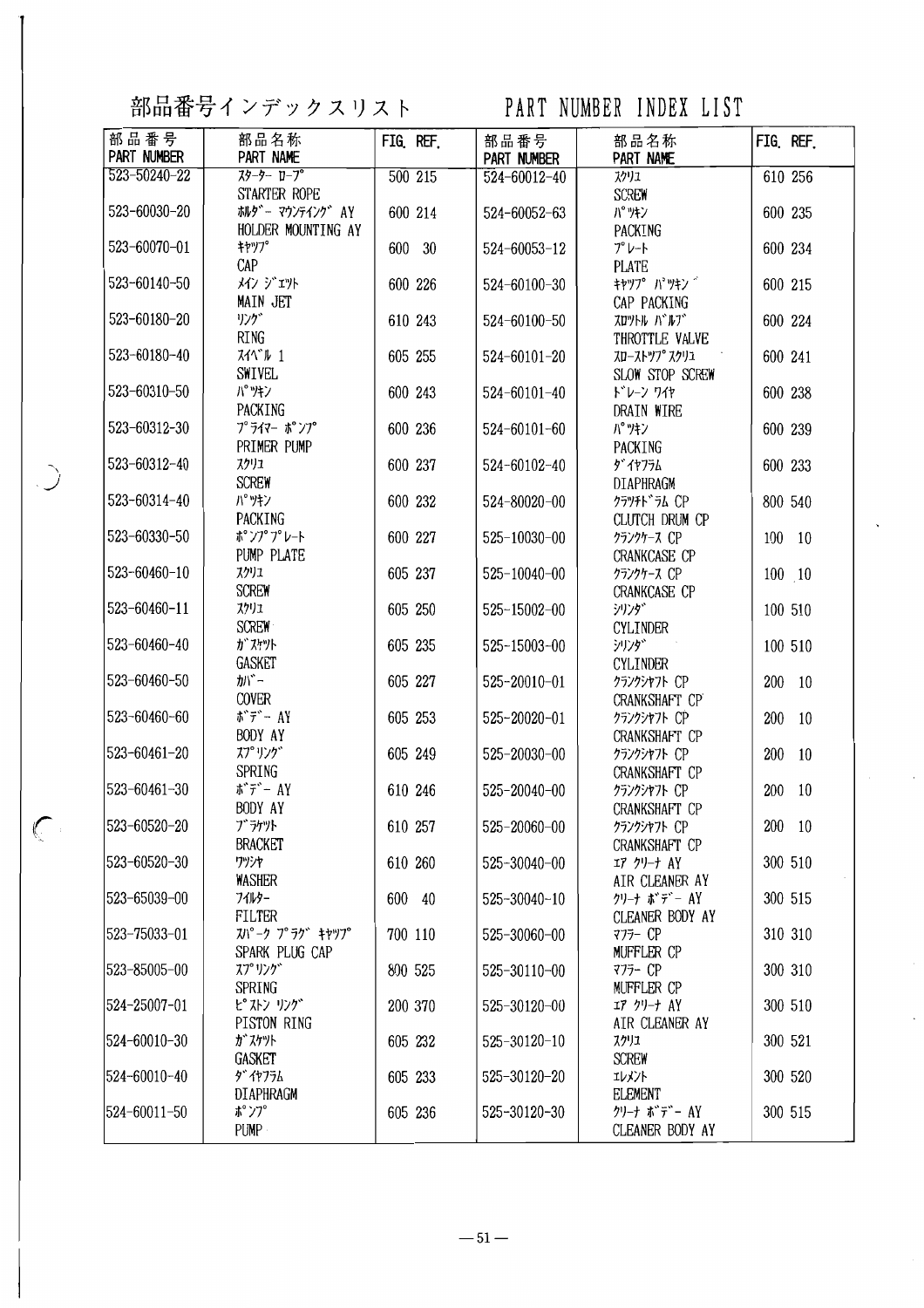# 部品番号インデックスリスト　PART NUMBER INDEX LIST

| 部品番号 PART NUMBER | 部品名称 PART NAME | FIG. REF. | 部品番号 PART NUMBER | 部品名称 PART NAME | FIG. REF. |
|---|---|---|---|---|---|
| 523-50240-22 | ｽﾀｰﾀｰ ﾛｰﾌﾟ STARTER ROPE | 500 215 | 524-60012-40 | ｽｸﾘｭ SCREW | 610 256 |
| 523-60030-20 | ﾎﾙﾀﾞｰ ﾏｳﾝﾃｲﾝｸﾞ AY HOLDER MOUNTING AY | 600 214 | 524-60052-63 | ﾊﾟｯｷﾝ PACKING | 600 235 |
| 523-60070-01 | ｷｬｯﾌﾟ CAP | 600 30 | 524-60053-12 | ﾌﾟﾚｰﾄ PLATE | 600 234 |
| 523-60140-50 | ﾒｲﾝ ｼﾞｪｯﾄ MAIN JET | 600 226 | 524-60100-30 | ｷｬｯﾌﾟ ﾊﾟｯｷﾝｸﾞ CAP PACKING | 600 215 |
| 523-60180-20 | ﾘﾝｸﾞ RING | 610 243 | 524-60100-50 | ｽﾛｯﾄﾙ ﾊﾞﾙﾌﾞ THROTTLE VALVE | 600 224 |
| 523-60180-40 | ｽｲﾍﾞﾙ 1 SWIVEL | 605 255 | 524-60101-20 | ｽﾛｰｽﾄｯﾌﾟｽｸﾘｭ SLOW STOP SCREW | 600 241 |
| 523-60310-50 | ﾊﾟｯｷﾝ PACKING | 600 243 | 524-60101-40 | ﾄﾞﾚｰﾝ ﾜｲﾔ DRAIN WIRE | 600 238 |
| 523-60312-30 | ﾌﾟﾗｲﾏｰ ﾎﾟﾝﾌﾟ PRIMER PUMP | 600 236 | 524-60101-60 | ﾊﾟｯｷﾝ PACKING | 600 239 |
| 523-60312-40 | ｽｸﾘｭ SCREW | 600 237 | 524-60102-40 | ﾀﾞｲﾔﾌﾗﾑ DIAPHRAGM | 600 233 |
| 523-60314-40 | ﾊﾟｯｷﾝ PACKING | 600 232 | 524-80020-00 | ｸﾗｯﾁﾄﾞﾗﾑ CP CLUTCH DRUM CP | 800 540 |
| 523-60330-50 | ﾎﾟﾝﾌﾟﾌﾟﾚｰﾄ PUMP PLATE | 600 227 | 525-10030-00 | ｸﾗﾝｸｹｰｽ CP CRANKCASE CP | 100 10 |
| 523-60460-10 | ｽｸﾘｭ SCREW | 605 237 | 525-10040-00 | ｸﾗﾝｸｹｰｽ CP CRANKCASE CP | 100 10 |
| 523-60460-11 | ｽｸﾘｭ SCREW | 605 250 | 525-15002-00 | ｼﾘﾝﾀﾞ CYLINDER | 100 510 |
| 523-60460-40 | ｶﾞｽｹｯﾄ GASKET | 605 235 | 525-15003-00 | ｼﾘﾝﾀﾞ CYLINDER | 100 510 |
| 523-60460-50 | ｶﾊﾞｰ COVER | 605 227 | 525-20010-01 | ｸﾗﾝｸｼｬﾌﾄ CP CRANKSHAFT CP | 200 10 |
| 523-60460-60 | ﾎﾞﾃﾞｰ AY BODY AY | 605 253 | 525-20020-01 | ｸﾗﾝｸｼｬﾌﾄ CP CRANKSHAFT CP | 200 10 |
| 523-60461-20 | ｽﾌﾟﾘﾝｸﾞ SPRING | 605 249 | 525-20030-00 | ｸﾗﾝｸｼｬﾌﾄ CP CRANKSHAFT CP | 200 10 |
| 523-60461-30 | ﾎﾞﾃﾞｰ AY BODY AY | 610 246 | 525-20040-00 | ｸﾗﾝｸｼｬﾌﾄ CP CRANKSHAFT CP | 200 10 |
| 523-60520-20 | ﾌﾞﾗｹｯﾄ BRACKET | 610 257 | 525-20060-00 | ｸﾗﾝｸｼｬﾌﾄ CP CRANKSHAFT CP | 200 10 |
| 523-60520-30 | ﾜｯｼｬ WASHER | 610 260 | 525-30040-00 | ｴｱ ｸﾘｰﾅ AY AIR CLEANER AY | 300 510 |
| 523-65039-00 | ﾌｨﾙﾀｰ FILTER | 600 40 | 525-30040-10 | ｸﾘｰﾅ ﾎﾞﾃﾞｰ AY CLEANER BODY AY | 300 515 |
| 523-75033-01 | ｽﾊﾟｰｸ ﾌﾟﾗｸﾞ ｷｬｯﾌﾟ SPARK PLUG CAP | 700 110 | 525-30060-00 | ﾏﾌﾗｰ CP MUFFLER CP | 310 310 |
| 523-85005-00 | ｽﾌﾟﾘﾝｸﾞ SPRING | 800 525 | 525-30110-00 | ﾏﾌﾗｰ CP MUFFLER CP | 300 310 |
| 524-25007-01 | ﾋﾟｽﾄﾝ ﾘﾝｸﾞ PISTON RING | 200 370 | 525-30120-00 | ｴｱ ｸﾘｰﾅ AY AIR CLEANER AY | 300 510 |
| 524-60010-30 | ｶﾞｽｹｯﾄ GASKET | 605 232 | 525-30120-10 | ｽｸﾘｭ SCREW | 300 521 |
| 524-60010-40 | ﾀﾞｲﾔﾌﾗﾑ DIAPHRAGM | 605 233 | 525-30120-20 | ｴﾚﾒﾝﾄ ELEMENT | 300 520 |
| 524-60011-50 | ﾎﾟﾝﾌﾟ PUMP | 605 236 | 525-30120-30 | ｸﾘｰﾅ ﾎﾞﾃﾞｰ AY CLEANER BODY AY | 300 515 |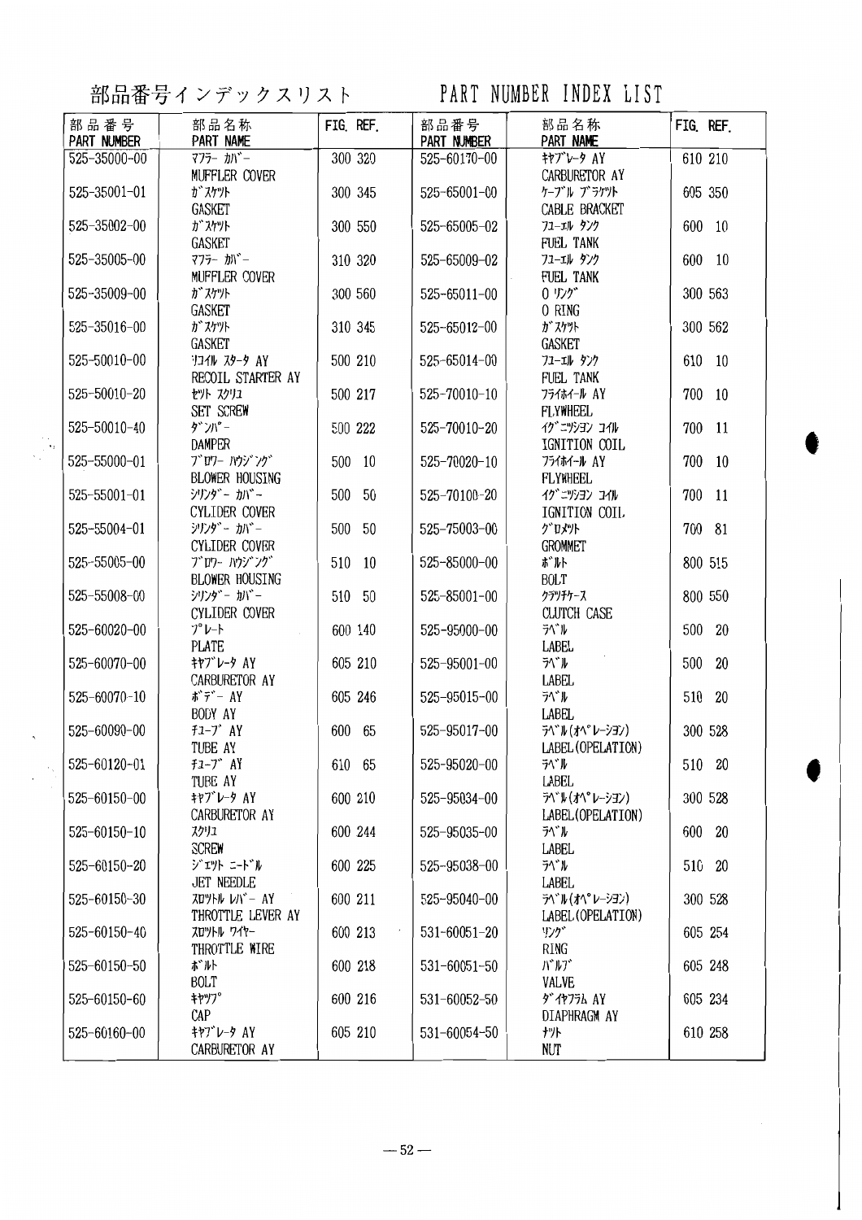# 部品番号インデックスリスト　PART NUMBER INDEX LIST

| 部品番号 PART NUMBER | 部品名称 PART NAME | FIG. REF. | 部品番号 PART NUMBER | 部品名称 PART NAME | FIG. REF. |
|---|---|---|---|---|---|
| 525-35000-00 | ﾏﾌﾗｰ ｶﾊﾞｰ MUFFLER COVER | 300 320 | 525-60170-00 | ｷｬﾌﾞﾚｰﾀ AY CARBURETOR AY | 610 210 |
| 525-35001-01 | ｶﾞｽｹｯﾄ GASKET | 300 345 | 525-65001-00 | ｹｰﾌﾞﾙ ﾌﾞﾗｹｯﾄ CABLE BRACKET | 605 350 |
| 525-35002-00 | ｶﾞｽｹｯﾄ GASKET | 300 550 | 525-65005-02 | ﾌｭｰｴﾙ ﾀﾝｸ FUEL TANK | 600 10 |
| 525-35005-00 | ﾏﾌﾗｰ ｶﾊﾞｰ MUFFLER COVER | 310 320 | 525-65009-02 | ﾌｭｰｴﾙ ﾀﾝｸ FUEL TANK | 600 10 |
| 525-35009-00 | ｶﾞｽｹｯﾄ GASKET | 300 560 | 525-65011-00 | O ﾘﾝｸﾞ O RING | 300 563 |
| 525-35016-00 | ｶﾞｽｹｯﾄ GASKET | 310 345 | 525-65012-00 | ｶﾞｽｹｯﾄ GASKET | 300 562 |
| 525-50010-00 | ﾘｺｲﾙ ｽﾀｰﾀ AY RECOIL STARTER AY | 500 210 | 525-65014-00 | ﾌｭｰｴﾙ ﾀﾝｸ FUEL TANK | 610 10 |
| 525-50010-20 | ｾｯﾄ ｽｸﾘｭ SET SCREW | 500 217 | 525-70010-10 | ﾌﾗｲﾎｲｰﾙ AY FLYWHEEL | 700 10 |
| 525-50010-40 | ﾀﾞﾝﾊﾟｰ DAMPER | 500 222 | 525-70010-20 | ｲｸﾞﾆｯｼｮﾝ ｺｲﾙ IGNITION COIL | 700 11 |
| 525-55000-01 | ﾌﾞﾛﾜｰ ﾊｳｼﾞﾝｸﾞ BLOWER HOUSING | 500 10 | 525-70020-10 | ﾌﾗｲﾎｲｰﾙ AY FLYWHEEL | 700 10 |
| 525-55001-01 | ｼﾘﾝﾀﾞｰ ｶﾊﾞｰ CYLIDER COVER | 500 50 | 525-70100-20 | ｲｸﾞﾆｯｼｮﾝ ｺｲﾙ IGNITION COIL | 700 11 |
| 525-55004-01 | ｼﾘﾝﾀﾞｰ ｶﾊﾞｰ CYLIDER COVER | 500 50 | 525-75003-00 | ｸﾞﾛﾒｯﾄ GROMMET | 700 81 |
| 525-55005-00 | ﾌﾞﾛﾜｰ ﾊｳｼﾞﾝｸﾞ BLOWER HOUSING | 510 10 | 525-85000-00 | ﾎﾞﾙﾄ BOLT | 800 515 |
| 525-55008-00 | ｼﾘﾝﾀﾞｰ ｶﾊﾞｰ CYLIDER COVER | 510 50 | 525-85001-00 | ｸﾗｯﾁｹｰｽ CLUTCH CASE | 800 550 |
| 525-60020-00 | ﾌﾟﾚｰﾄ PLATE | 600 140 | 525-95000-00 | ﾗﾍﾞﾙ LABEL | 500 20 |
| 525-60070-00 | ｷｬﾌﾞﾚｰﾀ AY CARBURETOR AY | 605 210 | 525-95001-00 | ﾗﾍﾞﾙ LABEL | 500 20 |
| 525-60070-10 | ﾎﾞﾃﾞｰ AY BODY AY | 605 246 | 525-95015-00 | ﾗﾍﾞﾙ LABEL | 510 20 |
| 525-60090-00 | ﾁｭｰﾌﾞ AY TUBE AY | 600 65 | 525-95017-00 | ﾗﾍﾞﾙ(ｵﾍﾟﾚｰｼｮﾝ) LABEL(OPELATION) | 300 528 |
| 525-60120-01 | ﾁｭｰﾌﾞ AY TUBE AY | 610 65 | 525-95020-00 | ﾗﾍﾞﾙ LABEL | 510 20 |
| 525-60150-00 | ｷｬﾌﾞﾚｰﾀ AY CARBURETOR AY | 600 210 | 525-95034-00 | ﾗﾍﾞﾙ(ｵﾍﾟﾚｰｼｮﾝ) LABEL(OPELATION) | 300 528 |
| 525-60150-10 | ｽｸﾘｭ SCREW | 600 244 | 525-95035-00 | ﾗﾍﾞﾙ LABEL | 600 20 |
| 525-60150-20 | ｼﾞｪｯﾄ ﾆｰﾄﾞﾙ JET NEEDLE | 600 225 | 525-95038-00 | ﾗﾍﾞﾙ LABEL | 510 20 |
| 525-60150-30 | ｽﾛｯﾄﾙ ﾚﾊﾞｰ AY THROTTLE LEVER AY | 600 211 | 525-95040-00 | ﾗﾍﾞﾙ(ｵﾍﾟﾚｰｼｮﾝ) LABEL(OPELATION) | 300 528 |
| 525-60150-40 | ｽﾛｯﾄﾙ ﾜｲﾔｰ THROTTLE WIRE | 600 213 | 531-60051-20 | ﾘﾝｸﾞ RING | 605 254 |
| 525-60150-50 | ﾎﾞﾙﾄ BOLT | 600 218 | 531-60051-50 | ﾊﾞﾙﾌﾞ VALVE | 605 248 |
| 525-60150-60 | ｷｬｯﾌﾟ CAP | 600 216 | 531-60052-50 | ﾀﾞｲｬﾌﾗﾑ AY DIAPHRAGM AY | 605 234 |
| 525-60160-00 | ｷｬﾌﾞﾚｰﾀ AY CARBURETOR AY | 605 210 | 531-60054-50 | ﾅｯﾄ NUT | 610 258 |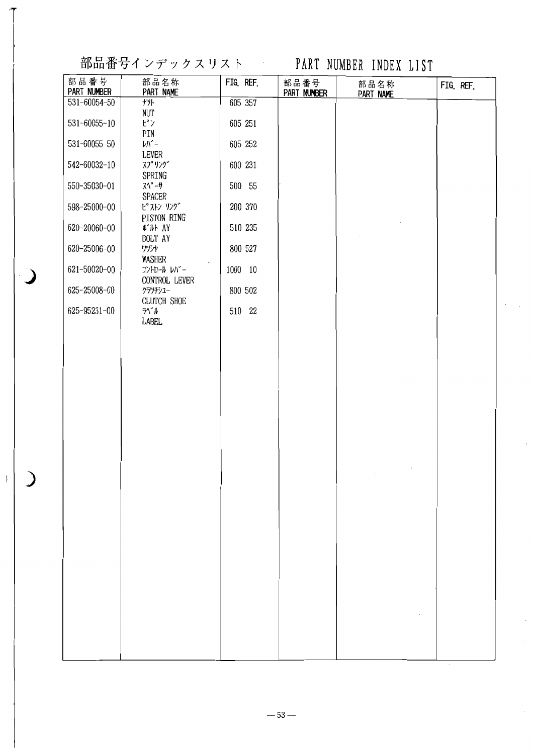# 部品番号インデックスリスト　PART NUMBER INDEX LIST

| 部品番号 PART NUMBER | 部品名称 PART NAME | FIG. REF. | 部品番号 PART NUMBER | 部品名称 PART NAME | FIG. REF. |
|---|---|---|---|---|---|
| 531-60054-50 | ﾅｯﾄ NUT | 605 357 | | | |
| 531-60055-10 | ﾋﾟﾝ PIN | 605 251 | | | |
| 531-60055-50 | ﾚﾊﾞｰ LEVER | 605 252 | | | |
| 542-60032-10 | ｽﾌﾟﾘﾝｸﾞ SPRING | 600 231 | | | |
| 550-35030-01 | ｽﾍﾟｰｻ SPACER | 500 55 | | | |
| 598-25000-00 | ﾋﾟｽﾄﾝ ﾘﾝｸﾞ PISTON RING | 200 370 | | | |
| 620-20060-00 | ﾎﾞﾙﾄ AY BOLT AY | 510 235 | | | |
| 620-25006-00 | ﾜｯｼｬ WASHER | 800 527 | | | |
| 621-50020-00 | ｺﾝﾄﾛｰﾙ ﾚﾊﾞｰ CONTROL LEVER | 1000 10 | | | |
| 625-25008-00 | ｸﾗｯﾁｼｭｰ CLUTCH SHOE | 800 502 | | | |
| 625-95231-00 | ﾗﾍﾞﾙ LABEL | 510 22 | | | |